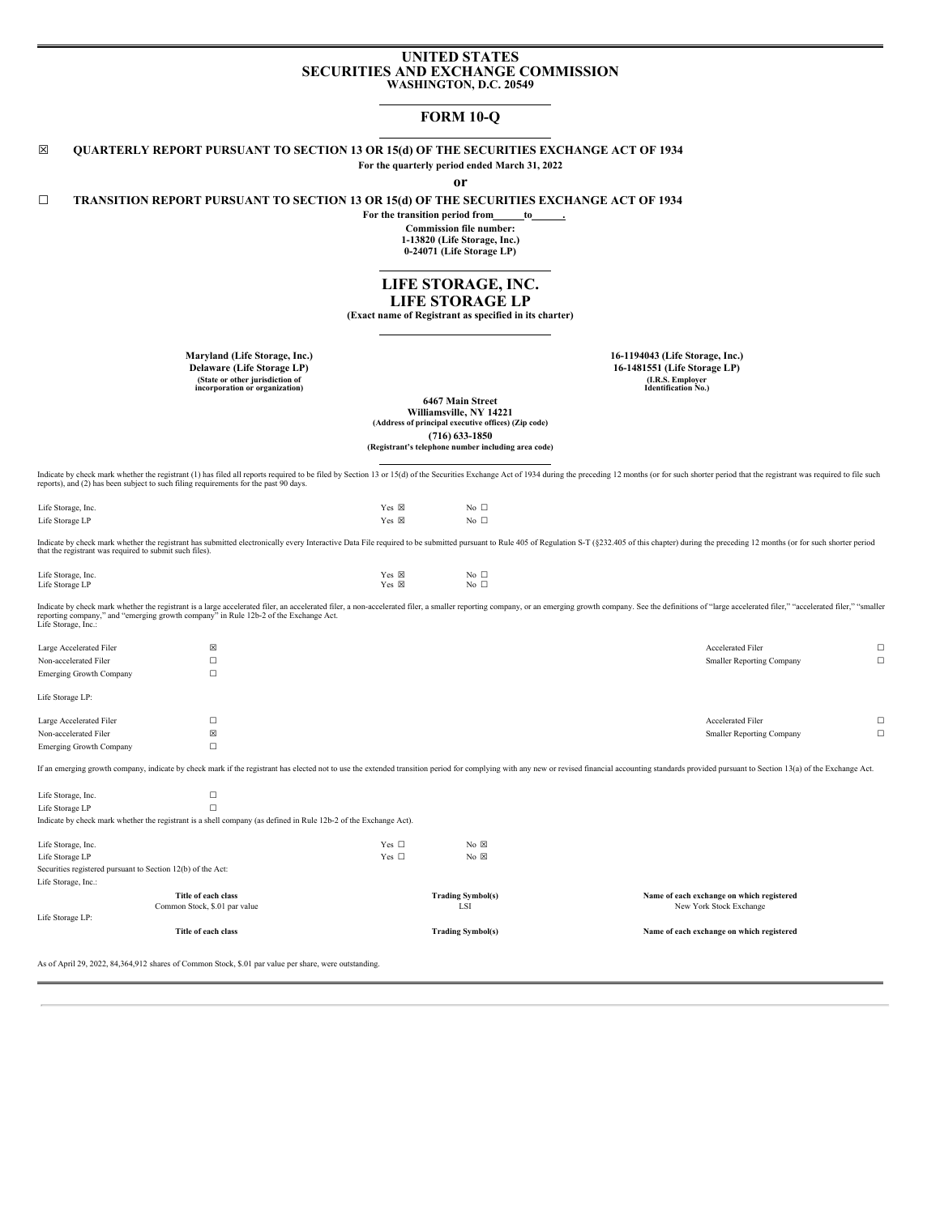# UNITED STATES
# SECURITIES AND EXCHANGE COMMISSION
**WASHINGTON, D.C. 20549**

## FORM 10-Q

☒ **QUARTERLY REPORT PURSUANT TO SECTION 13 OR 15(d) OF THE SECURITIES EXCHANGE ACT OF 1934**

**For the quarterly period ended March 31, 2022**

**or**

☐ **TRANSITION REPORT PURSUANT TO SECTION 13 OR 15(d) OF THE SECURITIES EXCHANGE ACT OF 1934**

**For the transition period from\_\_\_\_\_\_to\_\_\_\_\_\_.**

**Commission file number:**
**1-13820 (Life Storage, Inc.)**
**0-24071 (Life Storage LP)**

## LIFE STORAGE, INC.
## LIFE STORAGE LP

**(Exact name of Registrant as specified in its charter)**

| | |
|---|---|
| **Maryland (Life Storage, Inc.)** | **16-1194043 (Life Storage, Inc.)** |
| **Delaware (Life Storage LP)** | **16-1481551 (Life Storage LP)** |
| **(State or other jurisdiction of incorporation or organization)** | **(I.R.S. Employer Identification No.)** |

**6467 Main Street**
**Williamsville, NY 14221**
**(Address of principal executive offices) (Zip code)**
**(716) 633-1850**
**(Registrant's telephone number including area code)**

Indicate by check mark whether the registrant (1) has filed all reports required to be filed by Section 13 or 15(d) of the Securities Exchange Act of 1934 during the preceding 12 months (or for such shorter period that the registrant was required to file such reports), and (2) has been subject to such filing requirements for the past 90 days.

| | | |
|---|---|---|
| Life Storage, Inc. | Yes ☒ | No ☐ |
| Life Storage LP | Yes ☒ | No ☐ |

Indicate by check mark whether the registrant has submitted electronically every Interactive Data File required to be submitted pursuant to Rule 405 of Regulation S-T (§232.405 of this chapter) during the preceding 12 months (or for such shorter period that the registrant was required to submit such files).

| | | |
|---|---|---|
| Life Storage, Inc. | Yes ☒ | No ☐ |
| Life Storage LP | Yes ☒ | No ☐ |

Indicate by check mark whether the registrant is a large accelerated filer, an accelerated filer, a non-accelerated filer, a smaller reporting company, or an emerging growth company. See the definitions of "large accelerated filer," "accelerated filer," "smaller reporting company," and "emerging growth company" in Rule 12b-2 of the Exchange Act.

Life Storage, Inc.:

| | | | |
|---|---|---|---|
| Large Accelerated Filer | ☒ | Accelerated Filer | ☐ |
| Non-accelerated Filer | ☐ | Smaller Reporting Company | ☐ |
| Emerging Growth Company | ☐ | | |

Life Storage LP:

| | | | |
|---|---|---|---|
| Large Accelerated Filer | ☐ | Accelerated Filer | ☐ |
| Non-accelerated Filer | ☒ | Smaller Reporting Company | ☐ |
| Emerging Growth Company | ☐ | | |

If an emerging growth company, indicate by check mark if the registrant has elected not to use the extended transition period for complying with any new or revised financial accounting standards provided pursuant to Section 13(a) of the Exchange Act.

| | |
|---|---|
| Life Storage, Inc. | ☐ |
| Life Storage LP | ☐ |

Indicate by check mark whether the registrant is a shell company (as defined in Rule 12b-2 of the Exchange Act).

| | | |
|---|---|---|
| Life Storage, Inc. | Yes ☐ | No ☒ |
| Life Storage LP | Yes ☐ | No ☒ |

Securities registered pursuant to Section 12(b) of the Act:

Life Storage, Inc.:

| Title of each class | Trading Symbol(s) | Name of each exchange on which registered |
|---|---|---|
| Common Stock, $.01 par value | LSI | New York Stock Exchange |

Life Storage LP:

| Title of each class | Trading Symbol(s) | Name of each exchange on which registered |
|---|---|---|

As of April 29, 2022, 84,364,912 shares of Common Stock, $.01 par value per share, were outstanding.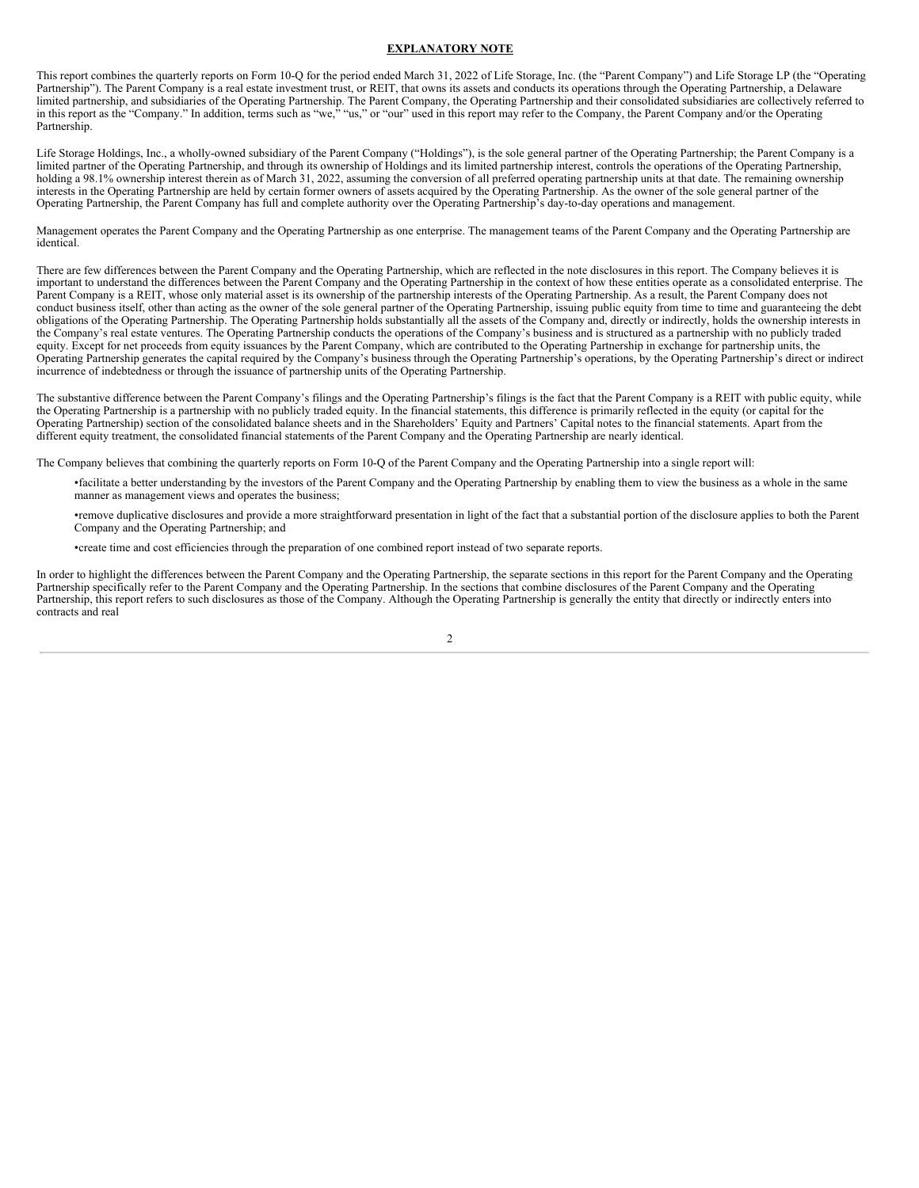**EXPLANATORY NOTE**

This report combines the quarterly reports on Form 10-Q for the period ended March 31, 2022 of Life Storage, Inc. (the "Parent Company") and Life Storage LP (the "Operating Partnership"). The Parent Company is a real estate investment trust, or REIT, that owns its assets and conducts its operations through the Operating Partnership, a Delaware limited partnership, and subsidiaries of the Operating Partnership. The Parent Company, the Operating Partnership and their consolidated subsidiaries are collectively referred to in this report as the "Company." In addition, terms such as "we," "us," or "our" used in this report may refer to the Company, the Parent Company and/or the Operating Partnership.

Life Storage Holdings, Inc., a wholly-owned subsidiary of the Parent Company ("Holdings"), is the sole general partner of the Operating Partnership; the Parent Company is a limited partner of the Operating Partnership, and through its ownership of Holdings and its limited partnership interest, controls the operations of the Operating Partnership, holding a 98.1% ownership interest therein as of March 31, 2022, assuming the conversion of all preferred operating partnership units at that date. The remaining ownership interests in the Operating Partnership are held by certain former owners of assets acquired by the Operating Partnership. As the owner of the sole general partner of the Operating Partnership, the Parent Company has full and complete authority over the Operating Partnership's day-to-day operations and management.

Management operates the Parent Company and the Operating Partnership as one enterprise. The management teams of the Parent Company and the Operating Partnership are identical.

There are few differences between the Parent Company and the Operating Partnership, which are reflected in the note disclosures in this report. The Company believes it is important to understand the differences between the Parent Company and the Operating Partnership in the context of how these entities operate as a consolidated enterprise. The Parent Company is a REIT, whose only material asset is its ownership of the partnership interests of the Operating Partnership. As a result, the Parent Company does not conduct business itself, other than acting as the owner of the sole general partner of the Operating Partnership, issuing public equity from time to time and guaranteeing the debt obligations of the Operating Partnership. The Operating Partnership holds substantially all the assets of the Company and, directly or indirectly, holds the ownership interests in the Company's real estate ventures. The Operating Partnership conducts the operations of the Company's business and is structured as a partnership with no publicly traded equity. Except for net proceeds from equity issuances by the Parent Company, which are contributed to the Operating Partnership in exchange for partnership units, the Operating Partnership generates the capital required by the Company's business through the Operating Partnership's operations, by the Operating Partnership's direct or indirect incurrence of indebtedness or through the issuance of partnership units of the Operating Partnership.

The substantive difference between the Parent Company's filings and the Operating Partnership's filings is the fact that the Parent Company is a REIT with public equity, while the Operating Partnership is a partnership with no publicly traded equity. In the financial statements, this difference is primarily reflected in the equity (or capital for the Operating Partnership) section of the consolidated balance sheets and in the Shareholders' Equity and Partners' Capital notes to the financial statements. Apart from the different equity treatment, the consolidated financial statements of the Parent Company and the Operating Partnership are nearly identical.

The Company believes that combining the quarterly reports on Form 10-Q of the Parent Company and the Operating Partnership into a single report will:

- facilitate a better understanding by the investors of the Parent Company and the Operating Partnership by enabling them to view the business as a whole in the same manner as management views and operates the business;
- remove duplicative disclosures and provide a more straightforward presentation in light of the fact that a substantial portion of the disclosure applies to both the Parent Company and the Operating Partnership; and
- create time and cost efficiencies through the preparation of one combined report instead of two separate reports.

In order to highlight the differences between the Parent Company and the Operating Partnership, the separate sections in this report for the Parent Company and the Operating Partnership specifically refer to the Parent Company and the Operating Partnership. In the sections that combine disclosures of the Parent Company and the Operating Partnership, this report refers to such disclosures as those of the Company. Although the Operating Partnership is generally the entity that directly or indirectly enters into contracts and real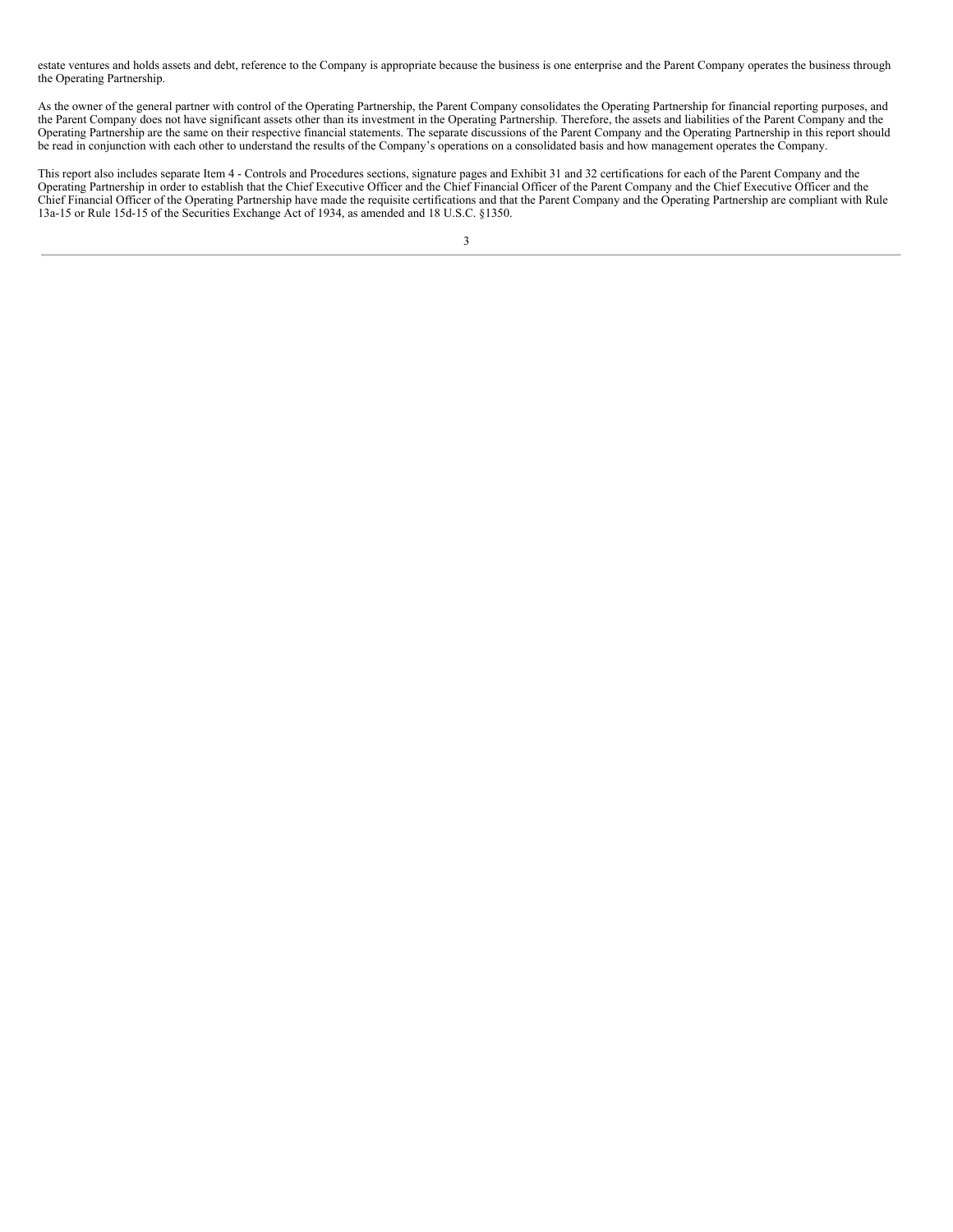estate ventures and holds assets and debt, reference to the Company is appropriate because the business is one enterprise and the Parent Company operates the business through the Operating Partnership.

As the owner of the general partner with control of the Operating Partnership, the Parent Company consolidates the Operating Partnership for financial reporting purposes, and the Parent Company does not have significant assets other than its investment in the Operating Partnership. Therefore, the assets and liabilities of the Parent Company and the Operating Partnership are the same on their respective financial statements. The separate discussions of the Parent Company and the Operating Partnership in this report should be read in conjunction with each other to understand the results of the Company's operations on a consolidated basis and how management operates the Company.

This report also includes separate Item 4 - Controls and Procedures sections, signature pages and Exhibit 31 and 32 certifications for each of the Parent Company and the Operating Partnership in order to establish that the Chief Executive Officer and the Chief Financial Officer of the Parent Company and the Chief Executive Officer and the Chief Financial Officer of the Operating Partnership have made the requisite certifications and that the Parent Company and the Operating Partnership are compliant with Rule 13a-15 or Rule 15d-15 of the Securities Exchange Act of 1934, as amended and 18 U.S.C. §1350.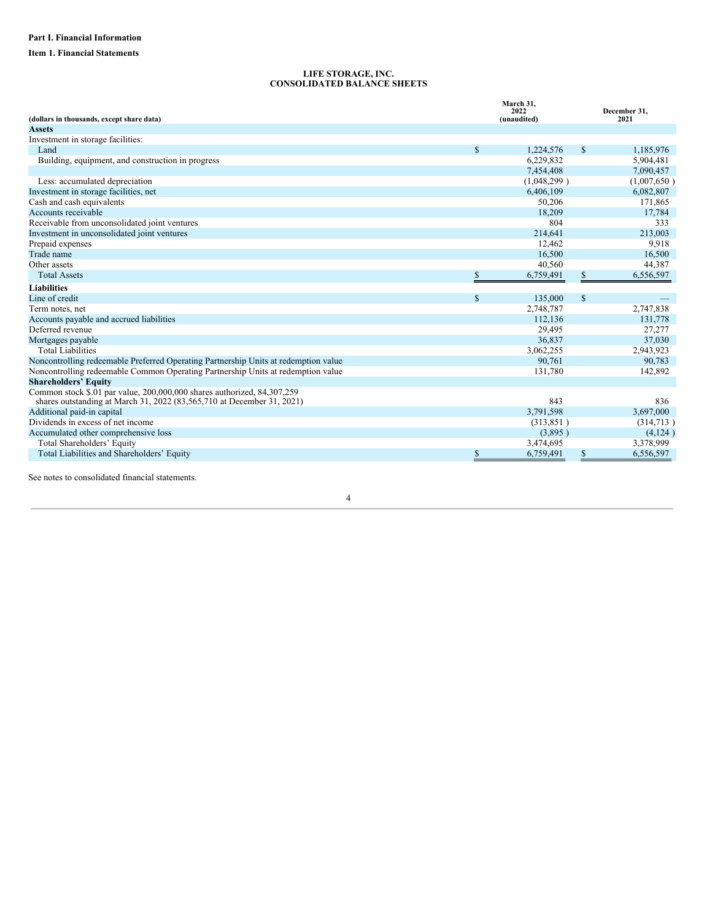**Part I. Financial Information**

**Item 1. Financial Statements**

**LIFE STORAGE, INC.**
**CONSOLIDATED BALANCE SHEETS**

| (dollars in thousands, except share data) | March 31, 2022 (unaudited) | December 31, 2021 |
|---|---|---|
| **Assets** | | |
| Investment in storage facilities: | | |
| Land | $ 1,224,576 | $ 1,185,976 |
| Building, equipment, and construction in progress | 6,229,832 | 5,904,481 |
| | 7,454,408 | 7,090,457 |
| Less: accumulated depreciation | (1,048,299 ) | (1,007,650 ) |
| Investment in storage facilities, net | 6,406,109 | 6,082,807 |
| Cash and cash equivalents | 50,206 | 171,865 |
| Accounts receivable | 18,209 | 17,784 |
| Receivable from unconsolidated joint ventures | 804 | 333 |
| Investment in unconsolidated joint ventures | 214,641 | 213,003 |
| Prepaid expenses | 12,462 | 9,918 |
| Trade name | 16,500 | 16,500 |
| Other assets | 40,560 | 44,387 |
| Total Assets | $ 6,759,491 | $ 6,556,597 |
| **Liabilities** | | |
| Line of credit | $ 135,000 | $ — |
| Term notes, net | 2,748,787 | 2,747,838 |
| Accounts payable and accrued liabilities | 112,136 | 131,778 |
| Deferred revenue | 29,495 | 27,277 |
| Mortgages payable | 36,837 | 37,030 |
| Total Liabilities | 3,062,255 | 2,943,923 |
| Noncontrolling redeemable Preferred Operating Partnership Units at redemption value | 90,761 | 90,783 |
| Noncontrolling redeemable Common Operating Partnership Units at redemption value | 131,780 | 142,892 |
| **Shareholders' Equity** | | |
| Common stock $.01 par value, 200,000,000 shares authorized, 84,307,259 shares outstanding at March 31, 2022 (83,565,710 at December 31, 2021) | 843 | 836 |
| Additional paid-in capital | 3,791,598 | 3,697,000 |
| Dividends in excess of net income | (313,851 ) | (314,713 ) |
| Accumulated other comprehensive loss | (3,895 ) | (4,124 ) |
| Total Shareholders' Equity | 3,474,695 | 3,378,999 |
| Total Liabilities and Shareholders' Equity | $ 6,759,491 | $ 6,556,597 |

See notes to consolidated financial statements.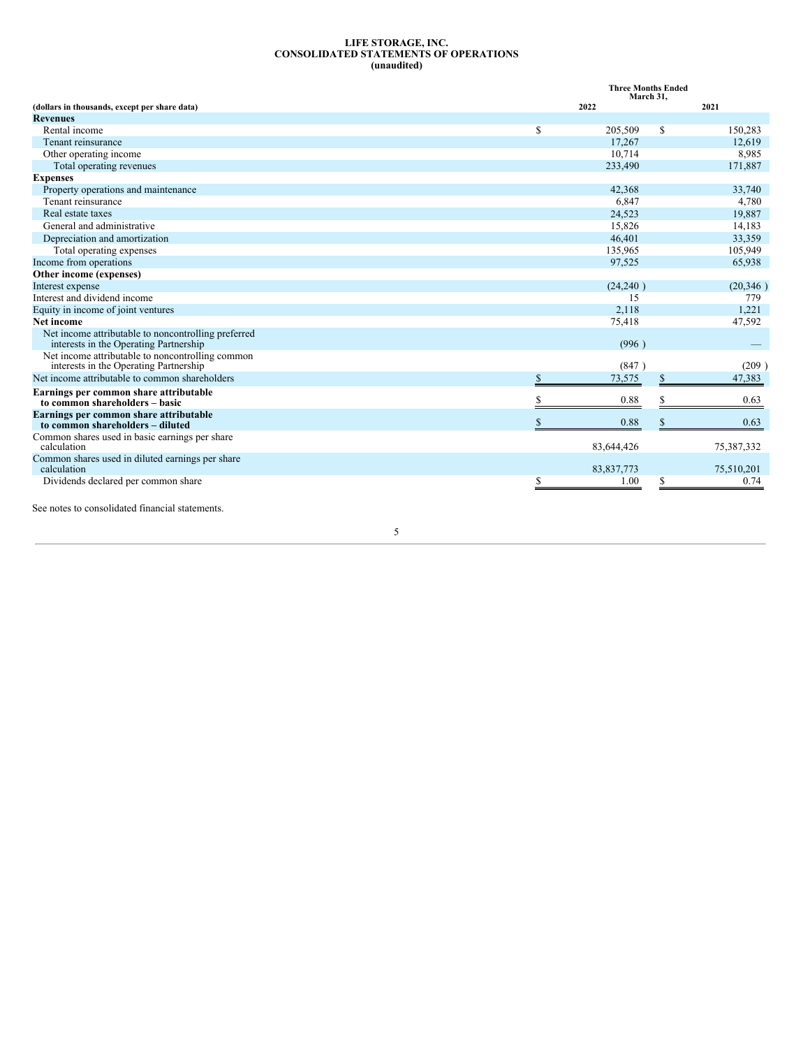**LIFE STORAGE, INC.**
**CONSOLIDATED STATEMENTS OF OPERATIONS**
**(unaudited)**

| (dollars in thousands, except per share data) | Three Months Ended March 31, 2022 | Three Months Ended March 31, 2021 |
|---|---|---|
| **Revenues** | | |
| Rental income | $ 205,509 | $ 150,283 |
| Tenant reinsurance | 17,267 | 12,619 |
| Other operating income | 10,714 | 8,985 |
| Total operating revenues | 233,490 | 171,887 |
| **Expenses** | | |
| Property operations and maintenance | 42,368 | 33,740 |
| Tenant reinsurance | 6,847 | 4,780 |
| Real estate taxes | 24,523 | 19,887 |
| General and administrative | 15,826 | 14,183 |
| Depreciation and amortization | 46,401 | 33,359 |
| Total operating expenses | 135,965 | 105,949 |
| Income from operations | 97,525 | 65,938 |
| **Other income (expenses)** | | |
| Interest expense | (24,240 ) | (20,346 ) |
| Interest and dividend income | 15 | 779 |
| Equity in income of joint ventures | 2,118 | 1,221 |
| **Net income** | 75,418 | 47,592 |
| Net income attributable to noncontrolling preferred interests in the Operating Partnership | (996 ) | — |
| Net income attributable to noncontrolling common interests in the Operating Partnership | (847 ) | (209 ) |
| Net income attributable to common shareholders | $ 73,575 | $ 47,383 |
| **Earnings per common share attributable to common shareholders – basic** | $ 0.88 | $ 0.63 |
| **Earnings per common share attributable to common shareholders – diluted** | $ 0.88 | $ 0.63 |
| Common shares used in basic earnings per share calculation | 83,644,426 | 75,387,332 |
| Common shares used in diluted earnings per share calculation | 83,837,773 | 75,510,201 |
| Dividends declared per common share | $ 1.00 | $ 0.74 |

See notes to consolidated financial statements.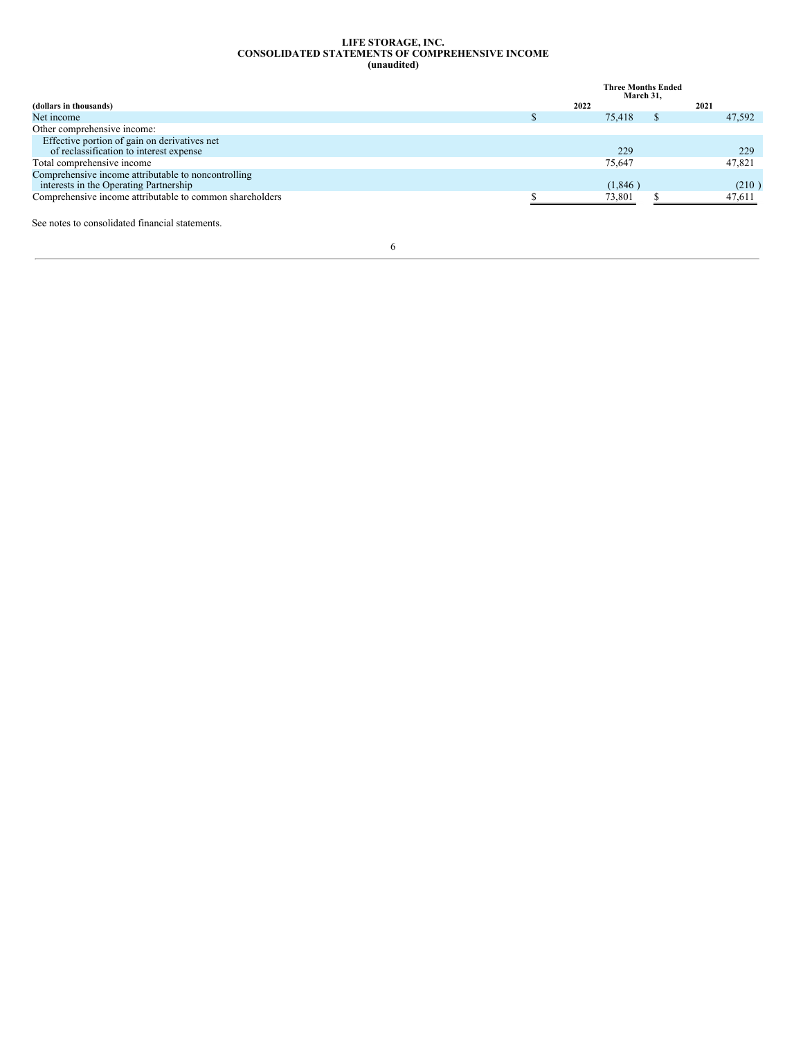**LIFE STORAGE, INC.**
**CONSOLIDATED STATEMENTS OF COMPREHENSIVE INCOME**
**(unaudited)**

| (dollars in thousands) | Three Months Ended March 31, 2022 | Three Months Ended March 31, 2021 |
|---|---|---|
| Net income | $ 75,418 | $ 47,592 |
| Other comprehensive income: | | |
| Effective portion of gain on derivatives net of reclassification to interest expense | 229 | 229 |
| Total comprehensive income | 75,647 | 47,821 |
| Comprehensive income attributable to noncontrolling interests in the Operating Partnership | (1,846 ) | (210 ) |
| Comprehensive income attributable to common shareholders | $ 73,801 | $ 47,611 |

See notes to consolidated financial statements.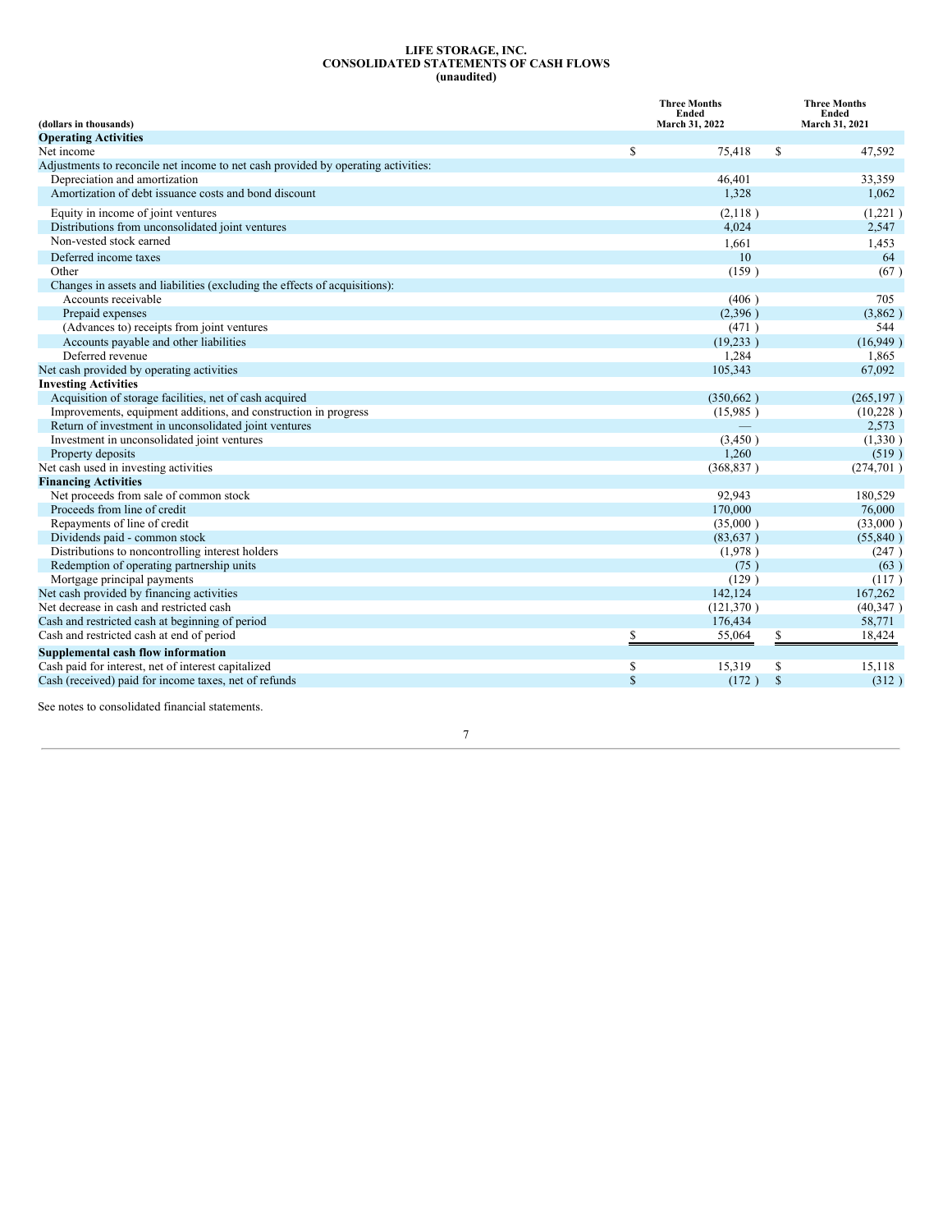**LIFE STORAGE, INC.**
**CONSOLIDATED STATEMENTS OF CASH FLOWS**
**(unaudited)**

| (dollars in thousands) | Three Months Ended March 31, 2022 | Three Months Ended March 31, 2021 |
|---|---|---|
| **Operating Activities** | | |
| Net income | $ 75,418 | $ 47,592 |
| Adjustments to reconcile net income to net cash provided by operating activities: | | |
| Depreciation and amortization | 46,401 | 33,359 |
| Amortization of debt issuance costs and bond discount | 1,328 | 1,062 |
| Equity in income of joint ventures | (2,118 ) | (1,221 ) |
| Distributions from unconsolidated joint ventures | 4,024 | 2,547 |
| Non-vested stock earned | 1,661 | 1,453 |
| Deferred income taxes | 10 | 64 |
| Other | (159 ) | (67 ) |
| Changes in assets and liabilities (excluding the effects of acquisitions): | | |
| Accounts receivable | (406 ) | 705 |
| Prepaid expenses | (2,396 ) | (3,862 ) |
| (Advances to) receipts from joint ventures | (471 ) | 544 |
| Accounts payable and other liabilities | (19,233 ) | (16,949 ) |
| Deferred revenue | 1,284 | 1,865 |
| Net cash provided by operating activities | 105,343 | 67,092 |
| **Investing Activities** | | |
| Acquisition of storage facilities, net of cash acquired | (350,662 ) | (265,197 ) |
| Improvements, equipment additions, and construction in progress | (15,985 ) | (10,228 ) |
| Return of investment in unconsolidated joint ventures | — | 2,573 |
| Investment in unconsolidated joint ventures | (3,450 ) | (1,330 ) |
| Property deposits | 1,260 | (519 ) |
| Net cash used in investing activities | (368,837 ) | (274,701 ) |
| **Financing Activities** | | |
| Net proceeds from sale of common stock | 92,943 | 180,529 |
| Proceeds from line of credit | 170,000 | 76,000 |
| Repayments of line of credit | (35,000 ) | (33,000 ) |
| Dividends paid - common stock | (83,637 ) | (55,840 ) |
| Distributions to noncontrolling interest holders | (1,978 ) | (247 ) |
| Redemption of operating partnership units | (75 ) | (63 ) |
| Mortgage principal payments | (129 ) | (117 ) |
| Net cash provided by financing activities | 142,124 | 167,262 |
| Net decrease in cash and restricted cash | (121,370 ) | (40,347 ) |
| Cash and restricted cash at beginning of period | 176,434 | 58,771 |
| Cash and restricted cash at end of period | $ 55,064 | $ 18,424 |
| **Supplemental cash flow information** | | |
| Cash paid for interest, net of interest capitalized | $ 15,319 | $ 15,118 |
| Cash (received) paid for income taxes, net of refunds | $ (172 ) | $ (312 ) |

See notes to consolidated financial statements.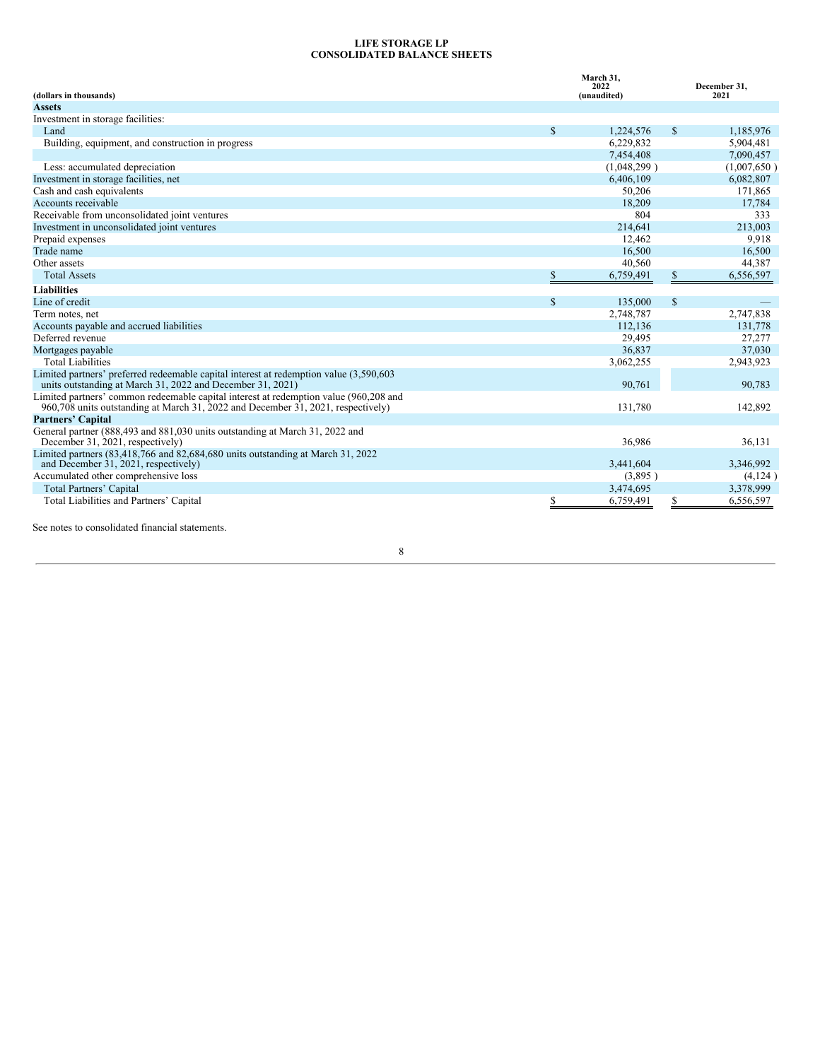**LIFE STORAGE LP**
**CONSOLIDATED BALANCE SHEETS**

| (dollars in thousands) | March 31, 2022 (unaudited) | December 31, 2021 |
|---|---|---|
| **Assets** | | |
| Investment in storage facilities: | | |
| Land | $ 1,224,576 | $ 1,185,976 |
| Building, equipment, and construction in progress | 6,229,832 | 5,904,481 |
| | 7,454,408 | 7,090,457 |
| Less: accumulated depreciation | (1,048,299 ) | (1,007,650 ) |
| Investment in storage facilities, net | 6,406,109 | 6,082,807 |
| Cash and cash equivalents | 50,206 | 171,865 |
| Accounts receivable | 18,209 | 17,784 |
| Receivable from unconsolidated joint ventures | 804 | 333 |
| Investment in unconsolidated joint ventures | 214,641 | 213,003 |
| Prepaid expenses | 12,462 | 9,918 |
| Trade name | 16,500 | 16,500 |
| Other assets | 40,560 | 44,387 |
| Total Assets | $ 6,759,491 | $ 6,556,597 |
| **Liabilities** | | |
| Line of credit | $ 135,000 | $ — |
| Term notes, net | 2,748,787 | 2,747,838 |
| Accounts payable and accrued liabilities | 112,136 | 131,778 |
| Deferred revenue | 29,495 | 27,277 |
| Mortgages payable | 36,837 | 37,030 |
| Total Liabilities | 3,062,255 | 2,943,923 |
| Limited partners' preferred redeemable capital interest at redemption value (3,590,603 units outstanding at March 31, 2022 and December 31, 2021) | 90,761 | 90,783 |
| Limited partners' common redeemable capital interest at redemption value (960,208 and 960,708 units outstanding at March 31, 2022 and December 31, 2021, respectively) | 131,780 | 142,892 |
| **Partners' Capital** | | |
| General partner (888,493 and 881,030 units outstanding at March 31, 2022 and December 31, 2021, respectively) | 36,986 | 36,131 |
| Limited partners (83,418,766 and 82,684,680 units outstanding at March 31, 2022 and December 31, 2021, respectively) | 3,441,604 | 3,346,992 |
| Accumulated other comprehensive loss | (3,895 ) | (4,124 ) |
| Total Partners' Capital | 3,474,695 | 3,378,999 |
| Total Liabilities and Partners' Capital | $ 6,759,491 | $ 6,556,597 |

See notes to consolidated financial statements.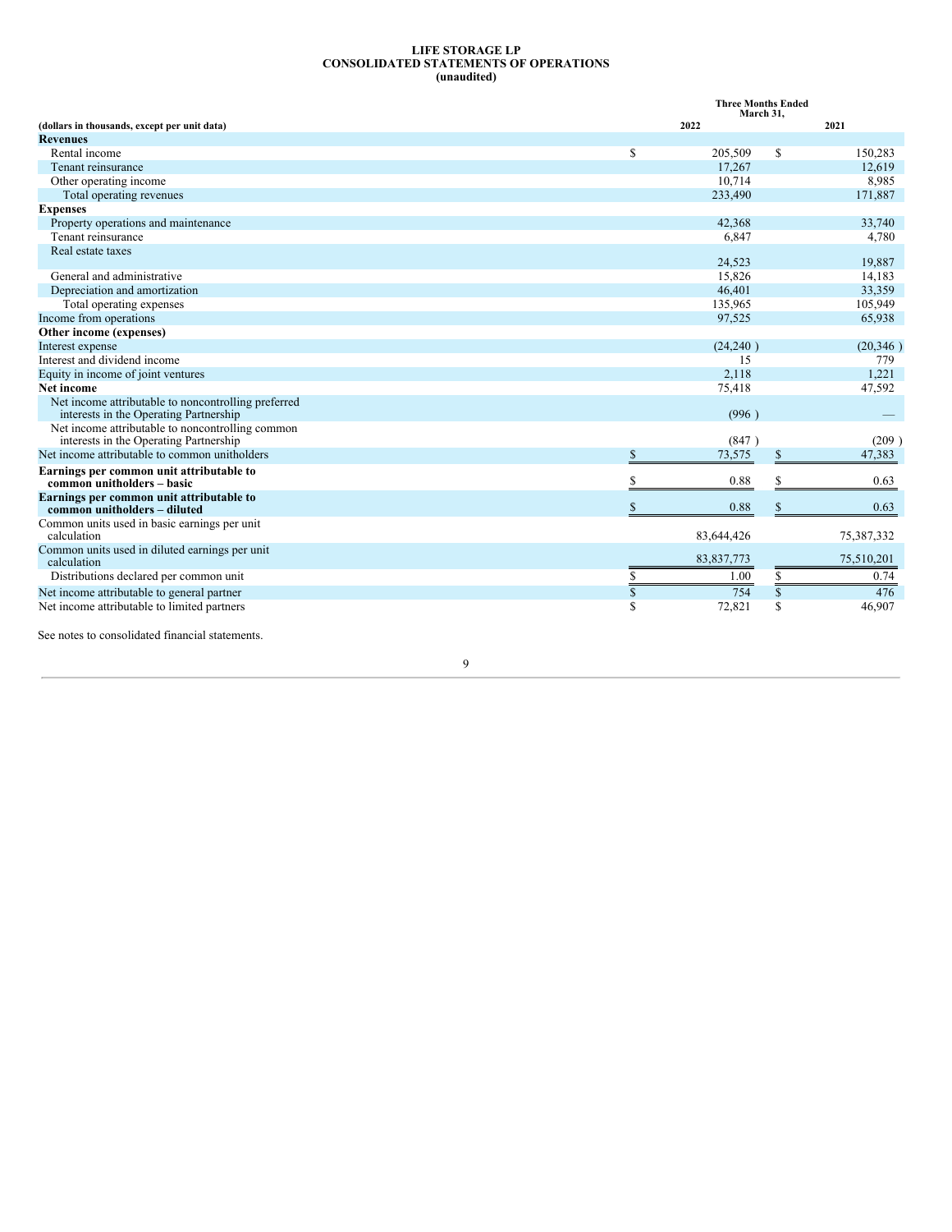**LIFE STORAGE LP**
**CONSOLIDATED STATEMENTS OF OPERATIONS**
**(unaudited)**

| (dollars in thousands, except per unit data) | Three Months Ended March 31, 2022 | 2021 |
|---|---|---|
| **Revenues** | | |
| Rental income | $ 205,509 | $ 150,283 |
| Tenant reinsurance | 17,267 | 12,619 |
| Other operating income | 10,714 | 8,985 |
| Total operating revenues | 233,490 | 171,887 |
| **Expenses** | | |
| Property operations and maintenance | 42,368 | 33,740 |
| Tenant reinsurance | 6,847 | 4,780 |
| Real estate taxes | 24,523 | 19,887 |
| General and administrative | 15,826 | 14,183 |
| Depreciation and amortization | 46,401 | 33,359 |
| Total operating expenses | 135,965 | 105,949 |
| Income from operations | 97,525 | 65,938 |
| **Other income (expenses)** | | |
| Interest expense | (24,240 ) | (20,346 ) |
| Interest and dividend income | 15 | 779 |
| Equity in income of joint ventures | 2,118 | 1,221 |
| **Net income** | 75,418 | 47,592 |
| Net income attributable to noncontrolling preferred interests in the Operating Partnership | (996 ) | — |
| Net income attributable to noncontrolling common interests in the Operating Partnership | (847 ) | (209 ) |
| Net income attributable to common unitholders | $ 73,575 | $ 47,383 |
| **Earnings per common unit attributable to common unitholders – basic** | $ 0.88 | $ 0.63 |
| **Earnings per common unit attributable to common unitholders – diluted** | $ 0.88 | $ 0.63 |
| Common units used in basic earnings per unit calculation | 83,644,426 | 75,387,332 |
| Common units used in diluted earnings per unit calculation | 83,837,773 | 75,510,201 |
| Distributions declared per common unit | $ 1.00 | $ 0.74 |
| Net income attributable to general partner | $ 754 | $ 476 |
| Net income attributable to limited partners | $ 72,821 | $ 46,907 |

See notes to consolidated financial statements.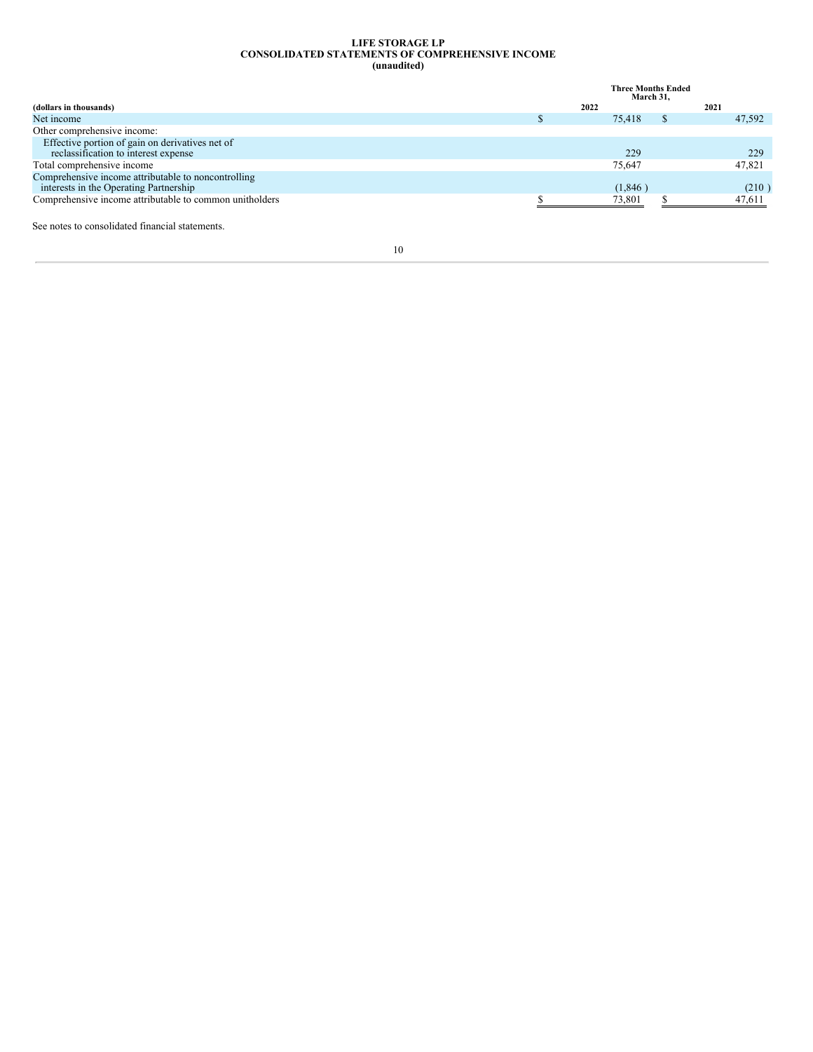**LIFE STORAGE LP**
**CONSOLIDATED STATEMENTS OF COMPREHENSIVE INCOME**
**(unaudited)**

| (dollars in thousands) | Three Months Ended March 31, 2022 | 2021 |
|---|---|---|
| Net income | $ 75,418 | $ 47,592 |
| Other comprehensive income: | | |
| Effective portion of gain on derivatives net of reclassification to interest expense | 229 | 229 |
| Total comprehensive income | 75,647 | 47,821 |
| Comprehensive income attributable to noncontrolling interests in the Operating Partnership | (1,846 ) | (210 ) |
| Comprehensive income attributable to common unitholders | $ 73,801 | $ 47,611 |

See notes to consolidated financial statements.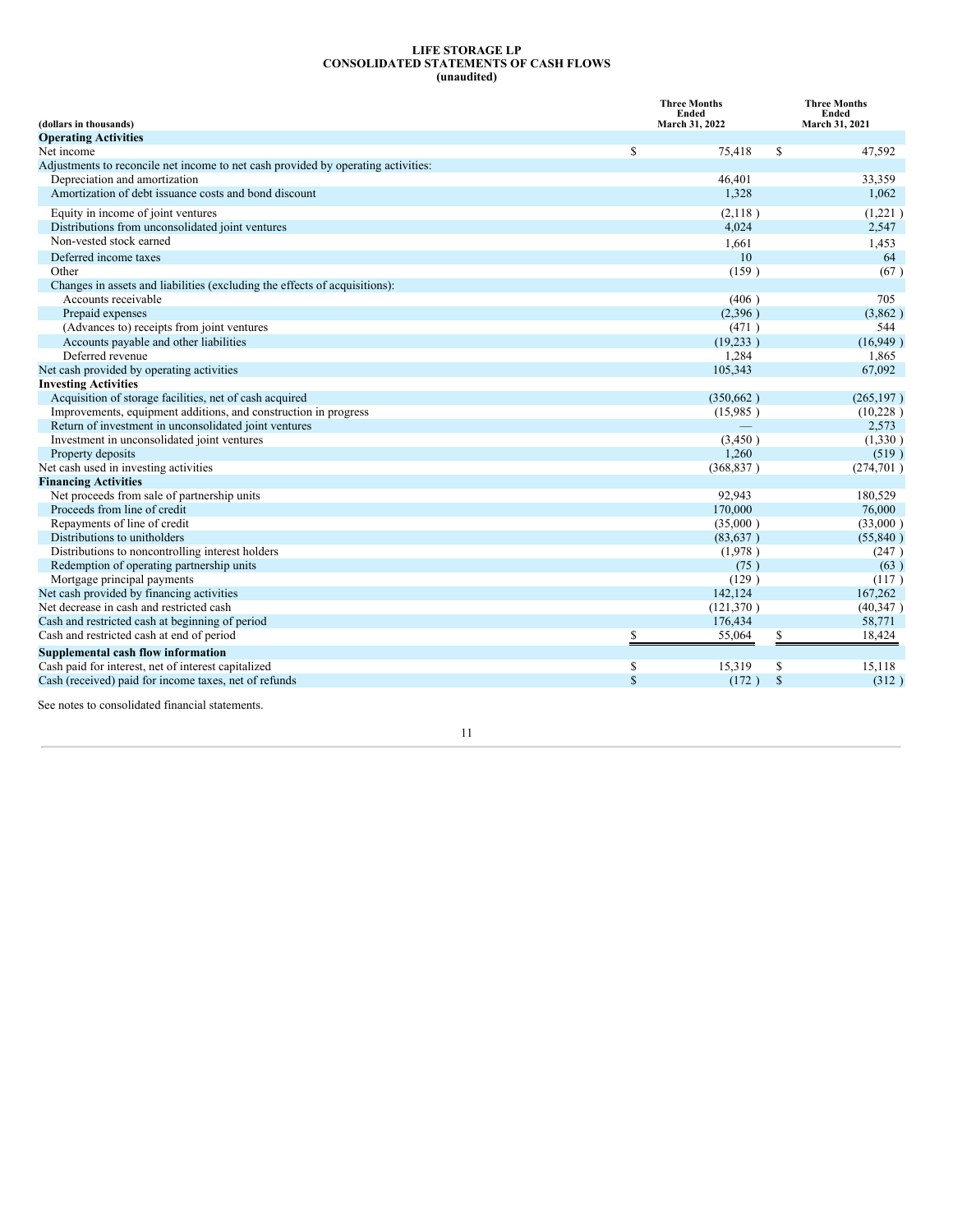# LIFE STORAGE LP
## CONSOLIDATED STATEMENTS OF CASH FLOWS
### (unaudited)

| (dollars in thousands) | Three Months Ended March 31, 2022 | Three Months Ended March 31, 2021 |
|---|---|---|
| **Operating Activities** | | |
| Net income | $ 75,418 | $ 47,592 |
| Adjustments to reconcile net income to net cash provided by operating activities: | | |
| Depreciation and amortization | 46,401 | 33,359 |
| Amortization of debt issuance costs and bond discount | 1,328 | 1,062 |
| Equity in income of joint ventures | (2,118 ) | (1,221 ) |
| Distributions from unconsolidated joint ventures | 4,024 | 2,547 |
| Non-vested stock earned | 1,661 | 1,453 |
| Deferred income taxes | 10 | 64 |
| Other | (159 ) | (67 ) |
| Changes in assets and liabilities (excluding the effects of acquisitions): | | |
| Accounts receivable | (406 ) | 705 |
| Prepaid expenses | (2,396 ) | (3,862 ) |
| (Advances to) receipts from joint ventures | (471 ) | 544 |
| Accounts payable and other liabilities | (19,233 ) | (16,949 ) |
| Deferred revenue | 1,284 | 1,865 |
| Net cash provided by operating activities | 105,343 | 67,092 |
| **Investing Activities** | | |
| Acquisition of storage facilities, net of cash acquired | (350,662 ) | (265,197 ) |
| Improvements, equipment additions, and construction in progress | (15,985 ) | (10,228 ) |
| Return of investment in unconsolidated joint ventures | — | 2,573 |
| Investment in unconsolidated joint ventures | (3,450 ) | (1,330 ) |
| Property deposits | 1,260 | (519 ) |
| Net cash used in investing activities | (368,837 ) | (274,701 ) |
| **Financing Activities** | | |
| Net proceeds from sale of partnership units | 92,943 | 180,529 |
| Proceeds from line of credit | 170,000 | 76,000 |
| Repayments of line of credit | (35,000 ) | (33,000 ) |
| Distributions to unitholders | (83,637 ) | (55,840 ) |
| Distributions to noncontrolling interest holders | (1,978 ) | (247 ) |
| Redemption of operating partnership units | (75 ) | (63 ) |
| Mortgage principal payments | (129 ) | (117 ) |
| Net cash provided by financing activities | 142,124 | 167,262 |
| Net decrease in cash and restricted cash | (121,370 ) | (40,347 ) |
| Cash and restricted cash at beginning of period | 176,434 | 58,771 |
| Cash and restricted cash at end of period | $ 55,064 | $ 18,424 |
| **Supplemental cash flow information** | | |
| Cash paid for interest, net of interest capitalized | $ 15,319 | $ 15,118 |
| Cash (received) paid for income taxes, net of refunds | $ (172 ) | $ (312 ) |

See notes to consolidated financial statements.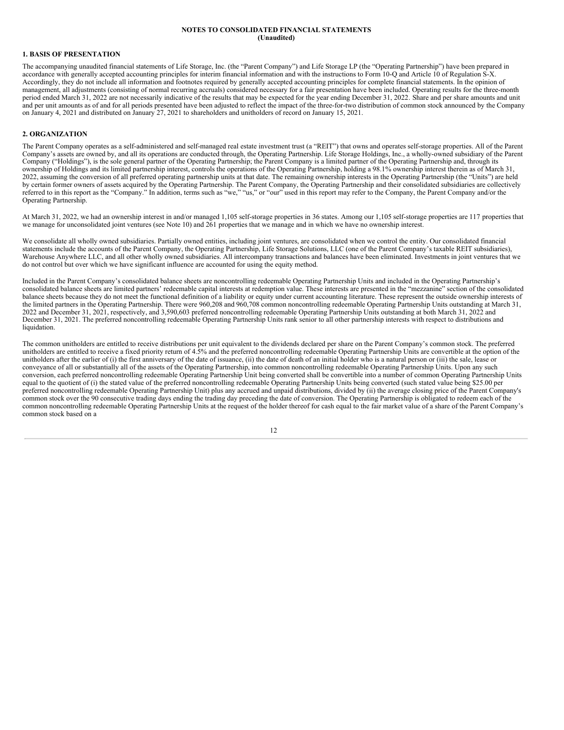**NOTES TO CONSOLIDATED FINANCIAL STATEMENTS**
**(Unaudited)**

## 1. BASIS OF PRESENTATION

The accompanying unaudited financial statements of Life Storage, Inc. (the "Parent Company") and Life Storage LP (the "Operating Partnership") have been prepared in accordance with generally accepted accounting principles for interim financial information and with the instructions to Form 10-Q and Article 10 of Regulation S-X. Accordingly, they do not include all information and footnotes required by generally accepted accounting principles for complete financial statements. In the opinion of management, all adjustments (consisting of normal recurring accruals) considered necessary for a fair presentation have been included. Operating results for the three-month period ended March 31, 2022 are not necessarily indicative of the results that may be expected for the year ending December 31, 2022. Share and per share amounts and unit and per unit amounts as of and for all periods presented have been adjusted to reflect the impact of the three-for-two distribution of common stock announced by the Company on January 4, 2021 and distributed on January 27, 2021 to shareholders and unitholders of record on January 15, 2021.

## 2. ORGANIZATION

The Parent Company operates as a self-administered and self-managed real estate investment trust (a "REIT") that owns and operates self-storage properties. All of the Parent Company's assets are owned by, and all its operations are conducted through, the Operating Partnership. Life Storage Holdings, Inc., a wholly-owned subsidiary of the Parent Company ("Holdings"), is the sole general partner of the Operating Partnership; the Parent Company is a limited partner of the Operating Partnership and, through its ownership of Holdings and its limited partnership interest, controls the operations of the Operating Partnership, holding a 98.1% ownership interest therein as of March 31, 2022, assuming the conversion of all preferred operating partnership units at that date. The remaining ownership interests in the Operating Partnership (the "Units") are held by certain former owners of assets acquired by the Operating Partnership. The Parent Company, the Operating Partnership and their consolidated subsidiaries are collectively referred to in this report as the "Company." In addition, terms such as "we," "us," or "our" used in this report may refer to the Company, the Parent Company and/or the Operating Partnership.

At March 31, 2022, we had an ownership interest in and/or managed 1,105 self-storage properties in 36 states. Among our 1,105 self-storage properties are 117 properties that we manage for unconsolidated joint ventures (see Note 10) and 261 properties that we manage and in which we have no ownership interest.

We consolidate all wholly owned subsidiaries. Partially owned entities, including joint ventures, are consolidated when we control the entity. Our consolidated financial statements include the accounts of the Parent Company, the Operating Partnership, Life Storage Solutions, LLC (one of the Parent Company's taxable REIT subsidiaries), Warehouse Anywhere LLC, and all other wholly owned subsidiaries. All intercompany transactions and balances have been eliminated. Investments in joint ventures that we do not control but over which we have significant influence are accounted for using the equity method.

Included in the Parent Company's consolidated balance sheets are noncontrolling redeemable Operating Partnership Units and included in the Operating Partnership's consolidated balance sheets are limited partners' redeemable capital interests at redemption value. These interests are presented in the "mezzanine" section of the consolidated balance sheets because they do not meet the functional definition of a liability or equity under current accounting literature. These represent the outside ownership interests of the limited partners in the Operating Partnership. There were 960,208 and 960,708 common noncontrolling redeemable Operating Partnership Units outstanding at March 31, 2022 and December 31, 2021, respectively, and 3,590,603 preferred noncontrolling redeemable Operating Partnership Units outstanding at both March 31, 2022 and December 31, 2021. The preferred noncontrolling redeemable Operating Partnership Units rank senior to all other partnership interests with respect to distributions and liquidation.

The common unitholders are entitled to receive distributions per unit equivalent to the dividends declared per share on the Parent Company's common stock. The preferred unitholders are entitled to receive a fixed priority return of 4.5% and the preferred noncontrolling redeemable Operating Partnership Units are convertible at the option of the unitholders after the earlier of (i) the first anniversary of the date of issuance, (ii) the date of death of an initial holder who is a natural person or (iii) the sale, lease or conveyance of all or substantially all of the assets of the Operating Partnership, into common noncontrolling redeemable Operating Partnership Units. Upon any such conversion, each preferred noncontrolling redeemable Operating Partnership Unit being converted shall be convertible into a number of common Operating Partnership Units equal to the quotient of (i) the stated value of the preferred noncontrolling redeemable Operating Partnership Units being converted (such stated value being $25.00 per preferred noncontrolling redeemable Operating Partnership Unit) plus any accrued and unpaid distributions, divided by (ii) the average closing price of the Parent Company's common stock over the 90 consecutive trading days ending the trading day preceding the date of conversion. The Operating Partnership is obligated to redeem each of the common noncontrolling redeemable Operating Partnership Units at the request of the holder thereof for cash equal to the fair market value of a share of the Parent Company's common stock based on a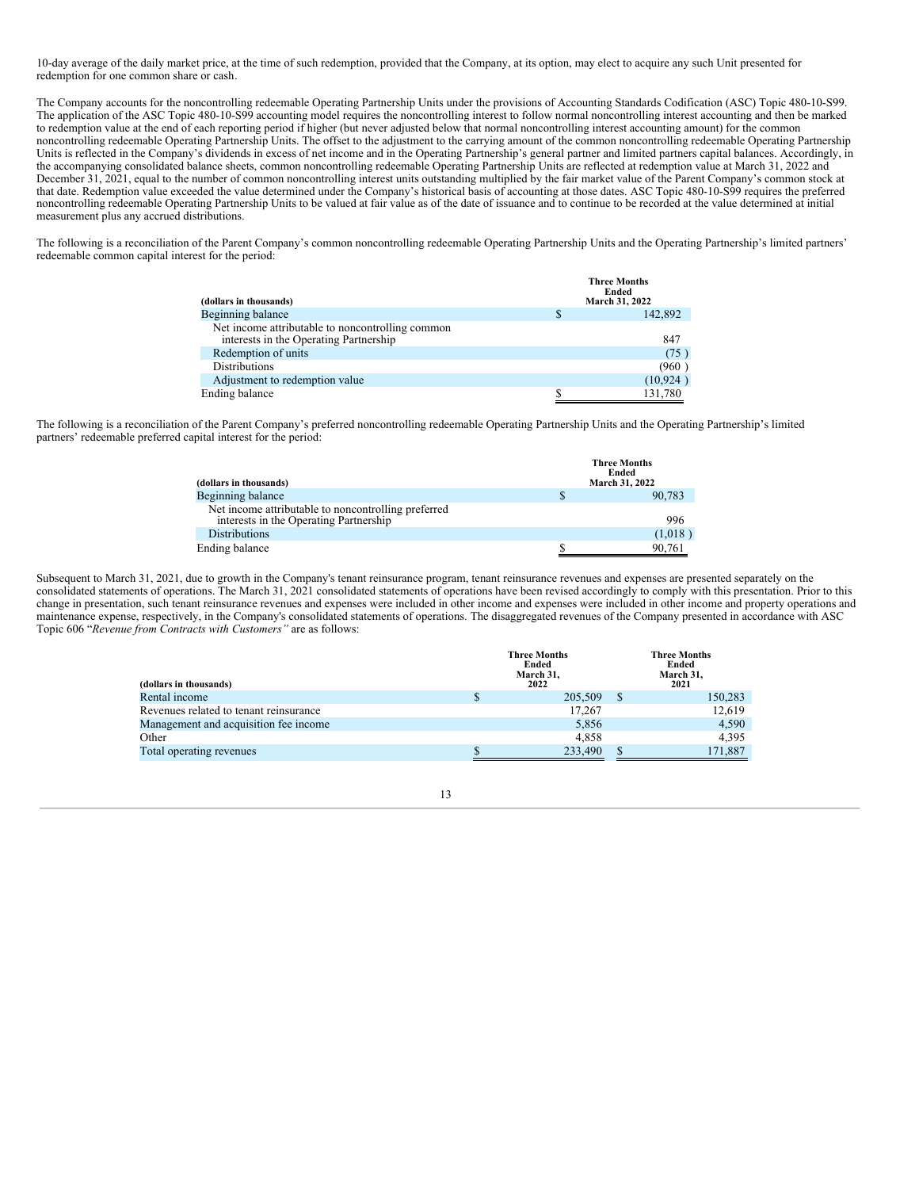10-day average of the daily market price, at the time of such redemption, provided that the Company, at its option, may elect to acquire any such Unit presented for redemption for one common share or cash.

The Company accounts for the noncontrolling redeemable Operating Partnership Units under the provisions of Accounting Standards Codification (ASC) Topic 480-10-S99. The application of the ASC Topic 480-10-S99 accounting model requires the noncontrolling interest to follow normal noncontrolling interest accounting and then be marked to redemption value at the end of each reporting period if higher (but never adjusted below that normal noncontrolling interest accounting amount) for the common noncontrolling redeemable Operating Partnership Units. The offset to the adjustment to the carrying amount of the common noncontrolling redeemable Operating Partnership Units is reflected in the Company's dividends in excess of net income and in the Operating Partnership's general partner and limited partners capital balances. Accordingly, in the accompanying consolidated balance sheets, common noncontrolling redeemable Operating Partnership Units are reflected at redemption value at March 31, 2022 and December 31, 2021, equal to the number of common noncontrolling interest units outstanding multiplied by the fair market value of the Parent Company's common stock at that date. Redemption value exceeded the value determined under the Company's historical basis of accounting at those dates. ASC Topic 480-10-S99 requires the preferred noncontrolling redeemable Operating Partnership Units to be valued at fair value as of the date of issuance and to continue to be recorded at the value determined at initial measurement plus any accrued distributions.

The following is a reconciliation of the Parent Company's common noncontrolling redeemable Operating Partnership Units and the Operating Partnership's limited partners' redeemable common capital interest for the period:

| (dollars in thousands) | Three Months Ended March 31, 2022 |
|---|---|
| Beginning balance | $ 142,892 |
| Net income attributable to noncontrolling common interests in the Operating Partnership | 847 |
| Redemption of units | (75 ) |
| Distributions | (960 ) |
| Adjustment to redemption value | (10,924 ) |
| Ending balance | $ 131,780 |

The following is a reconciliation of the Parent Company's preferred noncontrolling redeemable Operating Partnership Units and the Operating Partnership's limited partners' redeemable preferred capital interest for the period:

| (dollars in thousands) | Three Months Ended March 31, 2022 |
|---|---|
| Beginning balance | $ 90,783 |
| Net income attributable to noncontrolling preferred interests in the Operating Partnership | 996 |
| Distributions | (1,018 ) |
| Ending balance | $ 90,761 |

Subsequent to March 31, 2021, due to growth in the Company's tenant reinsurance program, tenant reinsurance revenues and expenses are presented separately on the consolidated statements of operations. The March 31, 2021 consolidated statements of operations have been revised accordingly to comply with this presentation. Prior to this change in presentation, such tenant reinsurance revenues and expenses were included in other income and expenses were included in other income and property operations and maintenance expense, respectively, in the Company's consolidated statements of operations. The disaggregated revenues of the Company presented in accordance with ASC Topic 606 "*Revenue from Contracts with Customers"* are as follows:

| (dollars in thousands) | Three Months Ended March 31, 2022 | Three Months Ended March 31, 2021 |
|---|---|---|
| Rental income | $ 205,509 | $ 150,283 |
| Revenues related to tenant reinsurance | 17,267 | 12,619 |
| Management and acquisition fee income | 5,856 | 4,590 |
| Other | 4,858 | 4,395 |
| Total operating revenues | $ 233,490 | $ 171,887 |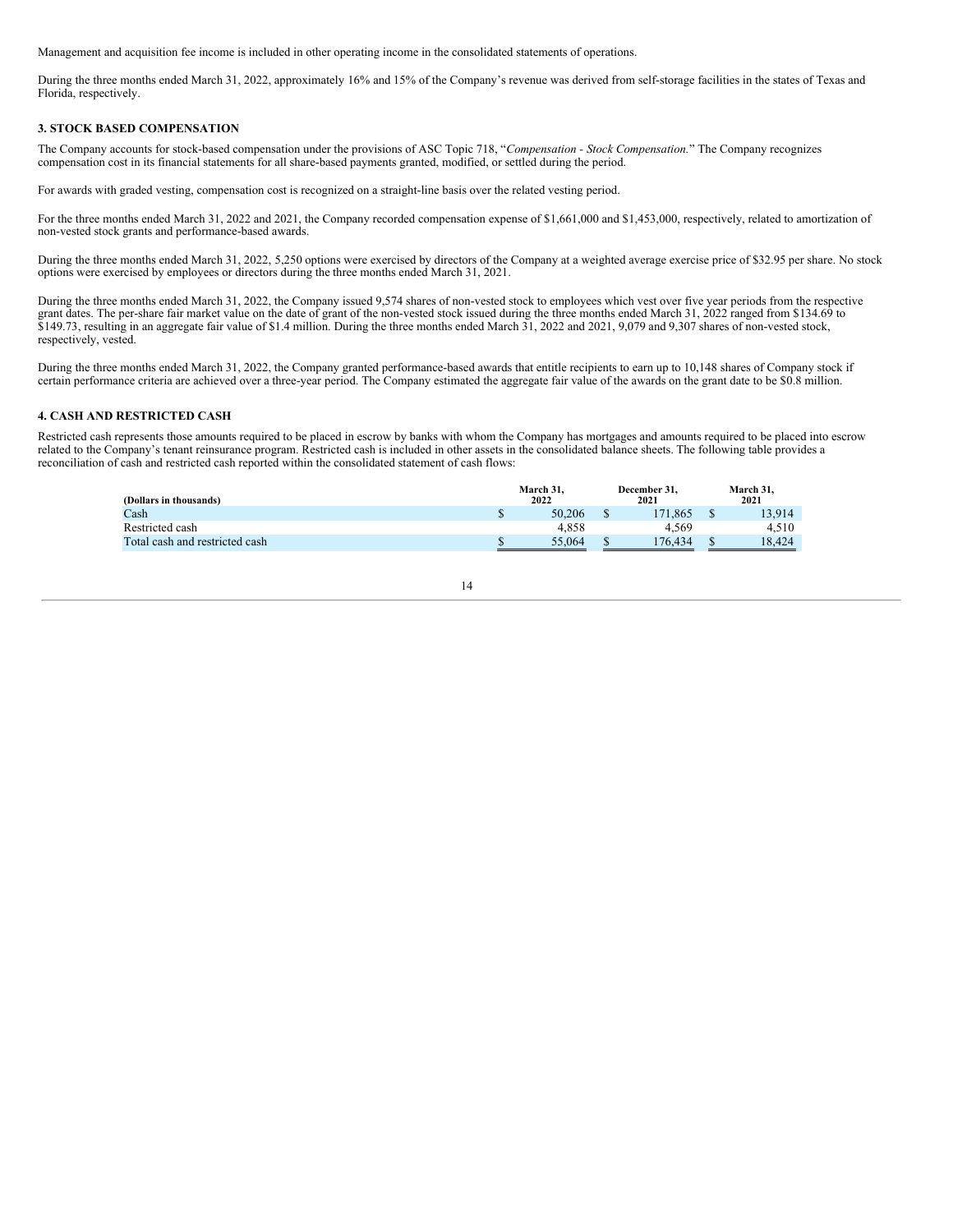Management and acquisition fee income is included in other operating income in the consolidated statements of operations.

During the three months ended March 31, 2022, approximately 16% and 15% of the Company's revenue was derived from self-storage facilities in the states of Texas and Florida, respectively.

### 3. STOCK BASED COMPENSATION

The Company accounts for stock-based compensation under the provisions of ASC Topic 718, "*Compensation - Stock Compensation.*" The Company recognizes compensation cost in its financial statements for all share-based payments granted, modified, or settled during the period.

For awards with graded vesting, compensation cost is recognized on a straight-line basis over the related vesting period.

For the three months ended March 31, 2022 and 2021, the Company recorded compensation expense of $1,661,000 and $1,453,000, respectively, related to amortization of non-vested stock grants and performance-based awards.

During the three months ended March 31, 2022, 5,250 options were exercised by directors of the Company at a weighted average exercise price of $32.95 per share. No stock options were exercised by employees or directors during the three months ended March 31, 2021.

During the three months ended March 31, 2022, the Company issued 9,574 shares of non-vested stock to employees which vest over five year periods from the respective grant dates. The per-share fair market value on the date of grant of the non-vested stock issued during the three months ended March 31, 2022 ranged from $134.69 to $149.73, resulting in an aggregate fair value of $1.4 million. During the three months ended March 31, 2022 and 2021, 9,079 and 9,307 shares of non-vested stock, respectively, vested.

During the three months ended March 31, 2022, the Company granted performance-based awards that entitle recipients to earn up to 10,148 shares of Company stock if certain performance criteria are achieved over a three-year period. The Company estimated the aggregate fair value of the awards on the grant date to be $0.8 million.

### 4. CASH AND RESTRICTED CASH

Restricted cash represents those amounts required to be placed in escrow by banks with whom the Company has mortgages and amounts required to be placed into escrow related to the Company's tenant reinsurance program. Restricted cash is included in other assets in the consolidated balance sheets. The following table provides a reconciliation of cash and restricted cash reported within the consolidated statement of cash flows:

| (Dollars in thousands) | March 31, 2022 | December 31, 2021 | March 31, 2021 |
|---|---|---|---|
| Cash | $ 50,206 | $ 171,865 | $ 13,914 |
| Restricted cash | 4,858 | 4,569 | 4,510 |
| Total cash and restricted cash | $ 55,064 | $ 176,434 | $ 18,424 |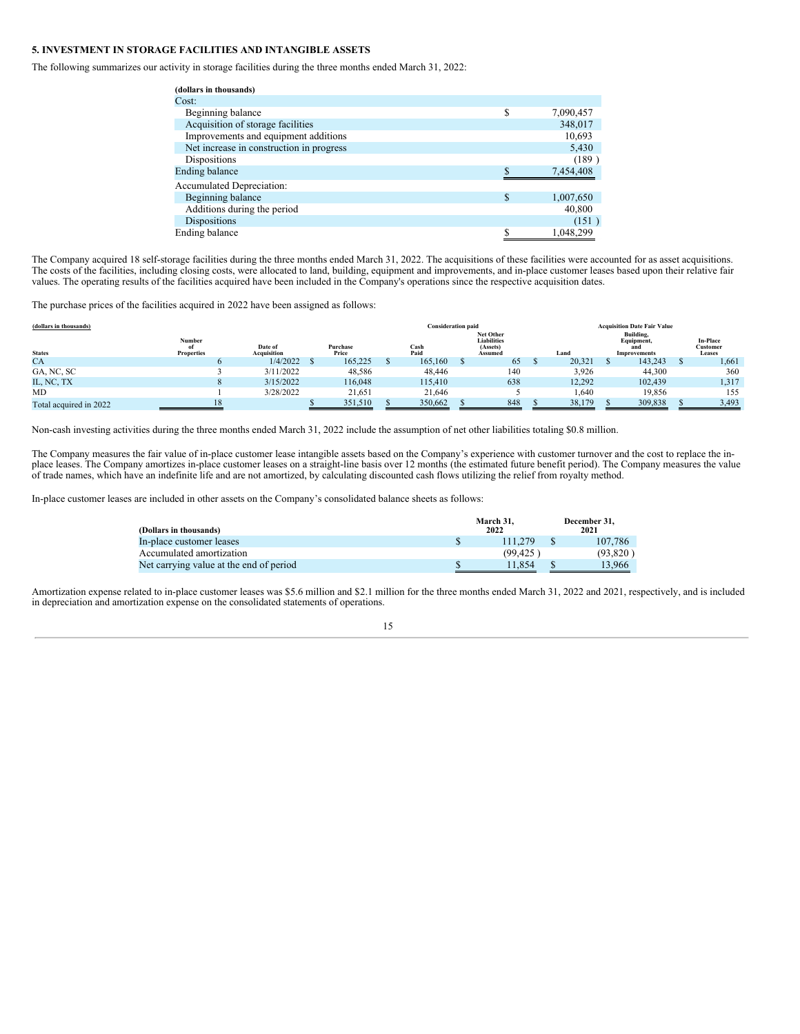### 5. INVESTMENT IN STORAGE FACILITIES AND INTANGIBLE ASSETS

The following summarizes our activity in storage facilities during the three months ended March 31, 2022:

| (dollars in thousands) | |
|---|---|
| Cost: | |
| Beginning balance | $ 7,090,457 |
| Acquisition of storage facilities | 348,017 |
| Improvements and equipment additions | 10,693 |
| Net increase in construction in progress | 5,430 |
| Dispositions | (189 ) |
| Ending balance | $ 7,454,408 |
| Accumulated Depreciation: | |
| Beginning balance | $ 1,007,650 |
| Additions during the period | 40,800 |
| Dispositions | (151 ) |
| Ending balance | $ 1,048,299 |

The Company acquired 18 self-storage facilities during the three months ended March 31, 2022. The acquisitions of these facilities were accounted for as asset acquisitions. The costs of the facilities, including closing costs, were allocated to land, building, equipment and improvements, and in-place customer leases based upon their relative fair values. The operating results of the facilities acquired have been included in the Company's operations since the respective acquisition dates.

The purchase prices of the facilities acquired in 2022 have been assigned as follows:

| (dollars in thousands) | | | | Consideration paid | | Acquisition Date Fair Value | | |
|---|---|---|---|---|---|---|---|---|
| States | Number of Properties | Date of Acquisition | Purchase Price | Cash Paid | Net Other Liabilities (Assets) Assumed | Land | Building, Equipment, and Improvements | In-Place Customer Leases |
| CA | 6 | 1/4/2022 | $ 165,225 | $ 165,160 | $ 65 | $ 20,321 | $ 143,243 | $ 1,661 |
| GA, NC, SC | 3 | 3/11/2022 | 48,586 | 48,446 | 140 | 3,926 | 44,300 | 360 |
| IL, NC, TX | 8 | 3/15/2022 | 116,048 | 115,410 | 638 | 12,292 | 102,439 | 1,317 |
| MD | 1 | 3/28/2022 | 21,651 | 21,646 | 5 | 1,640 | 19,856 | 155 |
| Total acquired in 2022 | 18 | | $ 351,510 | $ 350,662 | $ 848 | $ 38,179 | $ 309,838 | $ 3,493 |

Non-cash investing activities during the three months ended March 31, 2022 include the assumption of net other liabilities totaling $0.8 million.

The Company measures the fair value of in-place customer lease intangible assets based on the Company's experience with customer turnover and the cost to replace the in-place leases. The Company amortizes in-place customer leases on a straight-line basis over 12 months (the estimated future benefit period). The Company measures the value of trade names, which have an indefinite life and are not amortized, by calculating discounted cash flows utilizing the relief from royalty method.

In-place customer leases are included in other assets on the Company's consolidated balance sheets as follows:

| (Dollars in thousands) | March 31, 2022 | December 31, 2021 |
|---|---|---|
| In-place customer leases | $ 111,279 | $ 107,786 |
| Accumulated amortization | (99,425 ) | (93,820 ) |
| Net carrying value at the end of period | $ 11,854 | $ 13,966 |

Amortization expense related to in-place customer leases was $5.6 million and $2.1 million for the three months ended March 31, 2022 and 2021, respectively, and is included in depreciation and amortization expense on the consolidated statements of operations.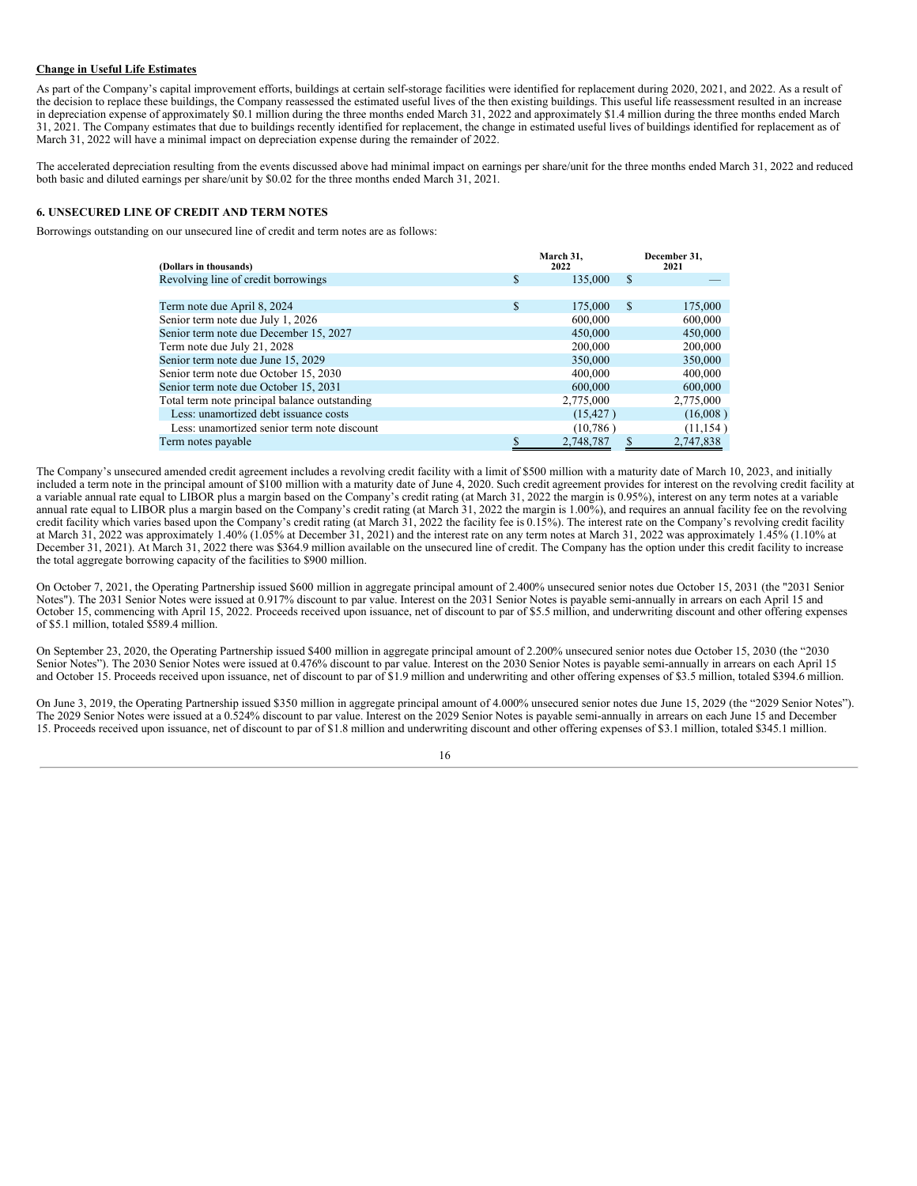**Change in Useful Life Estimates**

As part of the Company's capital improvement efforts, buildings at certain self-storage facilities were identified for replacement during 2020, 2021, and 2022. As a result of the decision to replace these buildings, the Company reassessed the estimated useful lives of the then existing buildings. This useful life reassessment resulted in an increase in depreciation expense of approximately $0.1 million during the three months ended March 31, 2022 and approximately $1.4 million during the three months ended March 31, 2021. The Company estimates that due to buildings recently identified for replacement, the change in estimated useful lives of buildings identified for replacement as of March 31, 2022 will have a minimal impact on depreciation expense during the remainder of 2022.

The accelerated depreciation resulting from the events discussed above had minimal impact on earnings per share/unit for the three months ended March 31, 2022 and reduced both basic and diluted earnings per share/unit by $0.02 for the three months ended March 31, 2021.

### 6. UNSECURED LINE OF CREDIT AND TERM NOTES

Borrowings outstanding on our unsecured line of credit and term notes are as follows:

| (Dollars in thousands) | March 31, 2022 | December 31, 2021 |
|---|---|---|
| Revolving line of credit borrowings | $ 135,000 | $ — |
| | | |
| Term note due April 8, 2024 | $ 175,000 | $ 175,000 |
| Senior term note due July 1, 2026 | 600,000 | 600,000 |
| Senior term note due December 15, 2027 | 450,000 | 450,000 |
| Term note due July 21, 2028 | 200,000 | 200,000 |
| Senior term note due June 15, 2029 | 350,000 | 350,000 |
| Senior term note due October 15, 2030 | 400,000 | 400,000 |
| Senior term note due October 15, 2031 | 600,000 | 600,000 |
| Total term note principal balance outstanding | 2,775,000 | 2,775,000 |
| Less: unamortized debt issuance costs | (15,427 ) | (16,008 ) |
| Less: unamortized senior term note discount | (10,786 ) | (11,154 ) |
| Term notes payable | $ 2,748,787 | $ 2,747,838 |

The Company's unsecured amended credit agreement includes a revolving credit facility with a limit of $500 million with a maturity date of March 10, 2023, and initially included a term note in the principal amount of $100 million with a maturity date of June 4, 2020. Such credit agreement provides for interest on the revolving credit facility at a variable annual rate equal to LIBOR plus a margin based on the Company's credit rating (at March 31, 2022 the margin is 0.95%), interest on any term notes at a variable annual rate equal to LIBOR plus a margin based on the Company's credit rating (at March 31, 2022 the margin is 1.00%), and requires an annual facility fee on the revolving credit facility which varies based upon the Company's credit rating (at March 31, 2022 the facility fee is 0.15%). The interest rate on the Company's revolving credit facility at March 31, 2022 was approximately 1.40% (1.05% at December 31, 2021) and the interest rate on any term notes at March 31, 2022 was approximately 1.45% (1.10% at December 31, 2021). At March 31, 2022 there was $364.9 million available on the unsecured line of credit. The Company has the option under this credit facility to increase the total aggregate borrowing capacity of the facilities to $900 million.

On October 7, 2021, the Operating Partnership issued $600 million in aggregate principal amount of 2.400% unsecured senior notes due October 15, 2031 (the "2031 Senior Notes"). The 2031 Senior Notes were issued at 0.917% discount to par value. Interest on the 2031 Senior Notes is payable semi-annually in arrears on each April 15 and October 15, commencing with April 15, 2022. Proceeds received upon issuance, net of discount to par of $5.5 million, and underwriting discount and other offering expenses of $5.1 million, totaled $589.4 million.

On September 23, 2020, the Operating Partnership issued $400 million in aggregate principal amount of 2.200% unsecured senior notes due October 15, 2030 (the "2030 Senior Notes"). The 2030 Senior Notes were issued at 0.476% discount to par value. Interest on the 2030 Senior Notes is payable semi-annually in arrears on each April 15 and October 15. Proceeds received upon issuance, net of discount to par of $1.9 million and underwriting and other offering expenses of $3.5 million, totaled $394.6 million.

On June 3, 2019, the Operating Partnership issued $350 million in aggregate principal amount of 4.000% unsecured senior notes due June 15, 2029 (the "2029 Senior Notes"). The 2029 Senior Notes were issued at a 0.524% discount to par value. Interest on the 2029 Senior Notes is payable semi-annually in arrears on each June 15 and December 15. Proceeds received upon issuance, net of discount to par of $1.8 million and underwriting discount and other offering expenses of $3.1 million, totaled $345.1 million.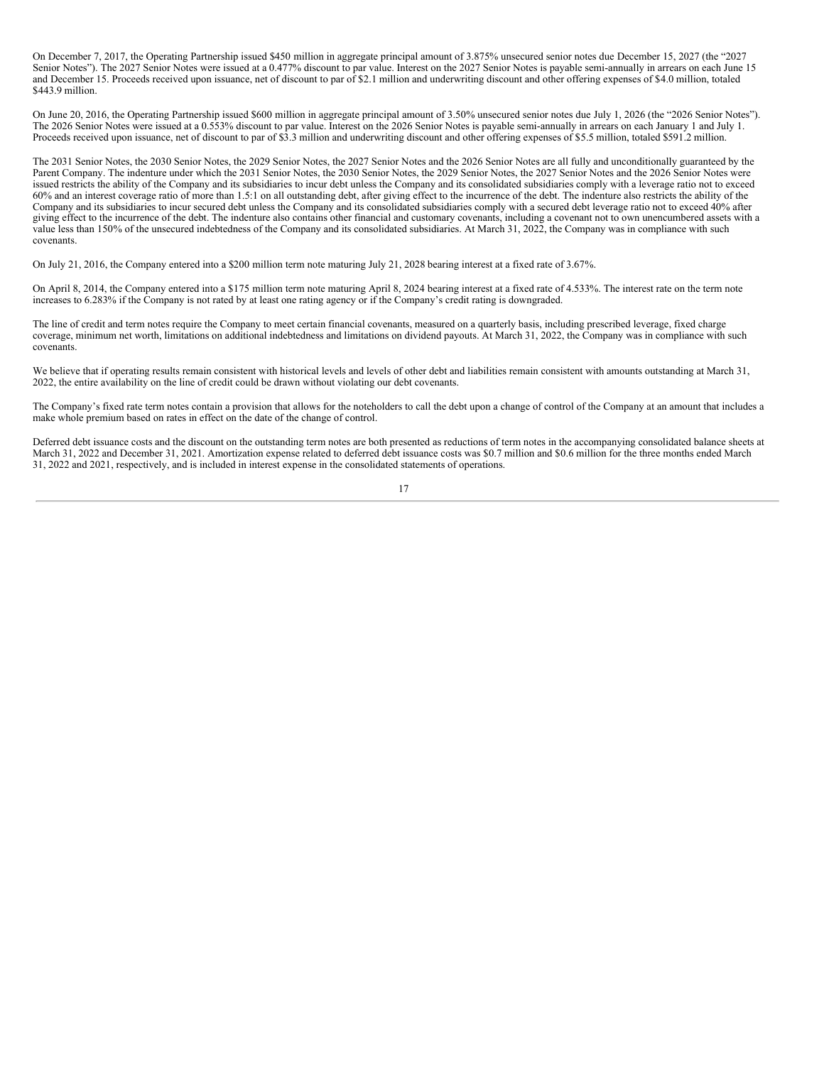On December 7, 2017, the Operating Partnership issued $450 million in aggregate principal amount of 3.875% unsecured senior notes due December 15, 2027 (the "2027 Senior Notes"). The 2027 Senior Notes were issued at a 0.477% discount to par value. Interest on the 2027 Senior Notes is payable semi-annually in arrears on each June 15 and December 15. Proceeds received upon issuance, net of discount to par of $2.1 million and underwriting discount and other offering expenses of $4.0 million, totaled $443.9 million.

On June 20, 2016, the Operating Partnership issued $600 million in aggregate principal amount of 3.50% unsecured senior notes due July 1, 2026 (the "2026 Senior Notes"). The 2026 Senior Notes were issued at a 0.553% discount to par value. Interest on the 2026 Senior Notes is payable semi-annually in arrears on each January 1 and July 1. Proceeds received upon issuance, net of discount to par of $3.3 million and underwriting discount and other offering expenses of $5.5 million, totaled $591.2 million.

The 2031 Senior Notes, the 2030 Senior Notes, the 2029 Senior Notes, the 2027 Senior Notes and the 2026 Senior Notes are all fully and unconditionally guaranteed by the Parent Company. The indenture under which the 2031 Senior Notes, the 2030 Senior Notes, the 2029 Senior Notes, the 2027 Senior Notes and the 2026 Senior Notes were issued restricts the ability of the Company and its subsidiaries to incur debt unless the Company and its consolidated subsidiaries comply with a leverage ratio not to exceed 60% and an interest coverage ratio of more than 1.5:1 on all outstanding debt, after giving effect to the incurrence of the debt. The indenture also restricts the ability of the Company and its subsidiaries to incur secured debt unless the Company and its consolidated subsidiaries comply with a secured debt leverage ratio not to exceed 40% after giving effect to the incurrence of the debt. The indenture also contains other financial and customary covenants, including a covenant not to own unencumbered assets with a value less than 150% of the unsecured indebtedness of the Company and its consolidated subsidiaries. At March 31, 2022, the Company was in compliance with such covenants.

On July 21, 2016, the Company entered into a $200 million term note maturing July 21, 2028 bearing interest at a fixed rate of 3.67%.

On April 8, 2014, the Company entered into a $175 million term note maturing April 8, 2024 bearing interest at a fixed rate of 4.533%. The interest rate on the term note increases to 6.283% if the Company is not rated by at least one rating agency or if the Company's credit rating is downgraded.

The line of credit and term notes require the Company to meet certain financial covenants, measured on a quarterly basis, including prescribed leverage, fixed charge coverage, minimum net worth, limitations on additional indebtedness and limitations on dividend payouts. At March 31, 2022, the Company was in compliance with such covenants.

We believe that if operating results remain consistent with historical levels and levels of other debt and liabilities remain consistent with amounts outstanding at March 31, 2022, the entire availability on the line of credit could be drawn without violating our debt covenants.

The Company's fixed rate term notes contain a provision that allows for the noteholders to call the debt upon a change of control of the Company at an amount that includes a make whole premium based on rates in effect on the date of the change of control.

Deferred debt issuance costs and the discount on the outstanding term notes are both presented as reductions of term notes in the accompanying consolidated balance sheets at March 31, 2022 and December 31, 2021. Amortization expense related to deferred debt issuance costs was $0.7 million and $0.6 million for the three months ended March 31, 2022 and 2021, respectively, and is included in interest expense in the consolidated statements of operations.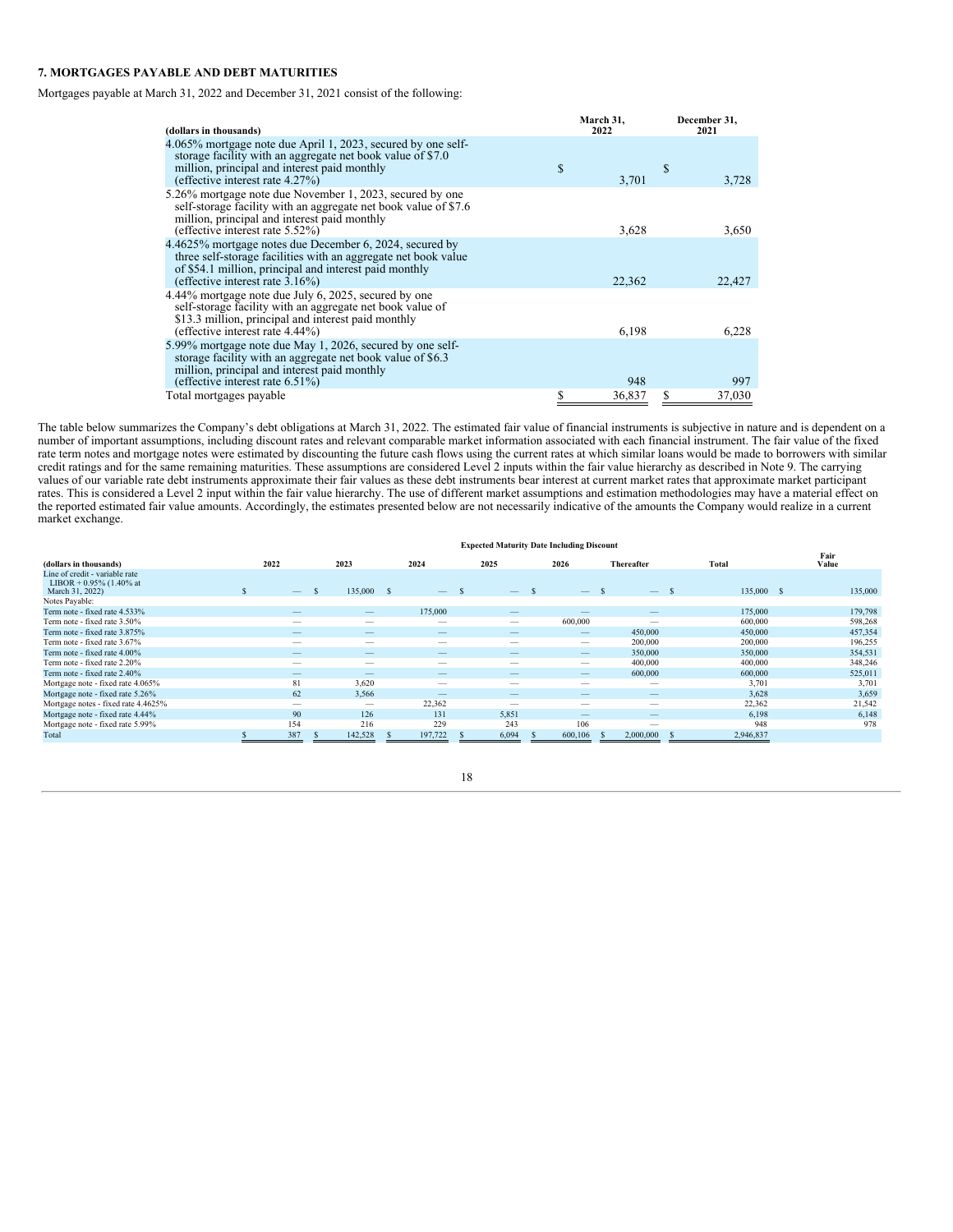### 7. MORTGAGES PAYABLE AND DEBT MATURITIES

Mortgages payable at March 31, 2022 and December 31, 2021 consist of the following:

| (dollars in thousands) | March 31, 2022 | December 31, 2021 |
|---|---|---|
| 4.065% mortgage note due April 1, 2023, secured by one self-storage facility with an aggregate net book value of $7.0 million, principal and interest paid monthly (effective interest rate 4.27%) | $ 3,701 | $ 3,728 |
| 5.26% mortgage note due November 1, 2023, secured by one self-storage facility with an aggregate net book value of $7.6 million, principal and interest paid monthly (effective interest rate 5.52%) | 3,628 | 3,650 |
| 4.4625% mortgage notes due December 6, 2024, secured by three self-storage facilities with an aggregate net book value of $54.1 million, principal and interest paid monthly (effective interest rate 3.16%) | 22,362 | 22,427 |
| 4.44% mortgage note due July 6, 2025, secured by one self-storage facility with an aggregate net book value of $13.3 million, principal and interest paid monthly (effective interest rate 4.44%) | 6,198 | 6,228 |
| 5.99% mortgage note due May 1, 2026, secured by one self-storage facility with an aggregate net book value of $6.3 million, principal and interest paid monthly (effective interest rate 6.51%) | 948 | 997 |
| Total mortgages payable | $ 36,837 | $ 37,030 |

The table below summarizes the Company's debt obligations at March 31, 2022. The estimated fair value of financial instruments is subjective in nature and is dependent on a number of important assumptions, including discount rates and relevant comparable market information associated with each financial instrument. The fair value of the fixed rate term notes and mortgage notes were estimated by discounting the future cash flows using the current rates at which similar loans would be made to borrowers with similar credit ratings and for the same remaining maturities. These assumptions are considered Level 2 inputs within the fair value hierarchy as described in Note 9. The carrying values of our variable rate debt instruments approximate their fair values as these debt instruments bear interest at current market rates that approximate market participant rates. This is considered a Level 2 input within the fair value hierarchy. The use of different market assumptions and estimation methodologies may have a material effect on the reported estimated fair value amounts. Accordingly, the estimates presented below are not necessarily indicative of the amounts the Company would realize in a current market exchange.

| | Expected Maturity Date Including Discount | | | | | | | |
|---|---|---|---|---|---|---|---|---|
| (dollars in thousands) | 2022 | 2023 | 2024 | 2025 | 2026 | Thereafter | Total | Fair Value |
| Line of credit - variable rate LIBOR + 0.95% (1.40% at March 31, 2022) | $ — | $ 135,000 | $ — | $ — | $ — | $ — | $ 135,000 | $ 135,000 |
| Notes Payable: | | | | | | | | |
| Term note - fixed rate 4.533% | — | — | 175,000 | — | — | — | 175,000 | 179,798 |
| Term note - fixed rate 3.50% | — | — | — | — | 600,000 | — | 600,000 | 598,268 |
| Term note - fixed rate 3.875% | — | — | — | — | — | 450,000 | 450,000 | 457,354 |
| Term note - fixed rate 3.67% | — | — | — | — | — | 200,000 | 200,000 | 196,255 |
| Term note - fixed rate 4.00% | — | — | — | — | — | 350,000 | 350,000 | 354,531 |
| Term note - fixed rate 2.20% | — | — | — | — | — | 400,000 | 400,000 | 348,246 |
| Term note - fixed rate 2.40% | — | — | — | — | — | 600,000 | 600,000 | 525,011 |
| Mortgage note - fixed rate 4.065% | 81 | 3,620 | — | — | — | — | 3,701 | 3,701 |
| Mortgage note - fixed rate 5.26% | 62 | 3,566 | — | — | — | — | 3,628 | 3,659 |
| Mortgage notes - fixed rate 4.4625% | — | — | 22,362 | — | — | — | 22,362 | 21,542 |
| Mortgage note - fixed rate 4.44% | 90 | 126 | 131 | 5,851 | — | — | 6,198 | 6,148 |
| Mortgage note - fixed rate 5.99% | 154 | 216 | 229 | 243 | 106 | — | 948 | 978 |
| Total | $ 387 | $ 142,528 | $ 197,722 | $ 6,094 | $ 600,106 | $ 2,000,000 | $ 2,946,837 | |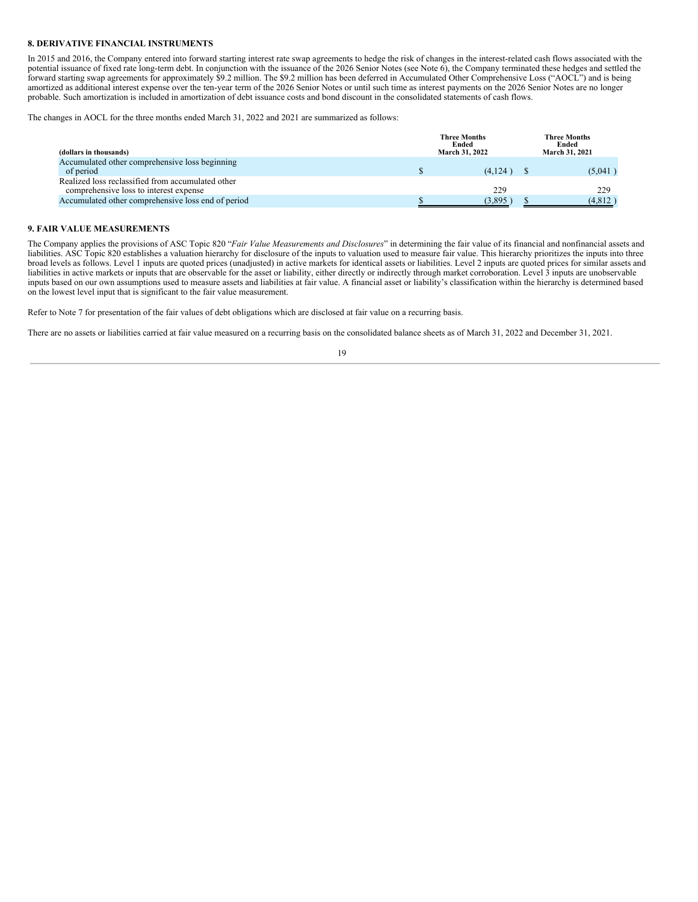### 8. DERIVATIVE FINANCIAL INSTRUMENTS

In 2015 and 2016, the Company entered into forward starting interest rate swap agreements to hedge the risk of changes in the interest-related cash flows associated with the potential issuance of fixed rate long-term debt. In conjunction with the issuance of the 2026 Senior Notes (see Note 6), the Company terminated these hedges and settled the forward starting swap agreements for approximately $9.2 million. The $9.2 million has been deferred in Accumulated Other Comprehensive Loss ("AOCL") and is being amortized as additional interest expense over the ten-year term of the 2026 Senior Notes or until such time as interest payments on the 2026 Senior Notes are no longer probable. Such amortization is included in amortization of debt issuance costs and bond discount in the consolidated statements of cash flows.

The changes in AOCL for the three months ended March 31, 2022 and 2021 are summarized as follows:

| (dollars in thousands) | Three Months Ended March 31, 2022 | Three Months Ended March 31, 2021 |
|---|---|---|
| Accumulated other comprehensive loss beginning of period | $ (4,124) | $ (5,041) |
| Realized loss reclassified from accumulated other comprehensive loss to interest expense | 229 | 229 |
| Accumulated other comprehensive loss end of period | $ (3,895) | $ (4,812) |

### 9. FAIR VALUE MEASUREMENTS

The Company applies the provisions of ASC Topic 820 "*Fair Value Measurements and Disclosures*" in determining the fair value of its financial and nonfinancial assets and liabilities. ASC Topic 820 establishes a valuation hierarchy for disclosure of the inputs to valuation used to measure fair value. This hierarchy prioritizes the inputs into three broad levels as follows. Level 1 inputs are quoted prices (unadjusted) in active markets for identical assets or liabilities. Level 2 inputs are quoted prices for similar assets and liabilities in active markets or inputs that are observable for the asset or liability, either directly or indirectly through market corroboration. Level 3 inputs are unobservable inputs based on our own assumptions used to measure assets and liabilities at fair value. A financial asset or liability's classification within the hierarchy is determined based on the lowest level input that is significant to the fair value measurement.

Refer to Note 7 for presentation of the fair values of debt obligations which are disclosed at fair value on a recurring basis.

There are no assets or liabilities carried at fair value measured on a recurring basis on the consolidated balance sheets as of March 31, 2022 and December 31, 2021.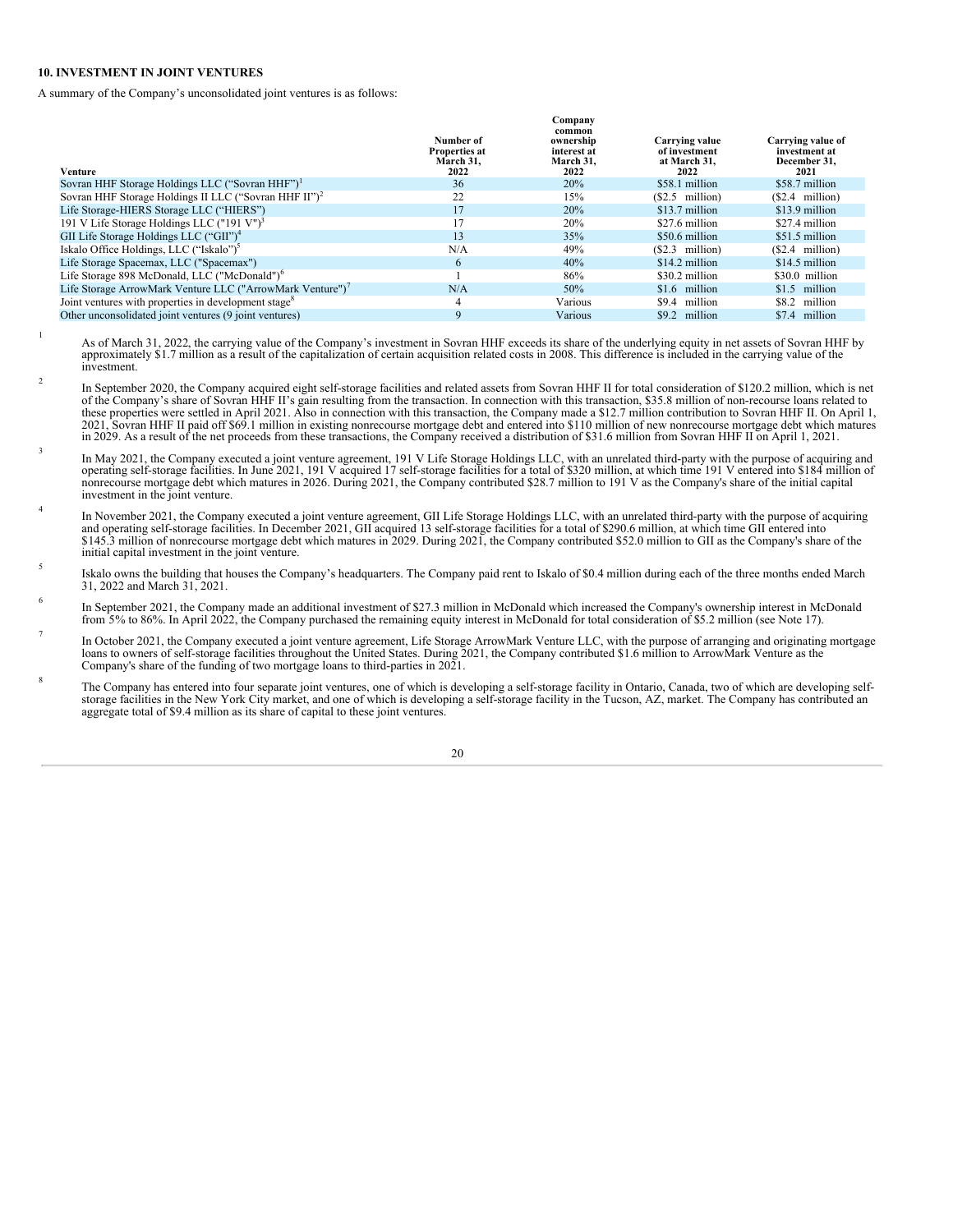## 10. INVESTMENT IN JOINT VENTURES

A summary of the Company's unconsolidated joint ventures is as follows:

| Venture | Number of Properties at March 31, 2022 | Company common ownership interest at March 31, 2022 | Carrying value of investment at March 31, 2022 | Carrying value of investment at December 31, 2021 |
|---|---|---|---|---|
| Sovran HHF Storage Holdings LLC ("Sovran HHF")[1] | 36 | 20% | $58.1 million | $58.7 million |
| Sovran HHF Storage Holdings II LLC ("Sovran HHF II")[2] | 22 | 15% | ($2.5 million) | ($2.4 million) |
| Life Storage-HIERS Storage LLC ("HIERS") | 17 | 20% | $13.7 million | $13.9 million |
| 191 V Life Storage Holdings LLC ("191 V")[3] | 17 | 20% | $27.6 million | $27.4 million |
| GII Life Storage Holdings LLC ("GII")[4] | 13 | 35% | $50.6 million | $51.5 million |
| Iskalo Office Holdings, LLC ("Iskalo")[5] | N/A | 49% | ($2.3 million) | ($2.4 million) |
| Life Storage Spacemax, LLC ("Spacemax") | 6 | 40% | $14.2 million | $14.5 million |
| Life Storage 898 McDonald, LLC ("McDonald")[6] | 1 | 86% | $30.2 million | $30.0 million |
| Life Storage ArrowMark Venture LLC ("ArrowMark Venture")[7] | N/A | 50% | $1.6 million | $1.5 million |
| Joint ventures with properties in development stage[8] | 4 | Various | $9.4 million | $8.2 million |
| Other unconsolidated joint ventures (9 joint ventures) | 9 | Various | $9.2 million | $7.4 million |

[1] As of March 31, 2022, the carrying value of the Company's investment in Sovran HHF exceeds its share of the underlying equity in net assets of Sovran HHF by approximately $1.7 million as a result of the capitalization of certain acquisition related costs in 2008. This difference is included in the carrying value of the investment.

[2] In September 2020, the Company acquired eight self-storage facilities and related assets from Sovran HHF II for total consideration of $120.2 million, which is net of the Company's share of Sovran HHF II's gain resulting from the transaction. In connection with this transaction, $35.8 million of non-recourse loans related to these properties were settled in April 2021. Also in connection with this transaction, the Company made a $12.7 million contribution to Sovran HHF II. On April 1, 2021, Sovran HHF II paid off $69.1 million in existing nonrecourse mortgage debt and entered into $110 million of new nonrecourse mortgage debt which matures in 2029. As a result of the net proceeds from these transactions, the Company received a distribution of $31.6 million from Sovran HHF II on April 1, 2021.

[3] In May 2021, the Company executed a joint venture agreement, 191 V Life Storage Holdings LLC, with an unrelated third-party with the purpose of acquiring and operating self-storage facilities. In June 2021, 191 V acquired 17 self-storage facilities for a total of $320 million, at which time 191 V entered into $184 million of nonrecourse mortgage debt which matures in 2026. During 2021, the Company contributed $28.7 million to 191 V as the Company's share of the initial capital investment in the joint venture.

[4] In November 2021, the Company executed a joint venture agreement, GII Life Storage Holdings LLC, with an unrelated third-party with the purpose of acquiring and operating self-storage facilities. In December 2021, GII acquired 13 self-storage facilities for a total of $290.6 million, at which time GII entered into $145.3 million of nonrecourse mortgage debt which matures in 2029. During 2021, the Company contributed $52.0 million to GII as the Company's share of the initial capital investment in the joint venture.

[5] Iskalo owns the building that houses the Company's headquarters. The Company paid rent to Iskalo of $0.4 million during each of the three months ended March 31, 2022 and March 31, 2021.

[6] In September 2021, the Company made an additional investment of $27.3 million in McDonald which increased the Company's ownership interest in McDonald from 5% to 86%. In April 2022, the Company purchased the remaining equity interest in McDonald for total consideration of $5.2 million (see Note 17).

[7] In October 2021, the Company executed a joint venture agreement, Life Storage ArrowMark Venture LLC, with the purpose of arranging and originating mortgage loans to owners of self-storage facilities throughout the United States. During 2021, the Company contributed $1.6 million to ArrowMark Venture as the Company's share of the funding of two mortgage loans to third-parties in 2021.

[8] The Company has entered into four separate joint ventures, one of which is developing a self-storage facility in Ontario, Canada, two of which are developing self-storage facilities in the New York City market, and one of which is developing a self-storage facility in the Tucson, AZ, market. The Company has contributed an aggregate total of $9.4 million as its share of capital to these joint ventures.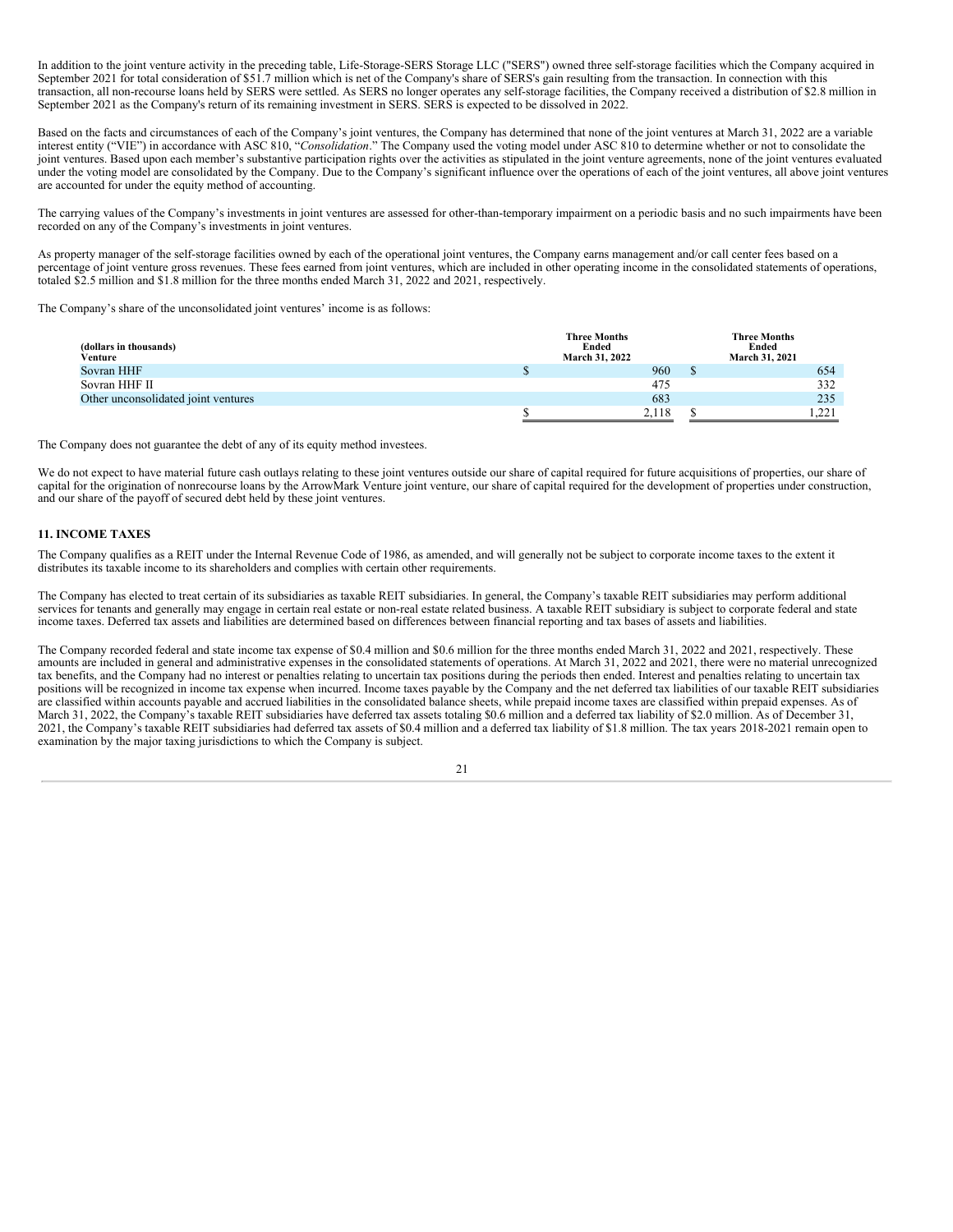In addition to the joint venture activity in the preceding table, Life-Storage-SERS Storage LLC ("SERS") owned three self-storage facilities which the Company acquired in September 2021 for total consideration of $51.7 million which is net of the Company's share of SERS's gain resulting from the transaction. In connection with this transaction, all non-recourse loans held by SERS were settled. As SERS no longer operates any self-storage facilities, the Company received a distribution of $2.8 million in September 2021 as the Company's return of its remaining investment in SERS. SERS is expected to be dissolved in 2022.

Based on the facts and circumstances of each of the Company's joint ventures, the Company has determined that none of the joint ventures at March 31, 2022 are a variable interest entity ("VIE") in accordance with ASC 810, "*Consolidation*." The Company used the voting model under ASC 810 to determine whether or not to consolidate the joint ventures. Based upon each member's substantive participation rights over the activities as stipulated in the joint venture agreements, none of the joint ventures evaluated under the voting model are consolidated by the Company. Due to the Company's significant influence over the operations of each of the joint ventures, all above joint ventures are accounted for under the equity method of accounting.

The carrying values of the Company's investments in joint ventures are assessed for other-than-temporary impairment on a periodic basis and no such impairments have been recorded on any of the Company's investments in joint ventures.

As property manager of the self-storage facilities owned by each of the operational joint ventures, the Company earns management and/or call center fees based on a percentage of joint venture gross revenues. These fees earned from joint ventures, which are included in other operating income in the consolidated statements of operations, totaled $2.5 million and $1.8 million for the three months ended March 31, 2022 and 2021, respectively.

The Company's share of the unconsolidated joint ventures' income is as follows:

| (dollars in thousands) Venture | Three Months Ended March 31, 2022 | Three Months Ended March 31, 2021 |
|---|---|---|
| Sovran HHF | $ 960 | $ 654 |
| Sovran HHF II | 475 | 332 |
| Other unconsolidated joint ventures | 683 | 235 |
| | $ 2,118 | $ 1,221 |

The Company does not guarantee the debt of any of its equity method investees.

We do not expect to have material future cash outlays relating to these joint ventures outside our share of capital required for future acquisitions of properties, our share of capital for the origination of nonrecourse loans by the ArrowMark Venture joint venture, our share of capital required for the development of properties under construction, and our share of the payoff of secured debt held by these joint ventures.

## 11. INCOME TAXES

The Company qualifies as a REIT under the Internal Revenue Code of 1986, as amended, and will generally not be subject to corporate income taxes to the extent it distributes its taxable income to its shareholders and complies with certain other requirements.

The Company has elected to treat certain of its subsidiaries as taxable REIT subsidiaries. In general, the Company's taxable REIT subsidiaries may perform additional services for tenants and generally may engage in certain real estate or non-real estate related business. A taxable REIT subsidiary is subject to corporate federal and state income taxes. Deferred tax assets and liabilities are determined based on differences between financial reporting and tax bases of assets and liabilities.

The Company recorded federal and state income tax expense of $0.4 million and $0.6 million for the three months ended March 31, 2022 and 2021, respectively. These amounts are included in general and administrative expenses in the consolidated statements of operations. At March 31, 2022 and 2021, there were no material unrecognized tax benefits, and the Company had no interest or penalties relating to uncertain tax positions during the periods then ended. Interest and penalties relating to uncertain tax positions will be recognized in income tax expense when incurred. Income taxes payable by the Company and the net deferred tax liabilities of our taxable REIT subsidiaries are classified within accounts payable and accrued liabilities in the consolidated balance sheets, while prepaid income taxes are classified within prepaid expenses. As of March 31, 2022, the Company's taxable REIT subsidiaries have deferred tax assets totaling $0.6 million and a deferred tax liability of $2.0 million. As of December 31, 2021, the Company's taxable REIT subsidiaries had deferred tax assets of $0.4 million and a deferred tax liability of $1.8 million. The tax years 2018-2021 remain open to examination by the major taxing jurisdictions to which the Company is subject.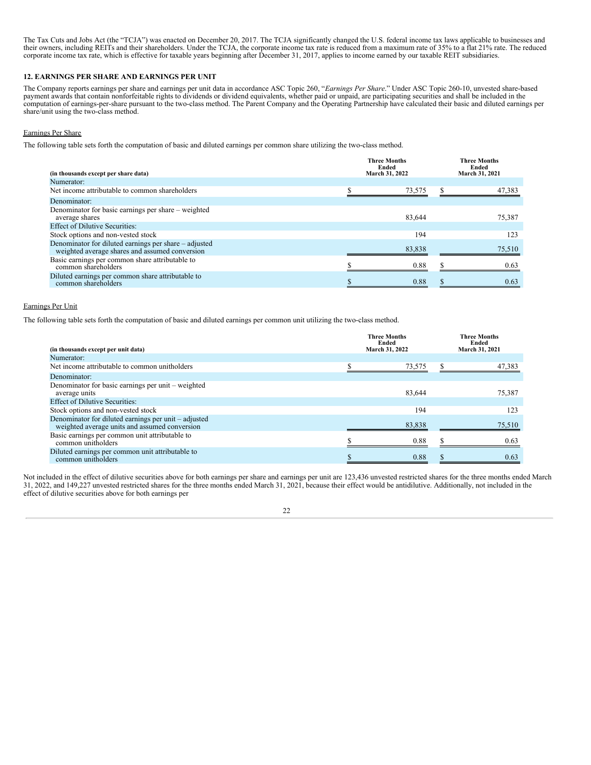The Tax Cuts and Jobs Act (the "TCJA") was enacted on December 20, 2017. The TCJA significantly changed the U.S. federal income tax laws applicable to businesses and their owners, including REITs and their shareholders. Under the TCJA, the corporate income tax rate is reduced from a maximum rate of 35% to a flat 21% rate. The reduced corporate income tax rate, which is effective for taxable years beginning after December 31, 2017, applies to income earned by our taxable REIT subsidiaries.

## 12. EARNINGS PER SHARE AND EARNINGS PER UNIT

The Company reports earnings per share and earnings per unit data in accordance ASC Topic 260, "*Earnings Per Share*." Under ASC Topic 260-10, unvested share-based payment awards that contain nonforfeitable rights to dividends or dividend equivalents, whether paid or unpaid, are participating securities and shall be included in the computation of earnings-per-share pursuant to the two-class method. The Parent Company and the Operating Partnership have calculated their basic and diluted earnings per share/unit using the two-class method.

Earnings Per Share

The following table sets forth the computation of basic and diluted earnings per common share utilizing the two-class method.

| (in thousands except per share data) | Three Months Ended March 31, 2022 | Three Months Ended March 31, 2021 |
|---|---|---|
| Numerator: | | |
| Net income attributable to common shareholders | $ 73,575 | $ 47,383 |
| Denominator: | | |
| Denominator for basic earnings per share – weighted average shares | 83,644 | 75,387 |
| Effect of Dilutive Securities: | | |
| Stock options and non-vested stock | 194 | 123 |
| Denominator for diluted earnings per share – adjusted weighted average shares and assumed conversion | 83,838 | 75,510 |
| Basic earnings per common share attributable to common shareholders | $ 0.88 | $ 0.63 |
| Diluted earnings per common share attributable to common shareholders | $ 0.88 | $ 0.63 |

Earnings Per Unit

The following table sets forth the computation of basic and diluted earnings per common unit utilizing the two-class method.

| (in thousands except per unit data) | Three Months Ended March 31, 2022 | Three Months Ended March 31, 2021 |
|---|---|---|
| Numerator: | | |
| Net income attributable to common unitholders | $ 73,575 | $ 47,383 |
| Denominator: | | |
| Denominator for basic earnings per unit – weighted average units | 83,644 | 75,387 |
| Effect of Dilutive Securities: | | |
| Stock options and non-vested stock | 194 | 123 |
| Denominator for diluted earnings per unit – adjusted weighted average units and assumed conversion | 83,838 | 75,510 |
| Basic earnings per common unit attributable to common unitholders | $ 0.88 | $ 0.63 |
| Diluted earnings per common unit attributable to common unitholders | $ 0.88 | $ 0.63 |

Not included in the effect of dilutive securities above for both earnings per share and earnings per unit are 123,436 unvested restricted shares for the three months ended March 31, 2022, and 149,227 unvested restricted shares for the three months ended March 31, 2021, because their effect would be antidilutive. Additionally, not included in the effect of dilutive securities above for both earnings per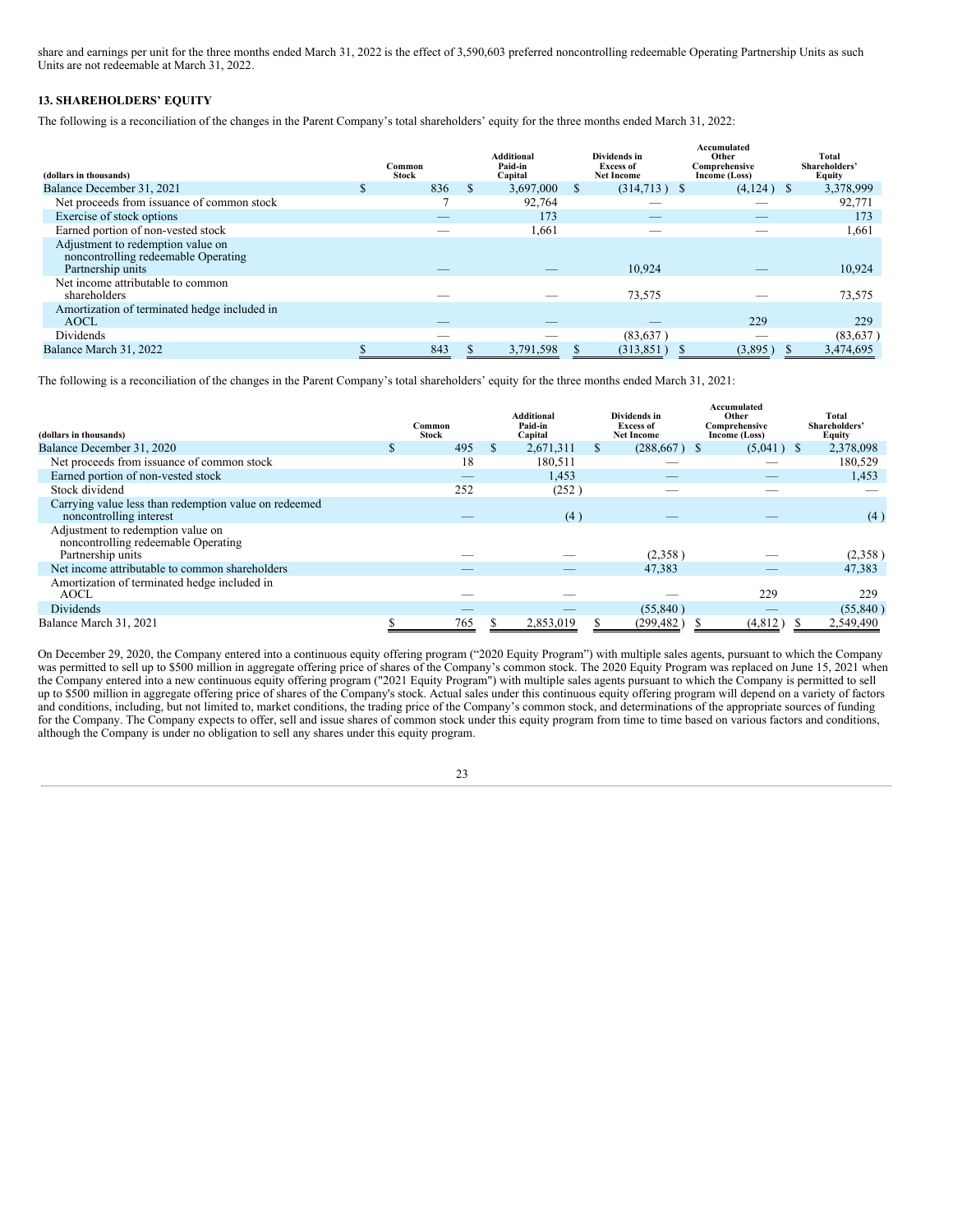share and earnings per unit for the three months ended March 31, 2022 is the effect of 3,590,603 preferred noncontrolling redeemable Operating Partnership Units as such Units are not redeemable at March 31, 2022.

**13. SHAREHOLDERS' EQUITY**

The following is a reconciliation of the changes in the Parent Company's total shareholders' equity for the three months ended March 31, 2022:

| (dollars in thousands) | Common Stock | Additional Paid-in Capital | Dividends in Excess of Net Income | Accumulated Other Comprehensive Income (Loss) | Total Shareholders' Equity |
|---|---|---|---|---|---|
| Balance December 31, 2021 | $ 836 | $ 3,697,000 | $ (314,713) | $ (4,124) | $ 3,378,999 |
| Net proceeds from issuance of common stock | 7 | 92,764 | — | — | 92,771 |
| Exercise of stock options | — | 173 | — | — | 173 |
| Earned portion of non-vested stock | — | 1,661 | — | — | 1,661 |
| Adjustment to redemption value on noncontrolling redeemable Operating Partnership units | — | — | 10,924 | — | 10,924 |
| Net income attributable to common shareholders | — | — | 73,575 | — | 73,575 |
| Amortization of terminated hedge included in AOCL | — | — | — | 229 | 229 |
| Dividends | — | — | (83,637) | — | (83,637) |
| Balance March 31, 2022 | $ 843 | $ 3,791,598 | $ (313,851) | $ (3,895) | $ 3,474,695 |

The following is a reconciliation of the changes in the Parent Company's total shareholders' equity for the three months ended March 31, 2021:

| (dollars in thousands) | Common Stock | Additional Paid-in Capital | Dividends in Excess of Net Income | Accumulated Other Comprehensive Income (Loss) | Total Shareholders' Equity |
|---|---|---|---|---|---|
| Balance December 31, 2020 | $ 495 | $ 2,671,311 | $ (288,667) | $ (5,041) | $ 2,378,098 |
| Net proceeds from issuance of common stock | 18 | 180,511 | — | — | 180,529 |
| Earned portion of non-vested stock | — | 1,453 | — | — | 1,453 |
| Stock dividend | 252 | (252) | — | — | — |
| Carrying value less than redemption value on redeemed noncontrolling interest | — | (4) | — | — | (4) |
| Adjustment to redemption value on noncontrolling redeemable Operating Partnership units | — | — | (2,358) | — | (2,358) |
| Net income attributable to common shareholders | — | — | 47,383 | — | 47,383 |
| Amortization of terminated hedge included in AOCL | — | — | — | 229 | 229 |
| Dividends | — | — | (55,840) | — | (55,840) |
| Balance March 31, 2021 | $ 765 | $ 2,853,019 | $ (299,482) | $ (4,812) | $ 2,549,490 |

On December 29, 2020, the Company entered into a continuous equity offering program ("2020 Equity Program") with multiple sales agents, pursuant to which the Company was permitted to sell up to $500 million in aggregate offering price of shares of the Company's common stock. The 2020 Equity Program was replaced on June 15, 2021 when the Company entered into a new continuous equity offering program ("2021 Equity Program") with multiple sales agents pursuant to which the Company is permitted to sell up to $500 million in aggregate offering price of shares of the Company's stock. Actual sales under this continuous equity offering program will depend on a variety of factors and conditions, including, but not limited to, market conditions, the trading price of the Company's common stock, and determinations of the appropriate sources of funding for the Company. The Company expects to offer, sell and issue shares of common stock under this equity program from time to time based on various factors and conditions, although the Company is under no obligation to sell any shares under this equity program.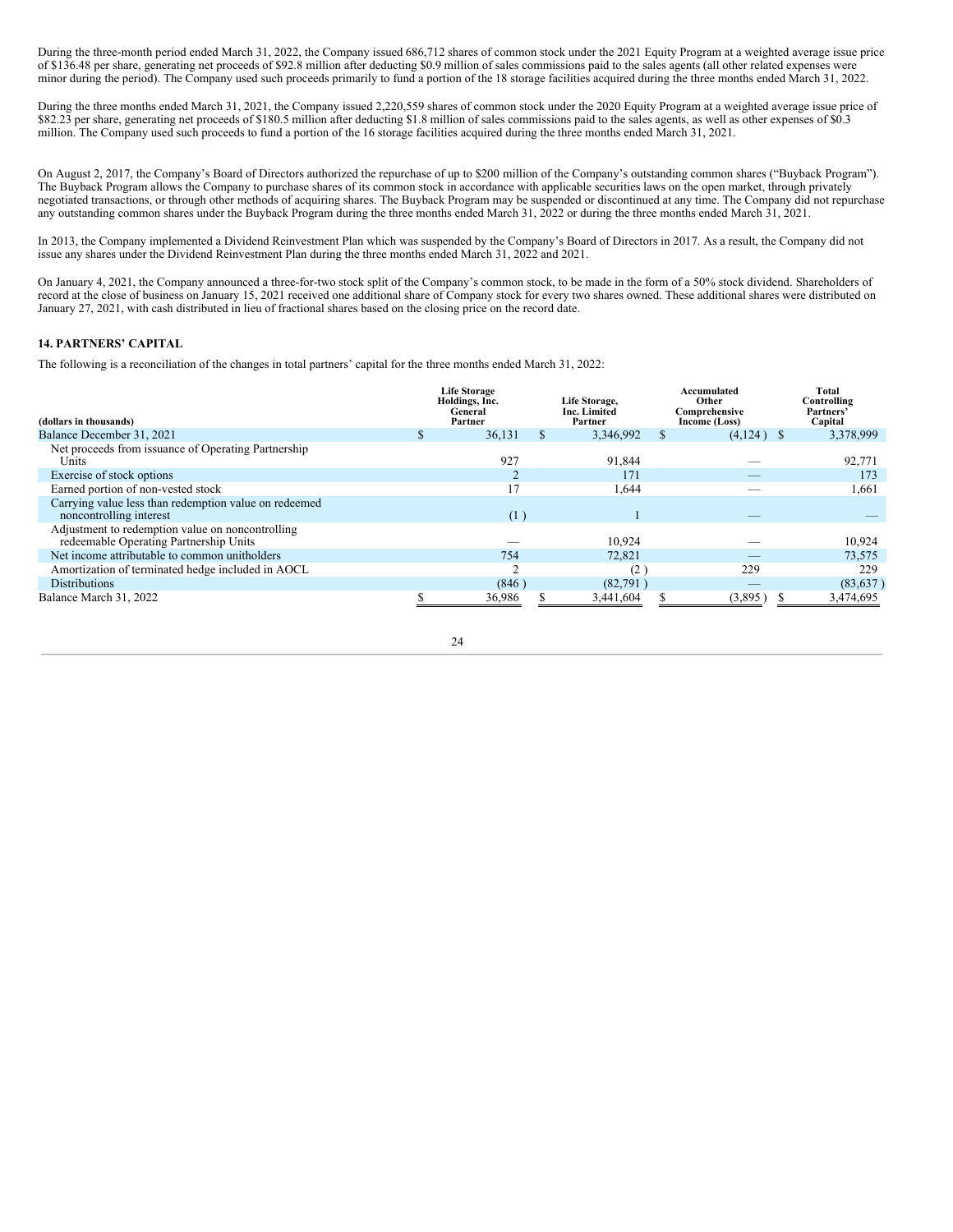During the three-month period ended March 31, 2022, the Company issued 686,712 shares of common stock under the 2021 Equity Program at a weighted average issue price of $136.48 per share, generating net proceeds of $92.8 million after deducting $0.9 million of sales commissions paid to the sales agents (all other related expenses were minor during the period). The Company used such proceeds primarily to fund a portion of the 18 storage facilities acquired during the three months ended March 31, 2022.

During the three months ended March 31, 2021, the Company issued 2,220,559 shares of common stock under the 2020 Equity Program at a weighted average issue price of $82.23 per share, generating net proceeds of $180.5 million after deducting $1.8 million of sales commissions paid to the sales agents, as well as other expenses of $0.3 million. The Company used such proceeds to fund a portion of the 16 storage facilities acquired during the three months ended March 31, 2021.

On August 2, 2017, the Company's Board of Directors authorized the repurchase of up to $200 million of the Company's outstanding common shares ("Buyback Program"). The Buyback Program allows the Company to purchase shares of its common stock in accordance with applicable securities laws on the open market, through privately negotiated transactions, or through other methods of acquiring shares. The Buyback Program may be suspended or discontinued at any time. The Company did not repurchase any outstanding common shares under the Buyback Program during the three months ended March 31, 2022 or during the three months ended March 31, 2021.

In 2013, the Company implemented a Dividend Reinvestment Plan which was suspended by the Company's Board of Directors in 2017. As a result, the Company did not issue any shares under the Dividend Reinvestment Plan during the three months ended March 31, 2022 and 2021.

On January 4, 2021, the Company announced a three-for-two stock split of the Company's common stock, to be made in the form of a 50% stock dividend. Shareholders of record at the close of business on January 15, 2021 received one additional share of Company stock for every two shares owned. These additional shares were distributed on January 27, 2021, with cash distributed in lieu of fractional shares based on the closing price on the record date.

**14. PARTNERS' CAPITAL**

The following is a reconciliation of the changes in total partners' capital for the three months ended March 31, 2022:

| (dollars in thousands) | Life Storage Holdings, Inc. General Partner | Life Storage, Inc. Limited Partner | Accumulated Other Comprehensive Income (Loss) | Total Controlling Partners' Capital |
|---|---|---|---|---|
| Balance December 31, 2021 | $ 36,131 | $ 3,346,992 | $ (4,124) | $ 3,378,999 |
| Net proceeds from issuance of Operating Partnership Units | 927 | 91,844 | — | 92,771 |
| Exercise of stock options | 2 | 171 | — | 173 |
| Earned portion of non-vested stock | 17 | 1,644 | — | 1,661 |
| Carrying value less than redemption value on redeemed noncontrolling interest | (1) | 1 | — | — |
| Adjustment to redemption value on noncontrolling redeemable Operating Partnership Units | — | 10,924 | — | 10,924 |
| Net income attributable to common unitholders | 754 | 72,821 | — | 73,575 |
| Amortization of terminated hedge included in AOCL | 2 | (2) | 229 | 229 |
| Distributions | (846) | (82,791) | — | (83,637) |
| Balance March 31, 2022 | $ 36,986 | $ 3,441,604 | $ (3,895) | $ 3,474,695 |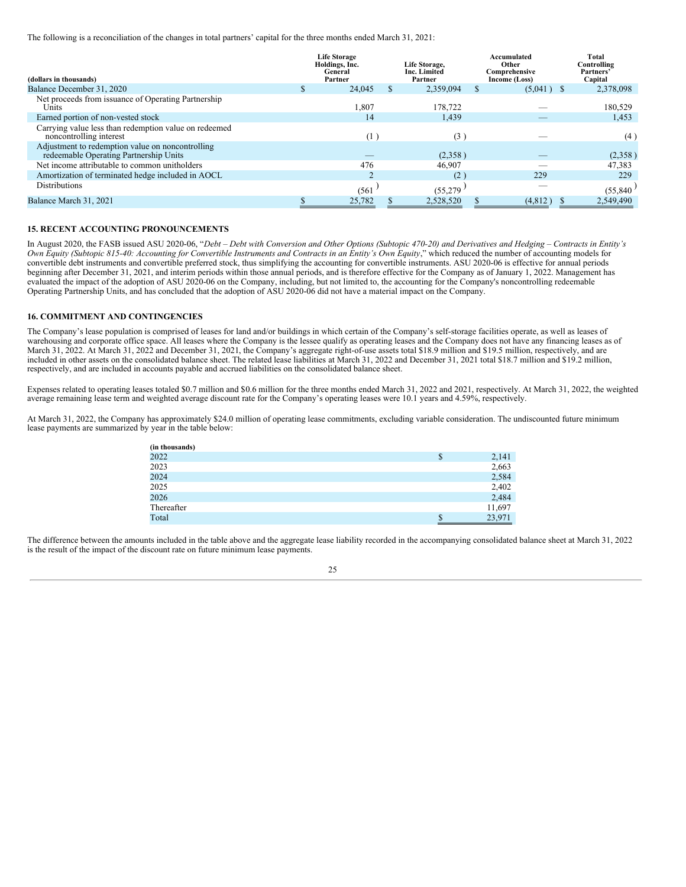The following is a reconciliation of the changes in total partners' capital for the three months ended March 31, 2021:

| (dollars in thousands) | Life Storage Holdings, Inc. General Partner | Life Storage, Inc. Limited Partner | Accumulated Other Comprehensive Income (Loss) | Total Controlling Partners' Capital |
|---|---|---|---|---|
| Balance December 31, 2020 | $ 24,045 | $ 2,359,094 | $ (5,041) | $ 2,378,098 |
| Net proceeds from issuance of Operating Partnership Units | 1,807 | 178,722 | — | 180,529 |
| Earned portion of non-vested stock | 14 | 1,439 | — | 1,453 |
| Carrying value less than redemption value on redeemed noncontrolling interest | (1) | (3) | — | (4) |
| Adjustment to redemption value on noncontrolling redeemable Operating Partnership Units | — | (2,358) | — | (2,358) |
| Net income attributable to common unitholders | 476 | 46,907 | — | 47,383 |
| Amortization of terminated hedge included in AOCL | 2 | (2) | 229 | 229 |
| Distributions | (561) | (55,279) | — | (55,840) |
| Balance March 31, 2021 | $ 25,782 | $ 2,528,520 | $ (4,812) | $ 2,549,490 |

## 15. RECENT ACCOUNTING PRONOUNCEMENTS

In August 2020, the FASB issued ASU 2020-06, "*Debt – Debt with Conversion and Other Options (Subtopic 470-20) and Derivatives and Hedging – Contracts in Entity's Own Equity (Subtopic 815-40: Accounting for Convertible Instruments and Contracts in an Entity's Own Equity*," which reduced the number of accounting models for convertible debt instruments and convertible preferred stock, thus simplifying the accounting for convertible instruments. ASU 2020-06 is effective for annual periods beginning after December 31, 2021, and interim periods within those annual periods, and is therefore effective for the Company as of January 1, 2022. Management has evaluated the impact of the adoption of ASU 2020-06 on the Company, including, but not limited to, the accounting for the Company's noncontrolling redeemable Operating Partnership Units, and has concluded that the adoption of ASU 2020-06 did not have a material impact on the Company.

## 16. COMMITMENT AND CONTINGENCIES

The Company's lease population is comprised of leases for land and/or buildings in which certain of the Company's self-storage facilities operate, as well as leases of warehousing and corporate office space. All leases where the Company is the lessee qualify as operating leases and the Company does not have any financing leases as of March 31, 2022. At March 31, 2022 and December 31, 2021, the Company's aggregate right-of-use assets total $18.9 million and $19.5 million, respectively, and are included in other assets on the consolidated balance sheet. The related lease liabilities at March 31, 2022 and December 31, 2021 total $18.7 million and $19.2 million, respectively, and are included in accounts payable and accrued liabilities on the consolidated balance sheet.

Expenses related to operating leases totaled $0.7 million and $0.6 million for the three months ended March 31, 2022 and 2021, respectively. At March 31, 2022, the weighted average remaining lease term and weighted average discount rate for the Company's operating leases were 10.1 years and 4.59%, respectively.

At March 31, 2022, the Company has approximately $24.0 million of operating lease commitments, excluding variable consideration. The undiscounted future minimum lease payments are summarized by year in the table below:

| (in thousands) | |
|---|---|
| 2022 | $ 2,141 |
| 2023 | 2,663 |
| 2024 | 2,584 |
| 2025 | 2,402 |
| 2026 | 2,484 |
| Thereafter | 11,697 |
| Total | $ 23,971 |

The difference between the amounts included in the table above and the aggregate lease liability recorded in the accompanying consolidated balance sheet at March 31, 2022 is the result of the impact of the discount rate on future minimum lease payments.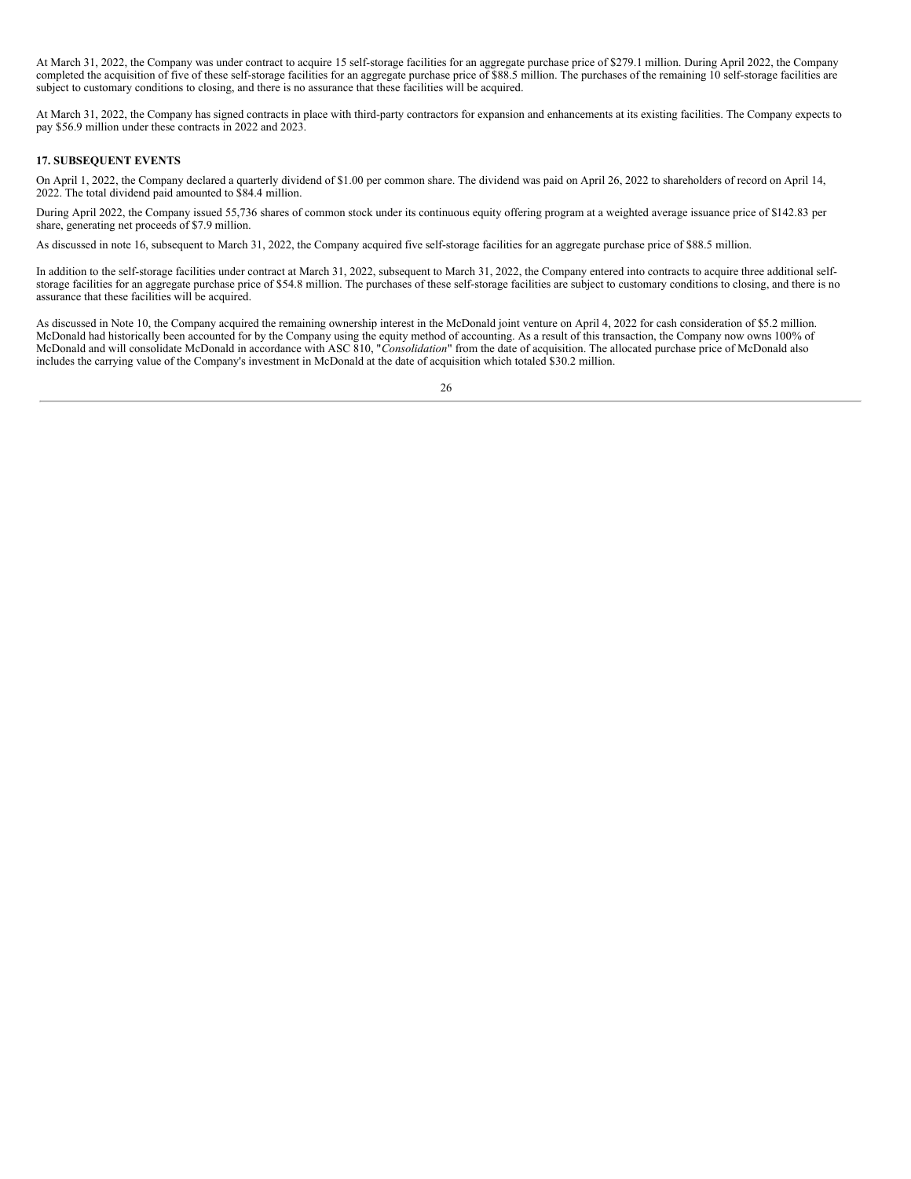At March 31, 2022, the Company was under contract to acquire 15 self-storage facilities for an aggregate purchase price of $279.1 million. During April 2022, the Company completed the acquisition of five of these self-storage facilities for an aggregate purchase price of $88.5 million. The purchases of the remaining 10 self-storage facilities are subject to customary conditions to closing, and there is no assurance that these facilities will be acquired.

At March 31, 2022, the Company has signed contracts in place with third-party contractors for expansion and enhancements at its existing facilities. The Company expects to pay $56.9 million under these contracts in 2022 and 2023.

### 17. SUBSEQUENT EVENTS

On April 1, 2022, the Company declared a quarterly dividend of $1.00 per common share. The dividend was paid on April 26, 2022 to shareholders of record on April 14, 2022. The total dividend paid amounted to $84.4 million.

During April 2022, the Company issued 55,736 shares of common stock under its continuous equity offering program at a weighted average issuance price of $142.83 per share, generating net proceeds of $7.9 million.

As discussed in note 16, subsequent to March 31, 2022, the Company acquired five self-storage facilities for an aggregate purchase price of $88.5 million.

In addition to the self-storage facilities under contract at March 31, 2022, subsequent to March 31, 2022, the Company entered into contracts to acquire three additional self-storage facilities for an aggregate purchase price of $54.8 million. The purchases of these self-storage facilities are subject to customary conditions to closing, and there is no assurance that these facilities will be acquired.

As discussed in Note 10, the Company acquired the remaining ownership interest in the McDonald joint venture on April 4, 2022 for cash consideration of $5.2 million. McDonald had historically been accounted for by the Company using the equity method of accounting. As a result of this transaction, the Company now owns 100% of McDonald and will consolidate McDonald in accordance with ASC 810, "*Consolidation*" from the date of acquisition. The allocated purchase price of McDonald also includes the carrying value of the Company's investment in McDonald at the date of acquisition which totaled $30.2 million.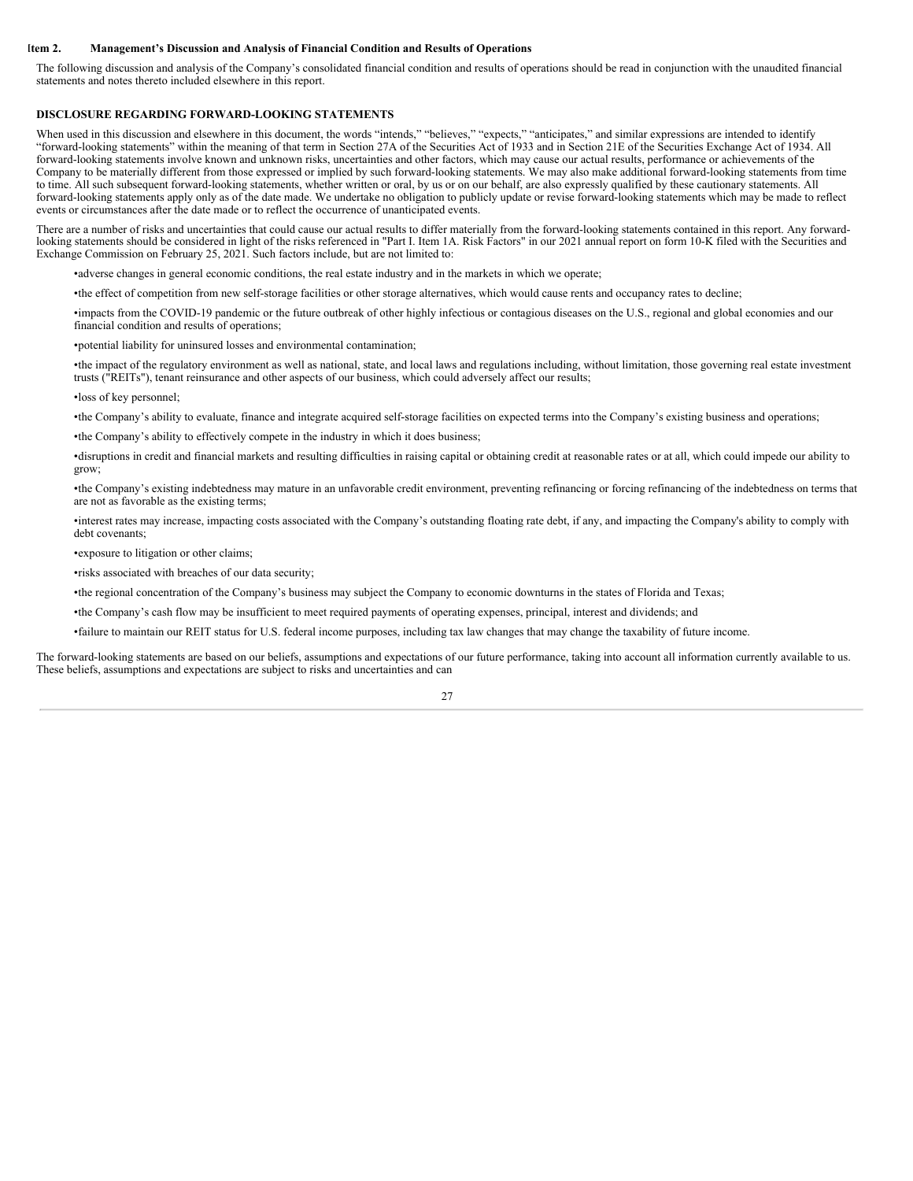## Item 2. Management's Discussion and Analysis of Financial Condition and Results of Operations

The following discussion and analysis of the Company's consolidated financial condition and results of operations should be read in conjunction with the unaudited financial statements and notes thereto included elsewhere in this report.

### DISCLOSURE REGARDING FORWARD-LOOKING STATEMENTS

When used in this discussion and elsewhere in this document, the words "intends," "believes," "expects," "anticipates," and similar expressions are intended to identify "forward-looking statements" within the meaning of that term in Section 27A of the Securities Act of 1933 and in Section 21E of the Securities Exchange Act of 1934. All forward-looking statements involve known and unknown risks, uncertainties and other factors, which may cause our actual results, performance or achievements of the Company to be materially different from those expressed or implied by such forward-looking statements. We may also make additional forward-looking statements from time to time. All such subsequent forward-looking statements, whether written or oral, by us or on our behalf, are also expressly qualified by these cautionary statements. All forward-looking statements apply only as of the date made. We undertake no obligation to publicly update or revise forward-looking statements which may be made to reflect events or circumstances after the date made or to reflect the occurrence of unanticipated events.

There are a number of risks and uncertainties that could cause our actual results to differ materially from the forward-looking statements contained in this report. Any forward-looking statements should be considered in light of the risks referenced in "Part I. Item 1A. Risk Factors" in our 2021 annual report on form 10-K filed with the Securities and Exchange Commission on February 25, 2021. Such factors include, but are not limited to:

- adverse changes in general economic conditions, the real estate industry and in the markets in which we operate;
- the effect of competition from new self-storage facilities or other storage alternatives, which would cause rents and occupancy rates to decline;
- impacts from the COVID-19 pandemic or the future outbreak of other highly infectious or contagious diseases on the U.S., regional and global economies and our financial condition and results of operations;
- potential liability for uninsured losses and environmental contamination;
- the impact of the regulatory environment as well as national, state, and local laws and regulations including, without limitation, those governing real estate investment trusts ("REITs"), tenant reinsurance and other aspects of our business, which could adversely affect our results;
- loss of key personnel;
- the Company's ability to evaluate, finance and integrate acquired self-storage facilities on expected terms into the Company's existing business and operations;
- the Company's ability to effectively compete in the industry in which it does business;
- disruptions in credit and financial markets and resulting difficulties in raising capital or obtaining credit at reasonable rates or at all, which could impede our ability to grow;
- the Company's existing indebtedness may mature in an unfavorable credit environment, preventing refinancing or forcing refinancing of the indebtedness on terms that are not as favorable as the existing terms;
- interest rates may increase, impacting costs associated with the Company's outstanding floating rate debt, if any, and impacting the Company's ability to comply with debt covenants;
- exposure to litigation or other claims;
- risks associated with breaches of our data security;
- the regional concentration of the Company's business may subject the Company to economic downturns in the states of Florida and Texas;
- the Company's cash flow may be insufficient to meet required payments of operating expenses, principal, interest and dividends; and
- failure to maintain our REIT status for U.S. federal income purposes, including tax law changes that may change the taxability of future income.

The forward-looking statements are based on our beliefs, assumptions and expectations of our future performance, taking into account all information currently available to us. These beliefs, assumptions and expectations are subject to risks and uncertainties and can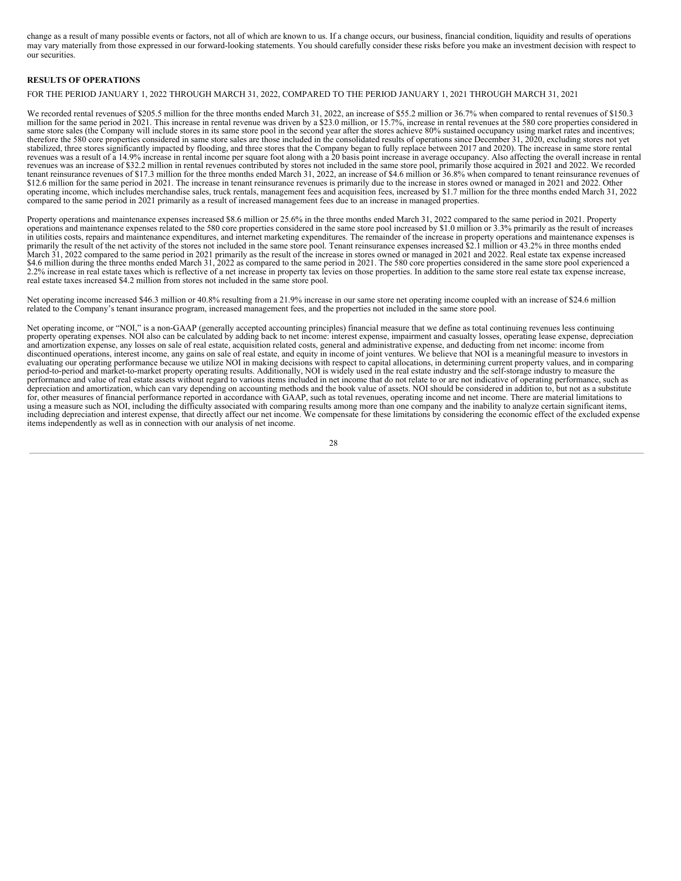change as a result of many possible events or factors, not all of which are known to us. If a change occurs, our business, financial condition, liquidity and results of operations may vary materially from those expressed in our forward-looking statements. You should carefully consider these risks before you make an investment decision with respect to our securities.

## RESULTS OF OPERATIONS

FOR THE PERIOD JANUARY 1, 2022 THROUGH MARCH 31, 2022, COMPARED TO THE PERIOD JANUARY 1, 2021 THROUGH MARCH 31, 2021

We recorded rental revenues of $205.5 million for the three months ended March 31, 2022, an increase of $55.2 million or 36.7% when compared to rental revenues of $150.3 million for the same period in 2021. This increase in rental revenue was driven by a $23.0 million, or 15.7%, increase in rental revenues at the 580 core properties considered in same store sales (the Company will include stores in its same store pool in the second year after the stores achieve 80% sustained occupancy using market rates and incentives; therefore the 580 core properties considered in same store sales are those included in the consolidated results of operations since December 31, 2020, excluding stores not yet stabilized, three stores significantly impacted by flooding, and three stores that the Company began to fully replace between 2017 and 2020). The increase in same store rental revenues was a result of a 14.9% increase in rental income per square foot along with a 20 basis point increase in average occupancy. Also affecting the overall increase in rental revenues was an increase of $32.2 million in rental revenues contributed by stores not included in the same store pool, primarily those acquired in 2021 and 2022. We recorded tenant reinsurance revenues of $17.3 million for the three months ended March 31, 2022, an increase of $4.6 million or 36.8% when compared to tenant reinsurance revenues of $12.6 million for the same period in 2021. The increase in tenant reinsurance revenues is primarily due to the increase in stores owned or managed in 2021 and 2022. Other operating income, which includes merchandise sales, truck rentals, management fees and acquisition fees, increased by $1.7 million for the three months ended March 31, 2022 compared to the same period in 2021 primarily as a result of increased management fees due to an increase in managed properties.

Property operations and maintenance expenses increased $8.6 million or 25.6% in the three months ended March 31, 2022 compared to the same period in 2021. Property operations and maintenance expenses related to the 580 core properties considered in the same store pool increased by $1.0 million or 3.3% primarily as the result of increases in utilities costs, repairs and maintenance expenditures, and internet marketing expenditures. The remainder of the increase in property operations and maintenance expenses is primarily the result of the net activity of the stores not included in the same store pool. Tenant reinsurance expenses increased $2.1 million or 43.2% in three months ended March 31, 2022 compared to the same period in 2021 primarily as the result of the increase in stores owned or managed in 2021 and 2022. Real estate tax expense increased $4.6 million during the three months ended March 31, 2022 as compared to the same period in 2021. The 580 core properties considered in the same store pool experienced a 2.2% increase in real estate taxes which is reflective of a net increase in property tax levies on those properties. In addition to the same store real estate tax expense increase, real estate taxes increased $4.2 million from stores not included in the same store pool.

Net operating income increased $46.3 million or 40.8% resulting from a 21.9% increase in our same store net operating income coupled with an increase of $24.6 million related to the Company's tenant insurance program, increased management fees, and the properties not included in the same store pool.

Net operating income, or "NOI," is a non-GAAP (generally accepted accounting principles) financial measure that we define as total continuing revenues less continuing property operating expenses. NOI also can be calculated by adding back to net income: interest expense, impairment and casualty losses, operating lease expense, depreciation and amortization expense, any losses on sale of real estate, acquisition related costs, general and administrative expense, and deducting from net income: income from discontinued operations, interest income, any gains on sale of real estate, and equity in income of joint ventures. We believe that NOI is a meaningful measure to investors in evaluating our operating performance because we utilize NOI in making decisions with respect to capital allocations, in determining current property values, and in comparing period-to-period and market-to-market property operating results. Additionally, NOI is widely used in the real estate industry and the self-storage industry to measure the performance and value of real estate assets without regard to various items included in net income that do not relate to or are not indicative of operating performance, such as depreciation and amortization, which can vary depending on accounting methods and the book value of assets. NOI should be considered in addition to, but not as a substitute for, other measures of financial performance reported in accordance with GAAP, such as total revenues, operating income and net income. There are material limitations to using a measure such as NOI, including the difficulty associated with comparing results among more than one company and the inability to analyze certain significant items, including depreciation and interest expense, that directly affect our net income. We compensate for these limitations by considering the economic effect of the excluded expense items independently as well as in connection with our analysis of net income.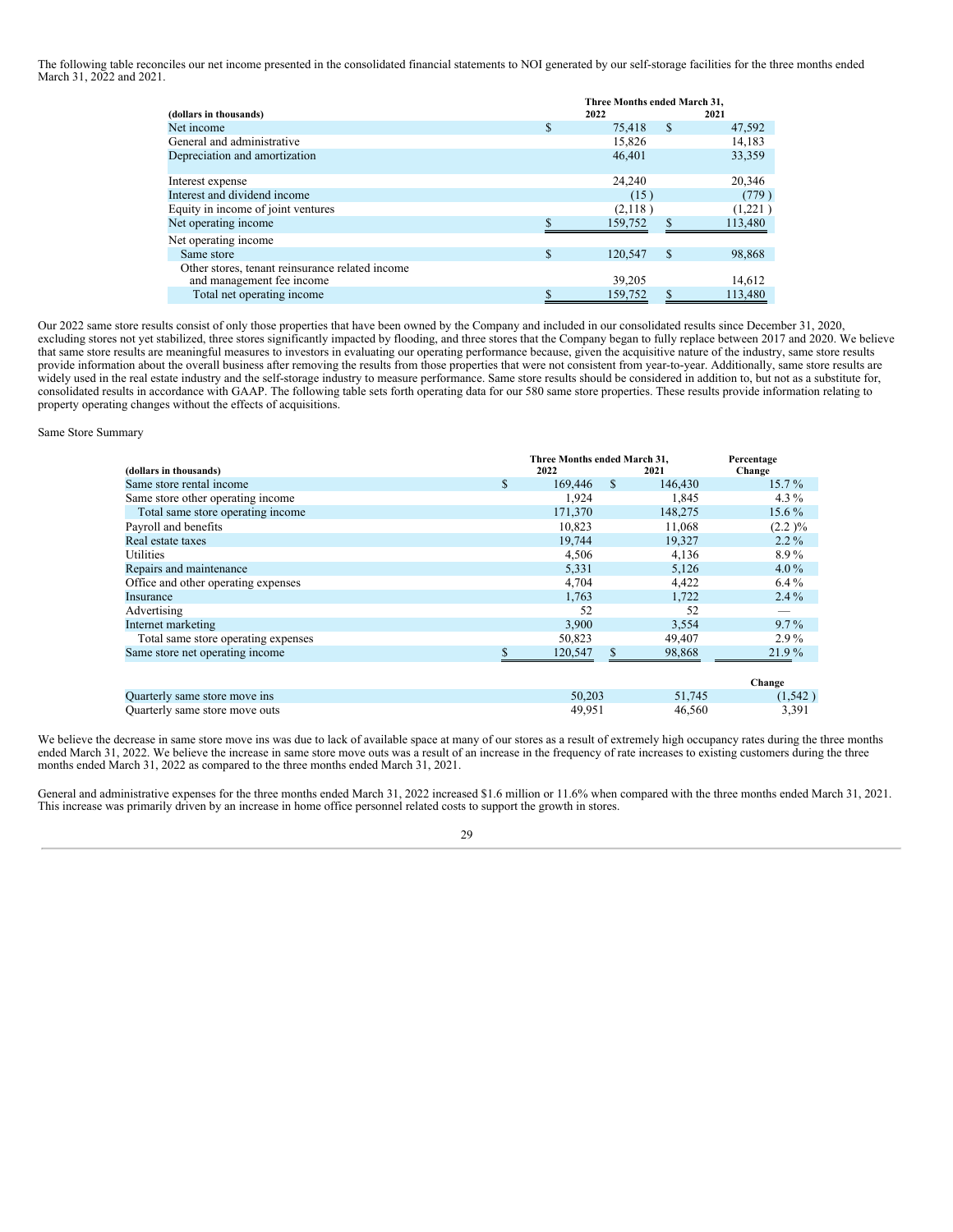The following table reconciles our net income presented in the consolidated financial statements to NOI generated by our self-storage facilities for the three months ended March 31, 2022 and 2021.

| (dollars in thousands) | Three Months ended March 31, 2022 | 2021 |
|---|---|---|
| Net income | $ 75,418 | $ 47,592 |
| General and administrative | 15,826 | 14,183 |
| Depreciation and amortization | 46,401 | 33,359 |
| Interest expense | 24,240 | 20,346 |
| Interest and dividend income | (15) | (779) |
| Equity in income of joint ventures | (2,118) | (1,221) |
| Net operating income | $ 159,752 | $ 113,480 |
| Net operating income | | |
| Same store | $ 120,547 | $ 98,868 |
| Other stores, tenant reinsurance related income and management fee income | 39,205 | 14,612 |
| Total net operating income | $ 159,752 | $ 113,480 |

Our 2022 same store results consist of only those properties that have been owned by the Company and included in our consolidated results since December 31, 2020, excluding stores not yet stabilized, three stores significantly impacted by flooding, and three stores that the Company began to fully replace between 2017 and 2020. We believe that same store results are meaningful measures to investors in evaluating our operating performance because, given the acquisitive nature of the industry, same store results provide information about the overall business after removing the results from those properties that were not consistent from year-to-year. Additionally, same store results are widely used in the real estate industry and the self-storage industry to measure performance. Same store results should be considered in addition to, but not as a substitute for, consolidated results in accordance with GAAP. The following table sets forth operating data for our 580 same store properties. These results provide information relating to property operating changes without the effects of acquisitions.

Same Store Summary

| (dollars in thousands) | Three Months ended March 31, 2022 | 2021 | Percentage Change |
|---|---|---|---|
| Same store rental income | $ 169,446 | $ 146,430 | 15.7 % |
| Same store other operating income | 1,924 | 1,845 | 4.3 % |
| Total same store operating income | 171,370 | 148,275 | 15.6 % |
| Payroll and benefits | 10,823 | 11,068 | (2.2 )% |
| Real estate taxes | 19,744 | 19,327 | 2.2 % |
| Utilities | 4,506 | 4,136 | 8.9 % |
| Repairs and maintenance | 5,331 | 5,126 | 4.0 % |
| Office and other operating expenses | 4,704 | 4,422 | 6.4 % |
| Insurance | 1,763 | 1,722 | 2.4 % |
| Advertising | 52 | 52 | — |
| Internet marketing | 3,900 | 3,554 | 9.7 % |
| Total same store operating expenses | 50,823 | 49,407 | 2.9 % |
| Same store net operating income | $ 120,547 | $ 98,868 | 21.9 % |

| | | | Change |
|---|---|---|---|
| Quarterly same store move ins | 50,203 | 51,745 | (1,542) |
| Quarterly same store move outs | 49,951 | 46,560 | 3,391 |

We believe the decrease in same store move ins was due to lack of available space at many of our stores as a result of extremely high occupancy rates during the three months ended March 31, 2022. We believe the increase in same store move outs was a result of an increase in the frequency of rate increases to existing customers during the three months ended March 31, 2022 as compared to the three months ended March 31, 2021.

General and administrative expenses for the three months ended March 31, 2022 increased $1.6 million or 11.6% when compared with the three months ended March 31, 2021. This increase was primarily driven by an increase in home office personnel related costs to support the growth in stores.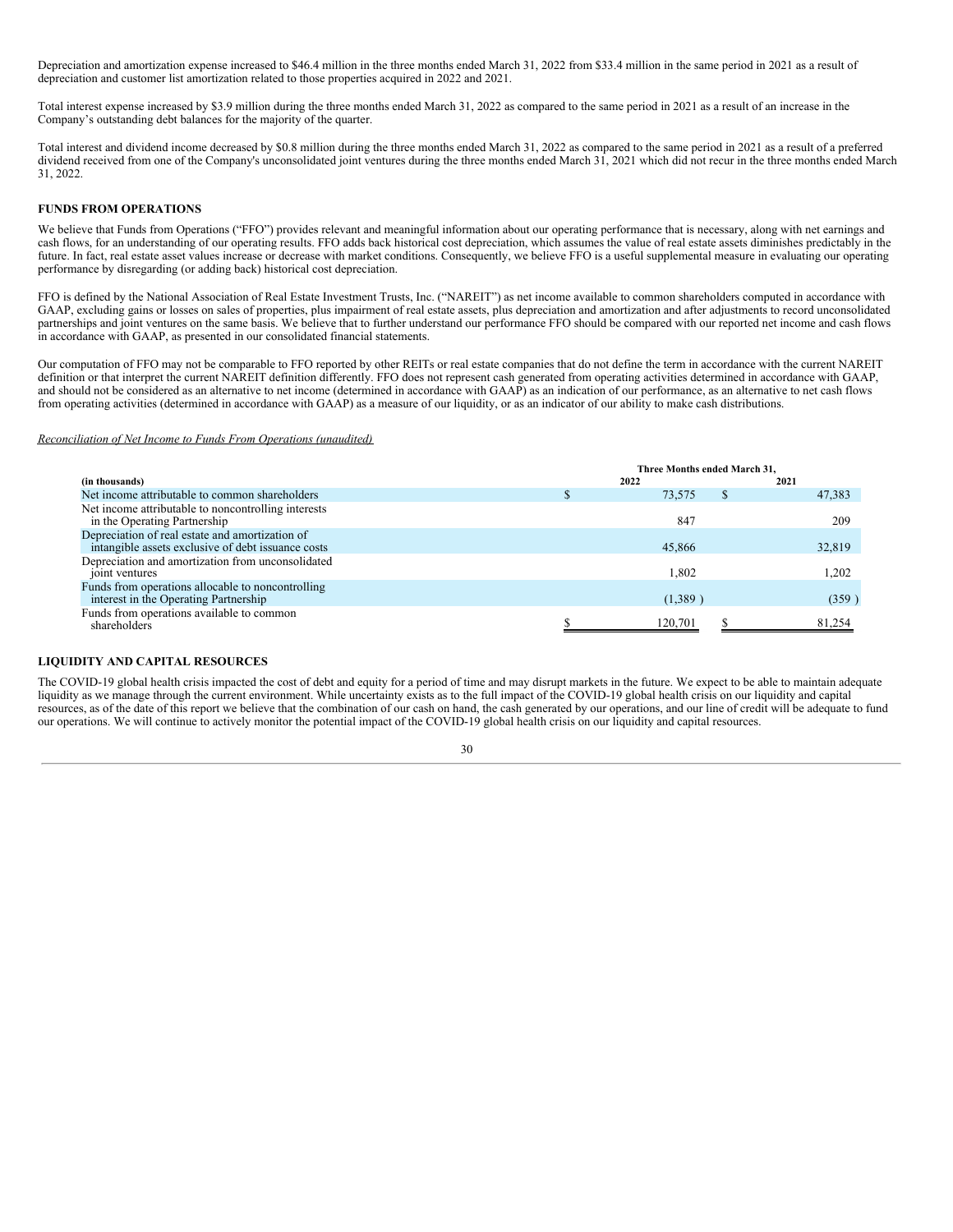Depreciation and amortization expense increased to $46.4 million in the three months ended March 31, 2022 from $33.4 million in the same period in 2021 as a result of depreciation and customer list amortization related to those properties acquired in 2022 and 2021.

Total interest expense increased by $3.9 million during the three months ended March 31, 2022 as compared to the same period in 2021 as a result of an increase in the Company's outstanding debt balances for the majority of the quarter.

Total interest and dividend income decreased by $0.8 million during the three months ended March 31, 2022 as compared to the same period in 2021 as a result of a preferred dividend received from one of the Company's unconsolidated joint ventures during the three months ended March 31, 2021 which did not recur in the three months ended March 31, 2022.

## FUNDS FROM OPERATIONS

We believe that Funds from Operations ("FFO") provides relevant and meaningful information about our operating performance that is necessary, along with net earnings and cash flows, for an understanding of our operating results. FFO adds back historical cost depreciation, which assumes the value of real estate assets diminishes predictably in the future. In fact, real estate asset values increase or decrease with market conditions. Consequently, we believe FFO is a useful supplemental measure in evaluating our operating performance by disregarding (or adding back) historical cost depreciation.

FFO is defined by the National Association of Real Estate Investment Trusts, Inc. ("NAREIT") as net income available to common shareholders computed in accordance with GAAP, excluding gains or losses on sales of properties, plus impairment of real estate assets, plus depreciation and amortization and after adjustments to record unconsolidated partnerships and joint ventures on the same basis. We believe that to further understand our performance FFO should be compared with our reported net income and cash flows in accordance with GAAP, as presented in our consolidated financial statements.

Our computation of FFO may not be comparable to FFO reported by other REITs or real estate companies that do not define the term in accordance with the current NAREIT definition or that interpret the current NAREIT definition differently. FFO does not represent cash generated from operating activities determined in accordance with GAAP, and should not be considered as an alternative to net income (determined in accordance with GAAP) as an indication of our performance, as an alternative to net cash flows from operating activities (determined in accordance with GAAP) as a measure of our liquidity, or as an indicator of our ability to make cash distributions.

*Reconciliation of Net Income to Funds From Operations (unaudited)*

| (in thousands) | Three Months ended March 31, 2022 | 2021 |
|---|---|---|
| Net income attributable to common shareholders | $ 73,575 | $ 47,383 |
| Net income attributable to noncontrolling interests in the Operating Partnership | 847 | 209 |
| Depreciation of real estate and amortization of intangible assets exclusive of debt issuance costs | 45,866 | 32,819 |
| Depreciation and amortization from unconsolidated joint ventures | 1,802 | 1,202 |
| Funds from operations allocable to noncontrolling interest in the Operating Partnership | (1,389 ) | (359 ) |
| Funds from operations available to common shareholders | $ 120,701 | $ 81,254 |

## LIQUIDITY AND CAPITAL RESOURCES

The COVID-19 global health crisis impacted the cost of debt and equity for a period of time and may disrupt markets in the future. We expect to be able to maintain adequate liquidity as we manage through the current environment. While uncertainty exists as to the full impact of the COVID-19 global health crisis on our liquidity and capital resources, as of the date of this report we believe that the combination of our cash on hand, the cash generated by our operations, and our line of credit will be adequate to fund our operations. We will continue to actively monitor the potential impact of the COVID-19 global health crisis on our liquidity and capital resources.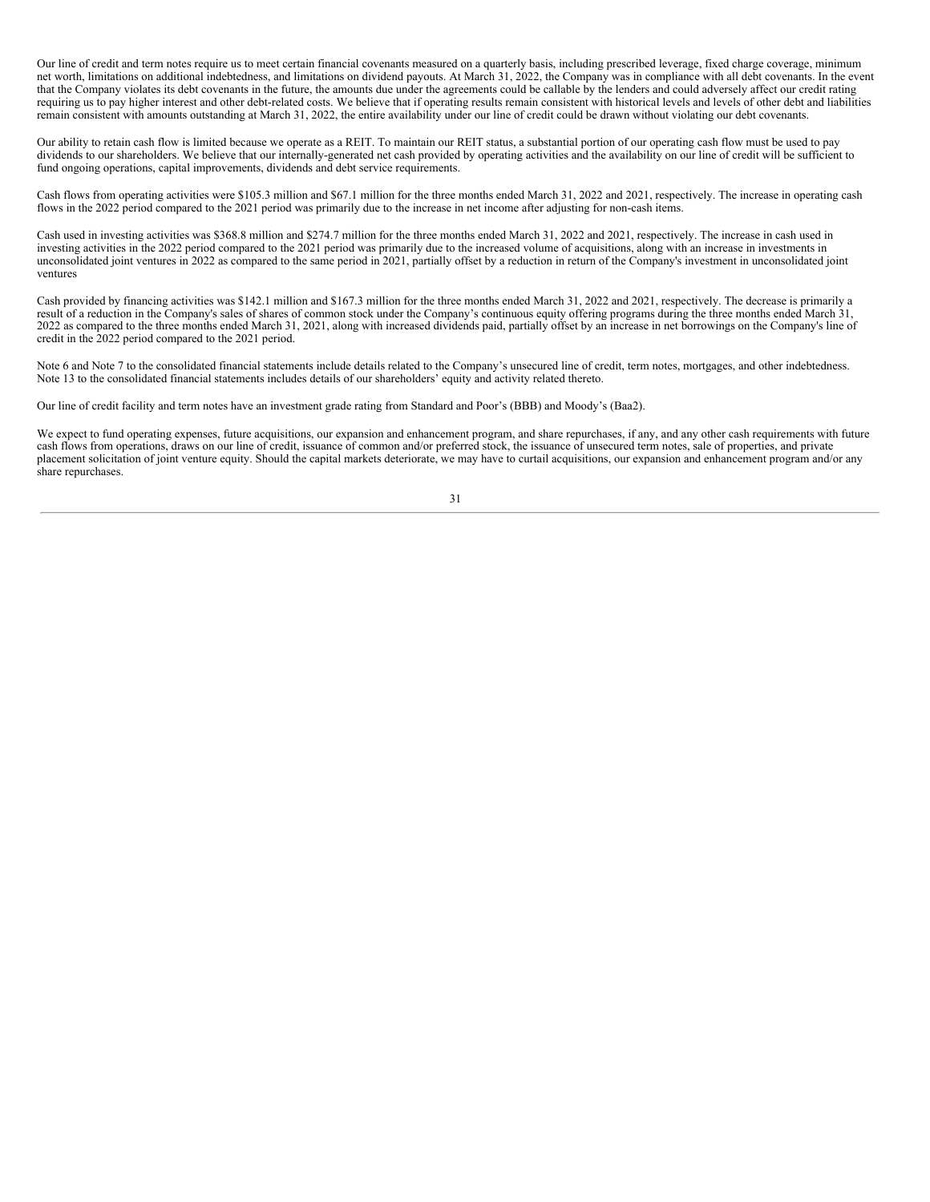Our line of credit and term notes require us to meet certain financial covenants measured on a quarterly basis, including prescribed leverage, fixed charge coverage, minimum net worth, limitations on additional indebtedness, and limitations on dividend payouts. At March 31, 2022, the Company was in compliance with all debt covenants. In the event that the Company violates its debt covenants in the future, the amounts due under the agreements could be callable by the lenders and could adversely affect our credit rating requiring us to pay higher interest and other debt-related costs. We believe that if operating results remain consistent with historical levels and levels of other debt and liabilities remain consistent with amounts outstanding at March 31, 2022, the entire availability under our line of credit could be drawn without violating our debt covenants.

Our ability to retain cash flow is limited because we operate as a REIT. To maintain our REIT status, a substantial portion of our operating cash flow must be used to pay dividends to our shareholders. We believe that our internally-generated net cash provided by operating activities and the availability on our line of credit will be sufficient to fund ongoing operations, capital improvements, dividends and debt service requirements.

Cash flows from operating activities were $105.3 million and $67.1 million for the three months ended March 31, 2022 and 2021, respectively. The increase in operating cash flows in the 2022 period compared to the 2021 period was primarily due to the increase in net income after adjusting for non-cash items.

Cash used in investing activities was $368.8 million and $274.7 million for the three months ended March 31, 2022 and 2021, respectively. The increase in cash used in investing activities in the 2022 period compared to the 2021 period was primarily due to the increased volume of acquisitions, along with an increase in investments in unconsolidated joint ventures in 2022 as compared to the same period in 2021, partially offset by a reduction in return of the Company's investment in unconsolidated joint ventures

Cash provided by financing activities was $142.1 million and $167.3 million for the three months ended March 31, 2022 and 2021, respectively. The decrease is primarily a result of a reduction in the Company's sales of shares of common stock under the Company's continuous equity offering programs during the three months ended March 31, 2022 as compared to the three months ended March 31, 2021, along with increased dividends paid, partially offset by an increase in net borrowings on the Company's line of credit in the 2022 period compared to the 2021 period.

Note 6 and Note 7 to the consolidated financial statements include details related to the Company's unsecured line of credit, term notes, mortgages, and other indebtedness. Note 13 to the consolidated financial statements includes details of our shareholders' equity and activity related thereto.

Our line of credit facility and term notes have an investment grade rating from Standard and Poor's (BBB) and Moody's (Baa2).

We expect to fund operating expenses, future acquisitions, our expansion and enhancement program, and share repurchases, if any, and any other cash requirements with future cash flows from operations, draws on our line of credit, issuance of common and/or preferred stock, the issuance of unsecured term notes, sale of properties, and private placement solicitation of joint venture equity. Should the capital markets deteriorate, we may have to curtail acquisitions, our expansion and enhancement program and/or any share repurchases.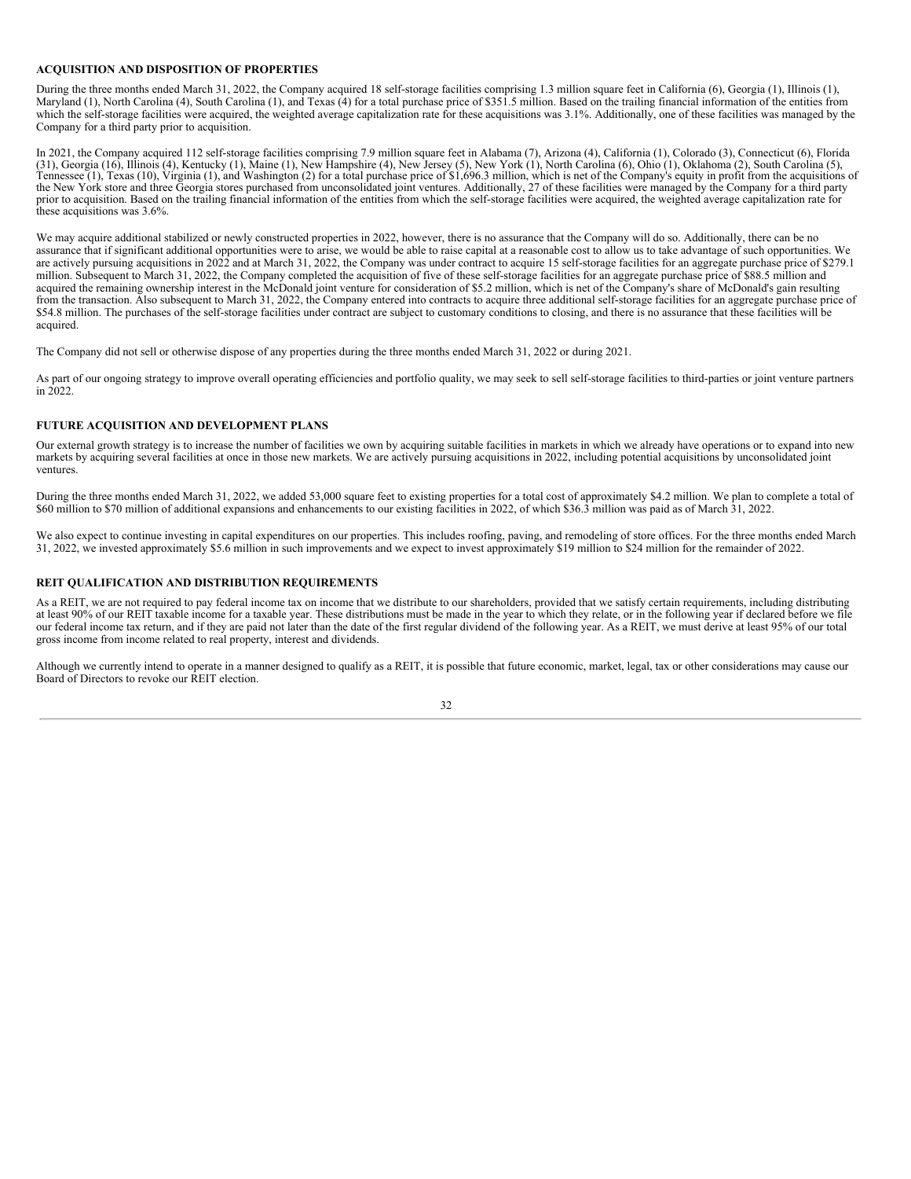**ACQUISITION AND DISPOSITION OF PROPERTIES**

During the three months ended March 31, 2022, the Company acquired 18 self-storage facilities comprising 1.3 million square feet in California (6), Georgia (1), Illinois (1), Maryland (1), North Carolina (4), South Carolina (1), and Texas (4) for a total purchase price of $351.5 million. Based on the trailing financial information of the entities from which the self-storage facilities were acquired, the weighted average capitalization rate for these acquisitions was 3.1%. Additionally, one of these facilities was managed by the Company for a third party prior to acquisition.

In 2021, the Company acquired 112 self-storage facilities comprising 7.9 million square feet in Alabama (7), Arizona (4), California (1), Colorado (3), Connecticut (6), Florida (31), Georgia (16), Illinois (4), Kentucky (1), Maine (1), New Hampshire (4), New Jersey (5), New York (1), North Carolina (6), Ohio (1), Oklahoma (2), South Carolina (5), Tennessee (1), Texas (10), Virginia (1), and Washington (2) for a total purchase price of $1,696.3 million, which is net of the Company's equity in profit from the acquisitions of the New York store and three Georgia stores purchased from unconsolidated joint ventures. Additionally, 27 of these facilities were managed by the Company for a third party prior to acquisition. Based on the trailing financial information of the entities from which the self-storage facilities were acquired, the weighted average capitalization rate for these acquisitions was 3.6%.

We may acquire additional stabilized or newly constructed properties in 2022, however, there is no assurance that the Company will do so. Additionally, there can be no assurance that if significant additional opportunities were to arise, we would be able to raise capital at a reasonable cost to allow us to take advantage of such opportunities. We are actively pursuing acquisitions in 2022 and at March 31, 2022, the Company was under contract to acquire 15 self-storage facilities for an aggregate purchase price of $279.1 million. Subsequent to March 31, 2022, the Company completed the acquisition of five of these self-storage facilities for an aggregate purchase price of $88.5 million and acquired the remaining ownership interest in the McDonald joint venture for consideration of $5.2 million, which is net of the Company's share of McDonald's gain resulting from the transaction. Also subsequent to March 31, 2022, the Company entered into contracts to acquire three additional self-storage facilities for an aggregate purchase price of $54.8 million. The purchases of the self-storage facilities under contract are subject to customary conditions to closing, and there is no assurance that these facilities will be acquired.

The Company did not sell or otherwise dispose of any properties during the three months ended March 31, 2022 or during 2021.

As part of our ongoing strategy to improve overall operating efficiencies and portfolio quality, we may seek to sell self-storage facilities to third-parties or joint venture partners in 2022.

**FUTURE ACQUISITION AND DEVELOPMENT PLANS**

Our external growth strategy is to increase the number of facilities we own by acquiring suitable facilities in markets in which we already have operations or to expand into new markets by acquiring several facilities at once in those new markets. We are actively pursuing acquisitions in 2022, including potential acquisitions by unconsolidated joint ventures.

During the three months ended March 31, 2022, we added 53,000 square feet to existing properties for a total cost of approximately $4.2 million. We plan to complete a total of $60 million to $70 million of additional expansions and enhancements to our existing facilities in 2022, of which $36.3 million was paid as of March 31, 2022.

We also expect to continue investing in capital expenditures on our properties. This includes roofing, paving, and remodeling of store offices. For the three months ended March 31, 2022, we invested approximately $5.6 million in such improvements and we expect to invest approximately $19 million to $24 million for the remainder of 2022.

**REIT QUALIFICATION AND DISTRIBUTION REQUIREMENTS**

As a REIT, we are not required to pay federal income tax on income that we distribute to our shareholders, provided that we satisfy certain requirements, including distributing at least 90% of our REIT taxable income for a taxable year. These distributions must be made in the year to which they relate, or in the following year if declared before we file our federal income tax return, and if they are paid not later than the date of the first regular dividend of the following year. As a REIT, we must derive at least 95% of our total gross income from income related to real property, interest and dividends.

Although we currently intend to operate in a manner designed to qualify as a REIT, it is possible that future economic, market, legal, tax or other considerations may cause our Board of Directors to revoke our REIT election.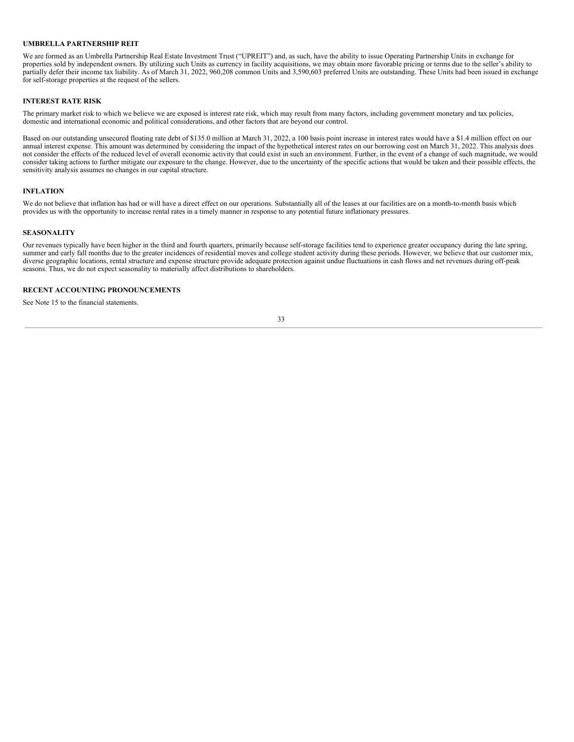## UMBRELLA PARTNERSHIP REIT

We are formed as an Umbrella Partnership Real Estate Investment Trust ("UPREIT") and, as such, have the ability to issue Operating Partnership Units in exchange for properties sold by independent owners. By utilizing such Units as currency in facility acquisitions, we may obtain more favorable pricing or terms due to the seller's ability to partially defer their income tax liability. As of March 31, 2022, 960,208 common Units and 3,590,603 preferred Units are outstanding. These Units had been issued in exchange for self-storage properties at the request of the sellers.

## INTEREST RATE RISK

The primary market risk to which we believe we are exposed is interest rate risk, which may result from many factors, including government monetary and tax policies, domestic and international economic and political considerations, and other factors that are beyond our control.

Based on our outstanding unsecured floating rate debt of $135.0 million at March 31, 2022, a 100 basis point increase in interest rates would have a $1.4 million effect on our annual interest expense. This amount was determined by considering the impact of the hypothetical interest rates on our borrowing cost on March 31, 2022. This analysis does not consider the effects of the reduced level of overall economic activity that could exist in such an environment. Further, in the event of a change of such magnitude, we would consider taking actions to further mitigate our exposure to the change. However, due to the uncertainty of the specific actions that would be taken and their possible effects, the sensitivity analysis assumes no changes in our capital structure.

## INFLATION

We do not believe that inflation has had or will have a direct effect on our operations. Substantially all of the leases at our facilities are on a month-to-month basis which provides us with the opportunity to increase rental rates in a timely manner in response to any potential future inflationary pressures.

## SEASONALITY

Our revenues typically have been higher in the third and fourth quarters, primarily because self-storage facilities tend to experience greater occupancy during the late spring, summer and early fall months due to the greater incidences of residential moves and college student activity during these periods. However, we believe that our customer mix, diverse geographic locations, rental structure and expense structure provide adequate protection against undue fluctuations in cash flows and net revenues during off-peak seasons. Thus, we do not expect seasonality to materially affect distributions to shareholders.

## RECENT ACCOUNTING PRONOUNCEMENTS

See Note 15 to the financial statements.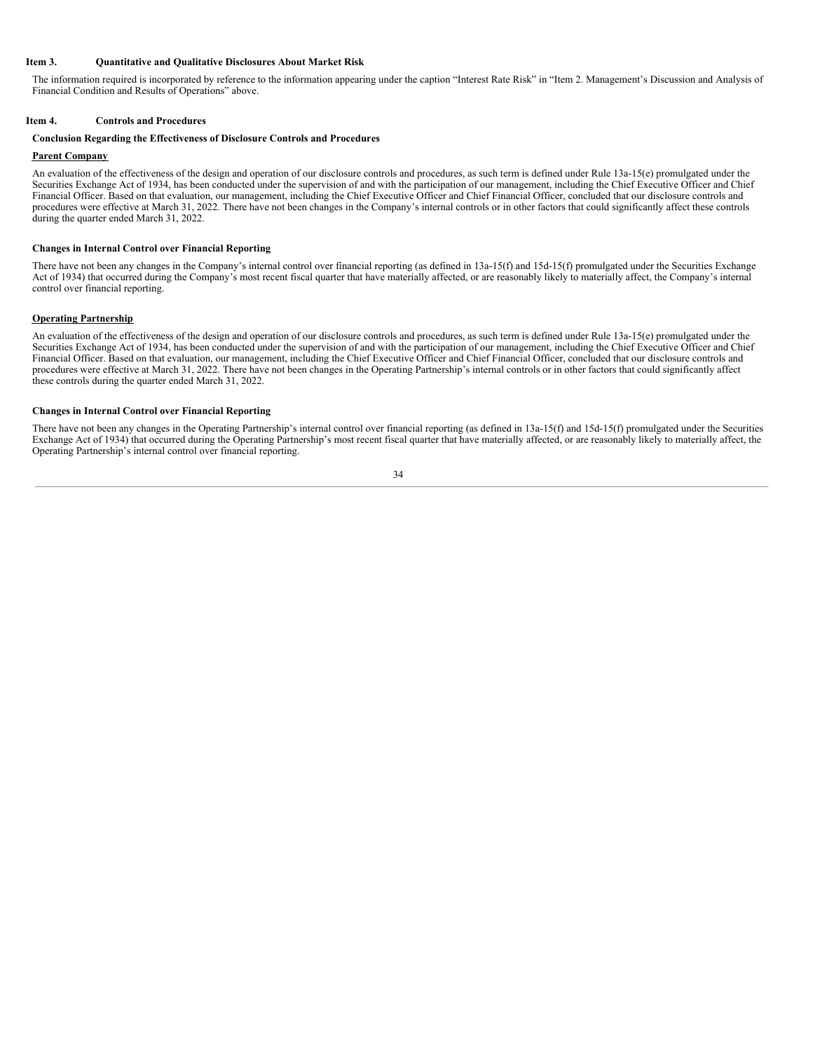## Item 3. Quantitative and Qualitative Disclosures About Market Risk

The information required is incorporated by reference to the information appearing under the caption "Interest Rate Risk" in "Item 2. Management's Discussion and Analysis of Financial Condition and Results of Operations" above.

## Item 4. Controls and Procedures

### Conclusion Regarding the Effectiveness of Disclosure Controls and Procedures

#### Parent Company

An evaluation of the effectiveness of the design and operation of our disclosure controls and procedures, as such term is defined under Rule 13a-15(e) promulgated under the Securities Exchange Act of 1934, has been conducted under the supervision of and with the participation of our management, including the Chief Executive Officer and Chief Financial Officer. Based on that evaluation, our management, including the Chief Executive Officer and Chief Financial Officer, concluded that our disclosure controls and procedures were effective at March 31, 2022. There have not been changes in the Company's internal controls or in other factors that could significantly affect these controls during the quarter ended March 31, 2022.

### Changes in Internal Control over Financial Reporting

There have not been any changes in the Company's internal control over financial reporting (as defined in 13a-15(f) and 15d-15(f) promulgated under the Securities Exchange Act of 1934) that occurred during the Company's most recent fiscal quarter that have materially affected, or are reasonably likely to materially affect, the Company's internal control over financial reporting.

#### Operating Partnership

An evaluation of the effectiveness of the design and operation of our disclosure controls and procedures, as such term is defined under Rule 13a-15(e) promulgated under the Securities Exchange Act of 1934, has been conducted under the supervision of and with the participation of our management, including the Chief Executive Officer and Chief Financial Officer. Based on that evaluation, our management, including the Chief Executive Officer and Chief Financial Officer, concluded that our disclosure controls and procedures were effective at March 31, 2022. There have not been changes in the Operating Partnership's internal controls or in other factors that could significantly affect these controls during the quarter ended March 31, 2022.

### Changes in Internal Control over Financial Reporting

There have not been any changes in the Operating Partnership's internal control over financial reporting (as defined in 13a-15(f) and 15d-15(f) promulgated under the Securities Exchange Act of 1934) that occurred during the Operating Partnership's most recent fiscal quarter that have materially affected, or are reasonably likely to materially affect, the Operating Partnership's internal control over financial reporting.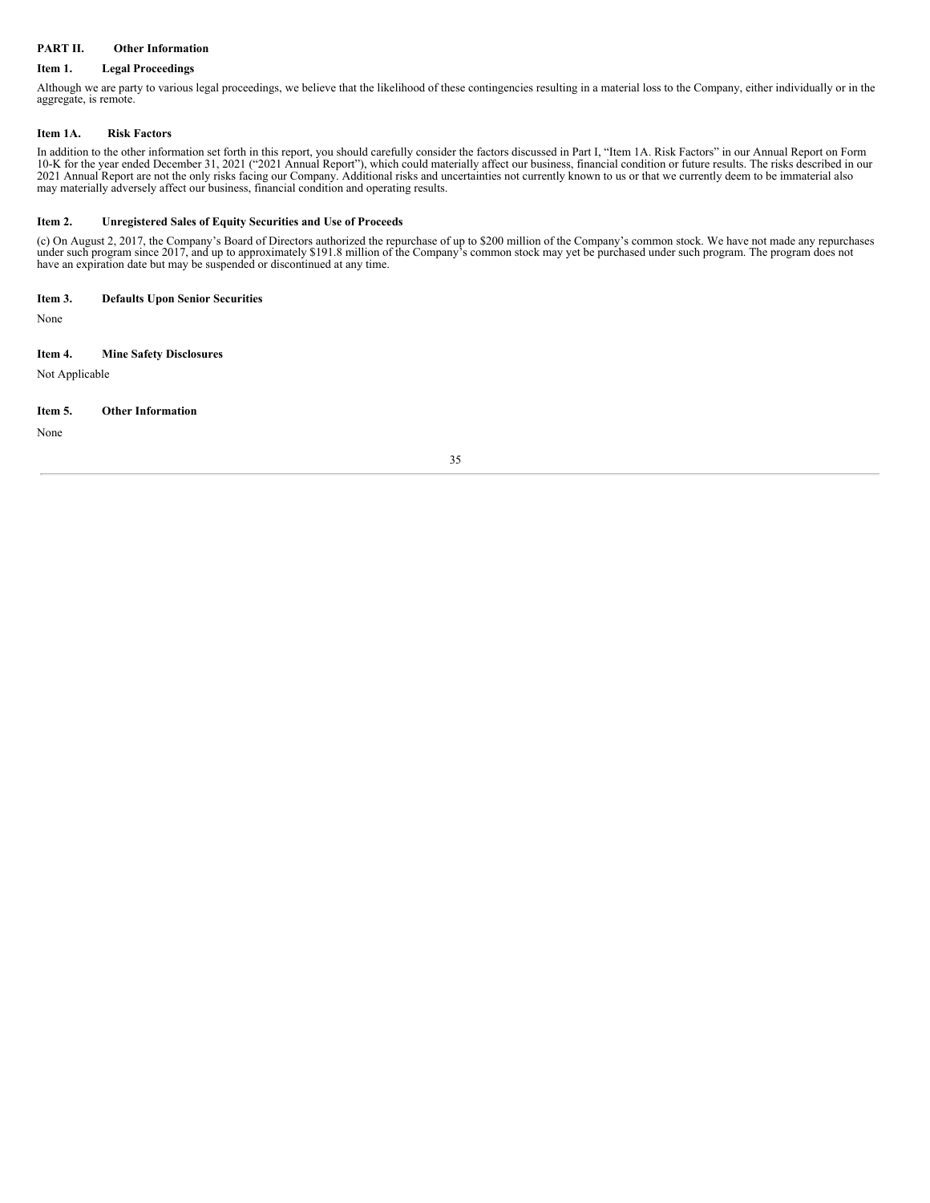## PART II. Other Information

### Item 1. Legal Proceedings

Although we are party to various legal proceedings, we believe that the likelihood of these contingencies resulting in a material loss to the Company, either individually or in the aggregate, is remote.

### Item 1A. Risk Factors

In addition to the other information set forth in this report, you should carefully consider the factors discussed in Part I, "Item 1A. Risk Factors" in our Annual Report on Form 10-K for the year ended December 31, 2021 ("2021 Annual Report"), which could materially affect our business, financial condition or future results. The risks described in our 2021 Annual Report are not the only risks facing our Company. Additional risks and uncertainties not currently known to us or that we currently deem to be immaterial also may materially adversely affect our business, financial condition and operating results.

### Item 2. Unregistered Sales of Equity Securities and Use of Proceeds

(c) On August 2, 2017, the Company's Board of Directors authorized the repurchase of up to $200 million of the Company's common stock. We have not made any repurchases under such program since 2017, and up to approximately $191.8 million of the Company's common stock may yet be purchased under such program. The program does not have an expiration date but may be suspended or discontinued at any time.

### Item 3. Defaults Upon Senior Securities

None

### Item 4. Mine Safety Disclosures

Not Applicable

### Item 5. Other Information

None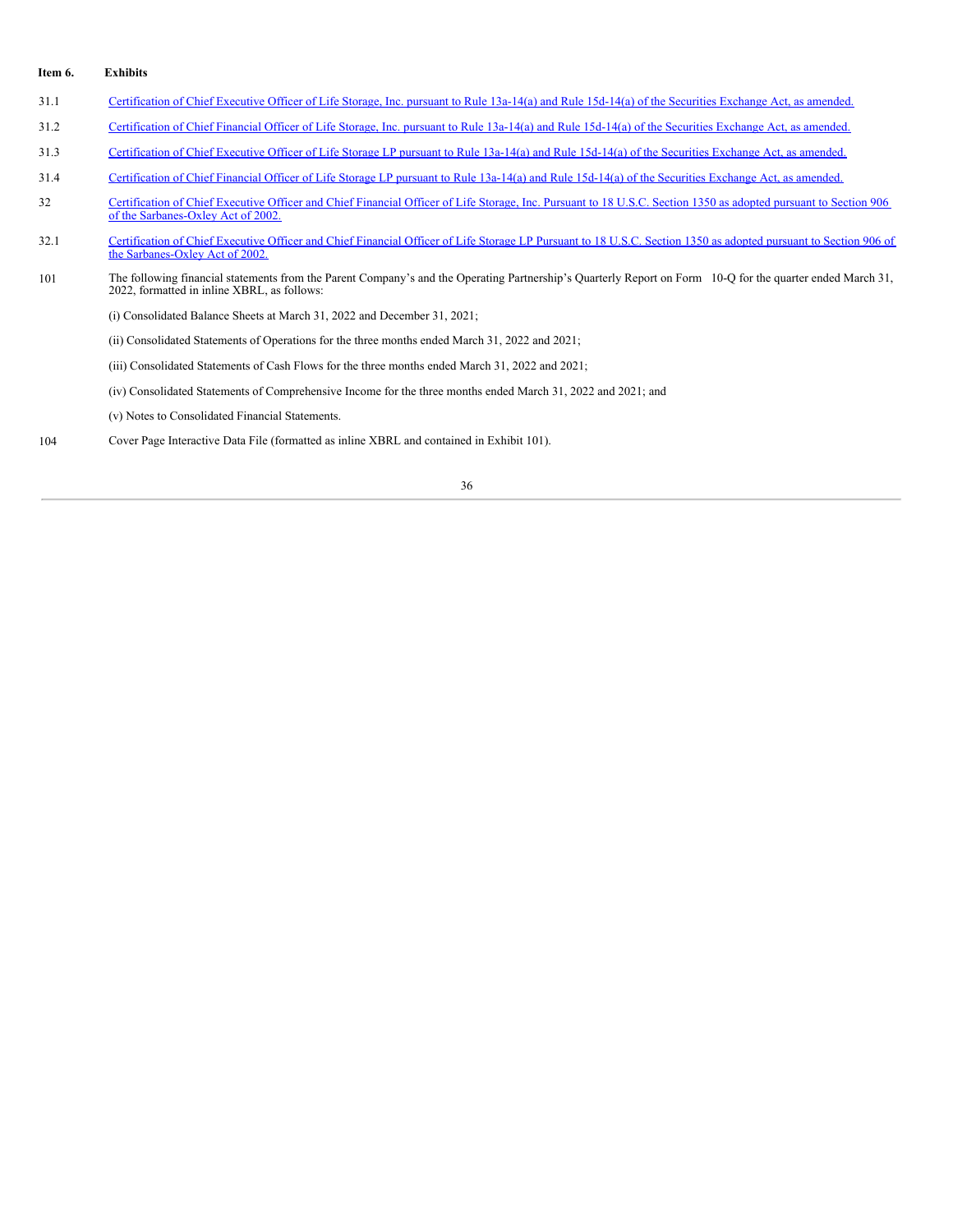**Item 6. Exhibits**

| | |
|---|---|
| 31.1 | Certification of Chief Executive Officer of Life Storage, Inc. pursuant to Rule 13a-14(a) and Rule 15d-14(a) of the Securities Exchange Act, as amended. |
| 31.2 | Certification of Chief Financial Officer of Life Storage, Inc. pursuant to Rule 13a-14(a) and Rule 15d-14(a) of the Securities Exchange Act, as amended. |
| 31.3 | Certification of Chief Executive Officer of Life Storage LP pursuant to Rule 13a-14(a) and Rule 15d-14(a) of the Securities Exchange Act, as amended. |
| 31.4 | Certification of Chief Financial Officer of Life Storage LP pursuant to Rule 13a-14(a) and Rule 15d-14(a) of the Securities Exchange Act, as amended. |
| 32 | Certification of Chief Executive Officer and Chief Financial Officer of Life Storage, Inc. Pursuant to 18 U.S.C. Section 1350 as adopted pursuant to Section 906 of the Sarbanes-Oxley Act of 2002. |
| 32.1 | Certification of Chief Executive Officer and Chief Financial Officer of Life Storage LP Pursuant to 18 U.S.C. Section 1350 as adopted pursuant to Section 906 of the Sarbanes-Oxley Act of 2002. |
| 101 | The following financial statements from the Parent Company's and the Operating Partnership's Quarterly Report on Form 10-Q for the quarter ended March 31, 2022, formatted in inline XBRL, as follows: |
| | (i) Consolidated Balance Sheets at March 31, 2022 and December 31, 2021; |
| | (ii) Consolidated Statements of Operations for the three months ended March 31, 2022 and 2021; |
| | (iii) Consolidated Statements of Cash Flows for the three months ended March 31, 2022 and 2021; |
| | (iv) Consolidated Statements of Comprehensive Income for the three months ended March 31, 2022 and 2021; and |
| | (v) Notes to Consolidated Financial Statements. |
| 104 | Cover Page Interactive Data File (formatted as inline XBRL and contained in Exhibit 101). |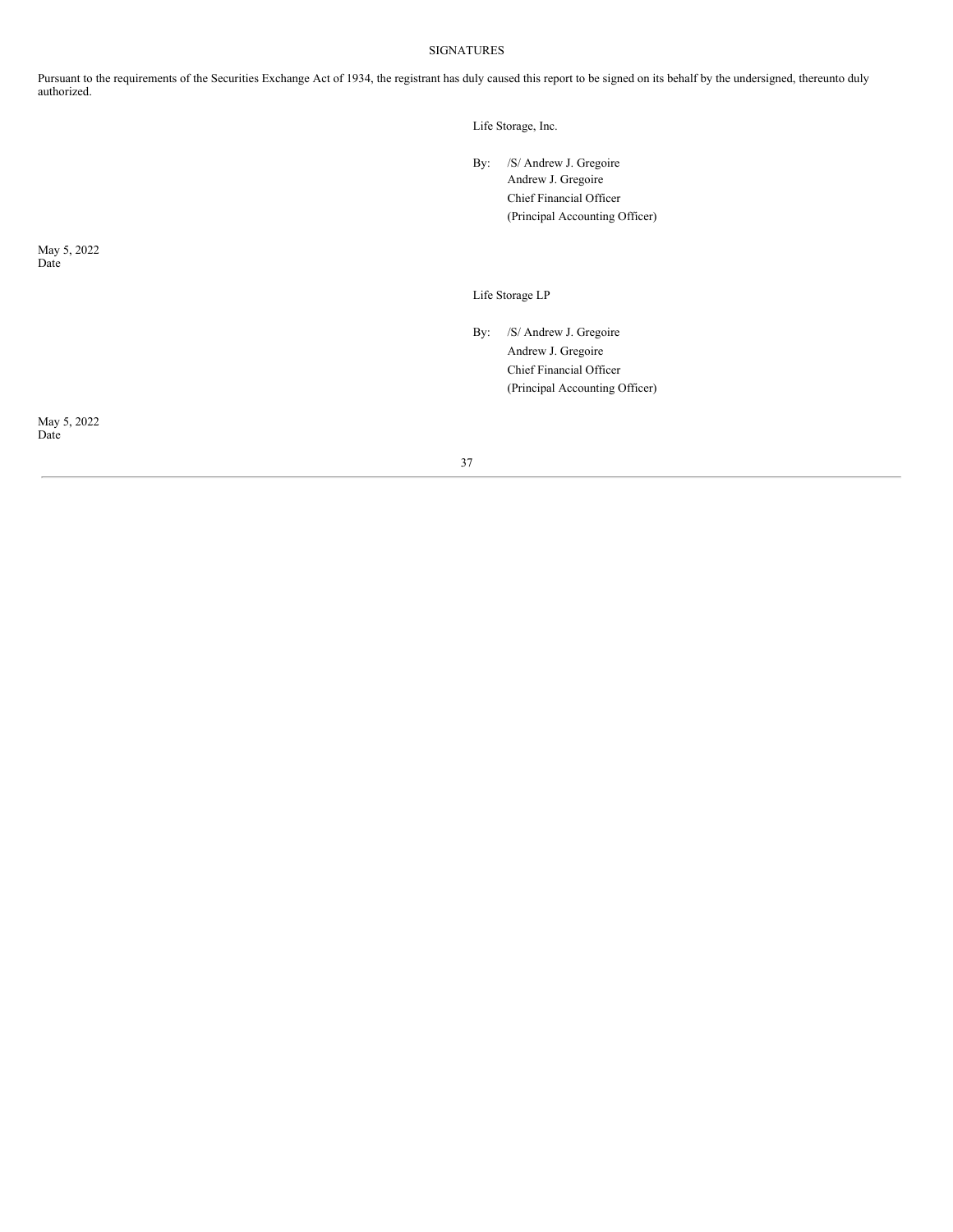# SIGNATURES

Pursuant to the requirements of the Securities Exchange Act of 1934, the registrant has duly caused this report to be signed on its behalf by the undersigned, thereunto duly authorized.

Life Storage, Inc.

By: /S/ Andrew J. Gregoire
Andrew J. Gregoire
Chief Financial Officer
(Principal Accounting Officer)

May 5, 2022
Date

Life Storage LP

By: /S/ Andrew J. Gregoire
Andrew J. Gregoire
Chief Financial Officer
(Principal Accounting Officer)

May 5, 2022
Date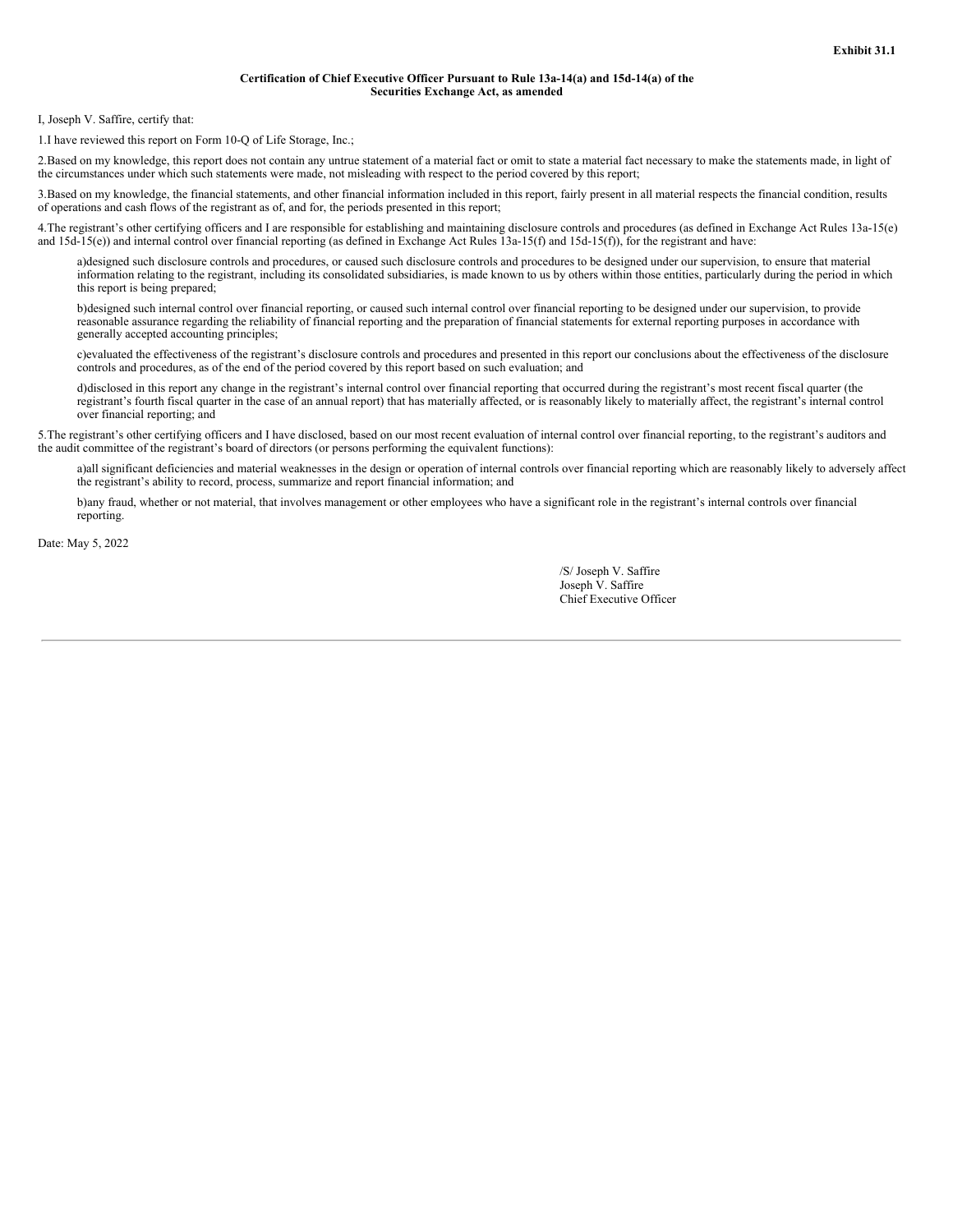**Exhibit 31.1**

**Certification of Chief Executive Officer Pursuant to Rule 13a-14(a) and 15d-14(a) of the Securities Exchange Act, as amended**

I, Joseph V. Saffire, certify that:

1.I have reviewed this report on Form 10-Q of Life Storage, Inc.;

2.Based on my knowledge, this report does not contain any untrue statement of a material fact or omit to state a material fact necessary to make the statements made, in light of the circumstances under which such statements were made, not misleading with respect to the period covered by this report;

3.Based on my knowledge, the financial statements, and other financial information included in this report, fairly present in all material respects the financial condition, results of operations and cash flows of the registrant as of, and for, the periods presented in this report;

4.The registrant's other certifying officers and I are responsible for establishing and maintaining disclosure controls and procedures (as defined in Exchange Act Rules 13a-15(e) and 15d-15(e)) and internal control over financial reporting (as defined in Exchange Act Rules 13a-15(f) and 15d-15(f)), for the registrant and have:

a)designed such disclosure controls and procedures, or caused such disclosure controls and procedures to be designed under our supervision, to ensure that material information relating to the registrant, including its consolidated subsidiaries, is made known to us by others within those entities, particularly during the period in which this report is being prepared;

b)designed such internal control over financial reporting, or caused such internal control over financial reporting to be designed under our supervision, to provide reasonable assurance regarding the reliability of financial reporting and the preparation of financial statements for external reporting purposes in accordance with generally accepted accounting principles;

c)evaluated the effectiveness of the registrant's disclosure controls and procedures and presented in this report our conclusions about the effectiveness of the disclosure controls and procedures, as of the end of the period covered by this report based on such evaluation; and

d)disclosed in this report any change in the registrant's internal control over financial reporting that occurred during the registrant's most recent fiscal quarter (the registrant's fourth fiscal quarter in the case of an annual report) that has materially affected, or is reasonably likely to materially affect, the registrant's internal control over financial reporting; and

5.The registrant's other certifying officers and I have disclosed, based on our most recent evaluation of internal control over financial reporting, to the registrant's auditors and the audit committee of the registrant's board of directors (or persons performing the equivalent functions):

a)all significant deficiencies and material weaknesses in the design or operation of internal controls over financial reporting which are reasonably likely to adversely affect the registrant's ability to record, process, summarize and report financial information; and

b)any fraud, whether or not material, that involves management or other employees who have a significant role in the registrant's internal controls over financial reporting.

Date: May 5, 2022

/S/ Joseph V. Saffire
Joseph V. Saffire
Chief Executive Officer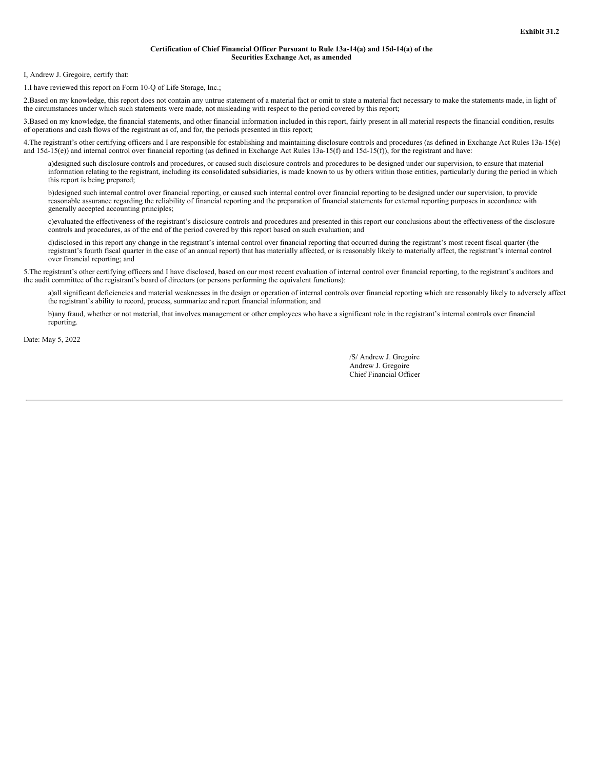**Exhibit 31.2**

**Certification of Chief Financial Officer Pursuant to Rule 13a-14(a) and 15d-14(a) of the Securities Exchange Act, as amended**

I, Andrew J. Gregoire, certify that:

1.I have reviewed this report on Form 10-Q of Life Storage, Inc.;

2.Based on my knowledge, this report does not contain any untrue statement of a material fact or omit to state a material fact necessary to make the statements made, in light of the circumstances under which such statements were made, not misleading with respect to the period covered by this report;

3.Based on my knowledge, the financial statements, and other financial information included in this report, fairly present in all material respects the financial condition, results of operations and cash flows of the registrant as of, and for, the periods presented in this report;

4.The registrant's other certifying officers and I are responsible for establishing and maintaining disclosure controls and procedures (as defined in Exchange Act Rules 13a-15(e) and 15d-15(e)) and internal control over financial reporting (as defined in Exchange Act Rules 13a-15(f) and 15d-15(f)), for the registrant and have:

a)designed such disclosure controls and procedures, or caused such disclosure controls and procedures to be designed under our supervision, to ensure that material information relating to the registrant, including its consolidated subsidiaries, is made known to us by others within those entities, particularly during the period in which this report is being prepared;

b)designed such internal control over financial reporting, or caused such internal control over financial reporting to be designed under our supervision, to provide reasonable assurance regarding the reliability of financial reporting and the preparation of financial statements for external reporting purposes in accordance with generally accepted accounting principles;

c)evaluated the effectiveness of the registrant's disclosure controls and procedures and presented in this report our conclusions about the effectiveness of the disclosure controls and procedures, as of the end of the period covered by this report based on such evaluation; and

d)disclosed in this report any change in the registrant's internal control over financial reporting that occurred during the registrant's most recent fiscal quarter (the registrant's fourth fiscal quarter in the case of an annual report) that has materially affected, or is reasonably likely to materially affect, the registrant's internal control over financial reporting; and

5.The registrant's other certifying officers and I have disclosed, based on our most recent evaluation of internal control over financial reporting, to the registrant's auditors and the audit committee of the registrant's board of directors (or persons performing the equivalent functions):

a)all significant deficiencies and material weaknesses in the design or operation of internal controls over financial reporting which are reasonably likely to adversely affect the registrant's ability to record, process, summarize and report financial information; and

b)any fraud, whether or not material, that involves management or other employees who have a significant role in the registrant's internal controls over financial reporting.

Date: May 5, 2022

/S/ Andrew J. Gregoire
Andrew J. Gregoire
Chief Financial Officer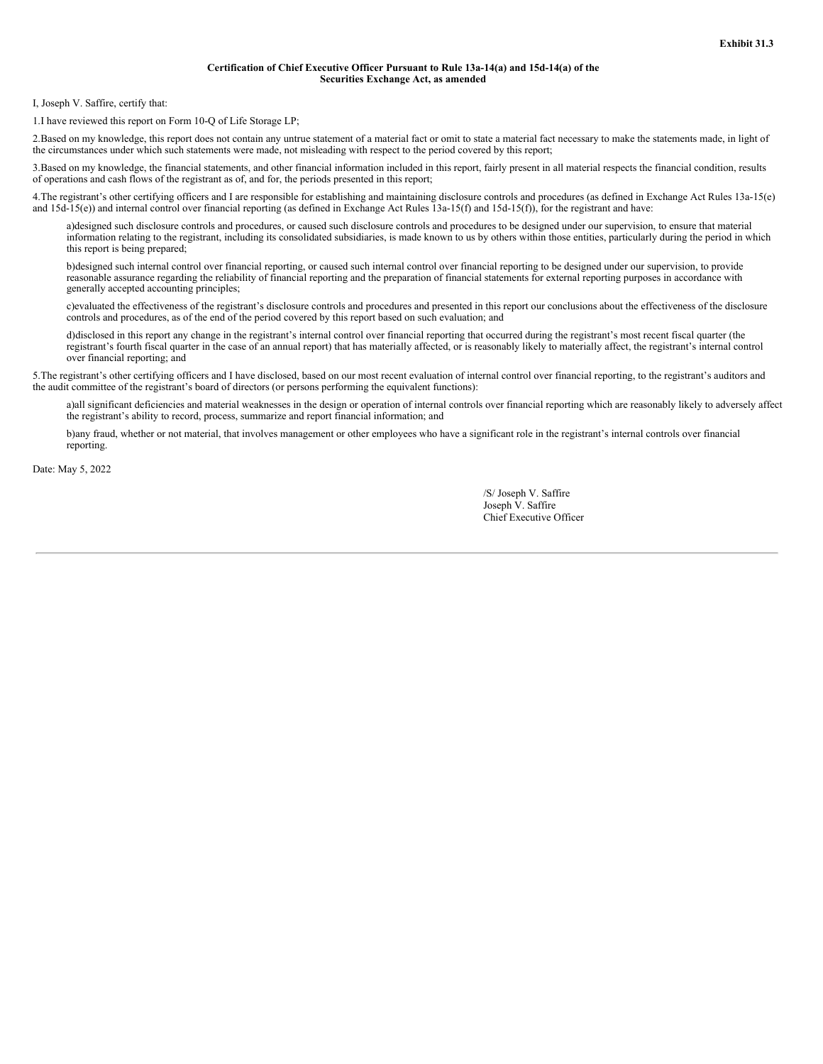**Exhibit 31.3**

**Certification of Chief Executive Officer Pursuant to Rule 13a-14(a) and 15d-14(a) of the Securities Exchange Act, as amended**

I, Joseph V. Saffire, certify that:

1.I have reviewed this report on Form 10-Q of Life Storage LP;

2.Based on my knowledge, this report does not contain any untrue statement of a material fact or omit to state a material fact necessary to make the statements made, in light of the circumstances under which such statements were made, not misleading with respect to the period covered by this report;

3.Based on my knowledge, the financial statements, and other financial information included in this report, fairly present in all material respects the financial condition, results of operations and cash flows of the registrant as of, and for, the periods presented in this report;

4.The registrant's other certifying officers and I are responsible for establishing and maintaining disclosure controls and procedures (as defined in Exchange Act Rules 13a-15(e) and 15d-15(e)) and internal control over financial reporting (as defined in Exchange Act Rules 13a-15(f) and 15d-15(f)), for the registrant and have:

a)designed such disclosure controls and procedures, or caused such disclosure controls and procedures to be designed under our supervision, to ensure that material information relating to the registrant, including its consolidated subsidiaries, is made known to us by others within those entities, particularly during the period in which this report is being prepared;

b)designed such internal control over financial reporting, or caused such internal control over financial reporting to be designed under our supervision, to provide reasonable assurance regarding the reliability of financial reporting and the preparation of financial statements for external reporting purposes in accordance with generally accepted accounting principles;

c)evaluated the effectiveness of the registrant's disclosure controls and procedures and presented in this report our conclusions about the effectiveness of the disclosure controls and procedures, as of the end of the period covered by this report based on such evaluation; and

d)disclosed in this report any change in the registrant's internal control over financial reporting that occurred during the registrant's most recent fiscal quarter (the registrant's fourth fiscal quarter in the case of an annual report) that has materially affected, or is reasonably likely to materially affect, the registrant's internal control over financial reporting; and

5.The registrant's other certifying officers and I have disclosed, based on our most recent evaluation of internal control over financial reporting, to the registrant's auditors and the audit committee of the registrant's board of directors (or persons performing the equivalent functions):

a)all significant deficiencies and material weaknesses in the design or operation of internal controls over financial reporting which are reasonably likely to adversely affect the registrant's ability to record, process, summarize and report financial information; and

b)any fraud, whether or not material, that involves management or other employees who have a significant role in the registrant's internal controls over financial reporting.

Date: May 5, 2022

/S/ Joseph V. Saffire
Joseph V. Saffire
Chief Executive Officer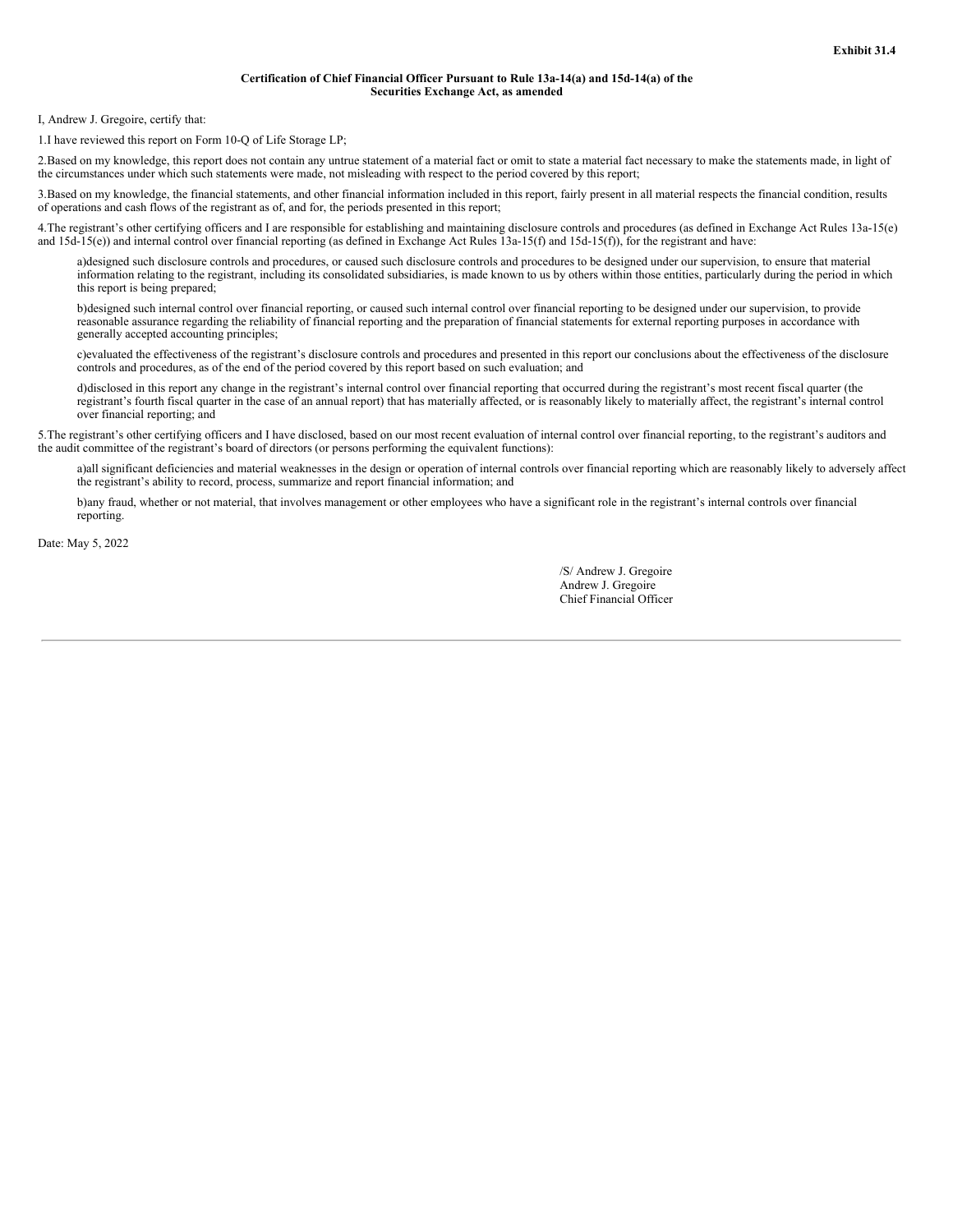**Exhibit 31.4**

**Certification of Chief Financial Officer Pursuant to Rule 13a-14(a) and 15d-14(a) of the Securities Exchange Act, as amended**

I, Andrew J. Gregoire, certify that:

1.I have reviewed this report on Form 10-Q of Life Storage LP;

2.Based on my knowledge, this report does not contain any untrue statement of a material fact or omit to state a material fact necessary to make the statements made, in light of the circumstances under which such statements were made, not misleading with respect to the period covered by this report;

3.Based on my knowledge, the financial statements, and other financial information included in this report, fairly present in all material respects the financial condition, results of operations and cash flows of the registrant as of, and for, the periods presented in this report;

4.The registrant's other certifying officers and I are responsible for establishing and maintaining disclosure controls and procedures (as defined in Exchange Act Rules 13a-15(e) and 15d-15(e)) and internal control over financial reporting (as defined in Exchange Act Rules 13a-15(f) and 15d-15(f)), for the registrant and have:

a)designed such disclosure controls and procedures, or caused such disclosure controls and procedures to be designed under our supervision, to ensure that material information relating to the registrant, including its consolidated subsidiaries, is made known to us by others within those entities, particularly during the period in which this report is being prepared;

b)designed such internal control over financial reporting, or caused such internal control over financial reporting to be designed under our supervision, to provide reasonable assurance regarding the reliability of financial reporting and the preparation of financial statements for external reporting purposes in accordance with generally accepted accounting principles;

c)evaluated the effectiveness of the registrant's disclosure controls and procedures and presented in this report our conclusions about the effectiveness of the disclosure controls and procedures, as of the end of the period covered by this report based on such evaluation; and

d)disclosed in this report any change in the registrant's internal control over financial reporting that occurred during the registrant's most recent fiscal quarter (the registrant's fourth fiscal quarter in the case of an annual report) that has materially affected, or is reasonably likely to materially affect, the registrant's internal control over financial reporting; and

5.The registrant's other certifying officers and I have disclosed, based on our most recent evaluation of internal control over financial reporting, to the registrant's auditors and the audit committee of the registrant's board of directors (or persons performing the equivalent functions):

a)all significant deficiencies and material weaknesses in the design or operation of internal controls over financial reporting which are reasonably likely to adversely affect the registrant's ability to record, process, summarize and report financial information; and

b)any fraud, whether or not material, that involves management or other employees who have a significant role in the registrant's internal controls over financial reporting.

Date: May 5, 2022

/S/ Andrew J. Gregoire
Andrew J. Gregoire
Chief Financial Officer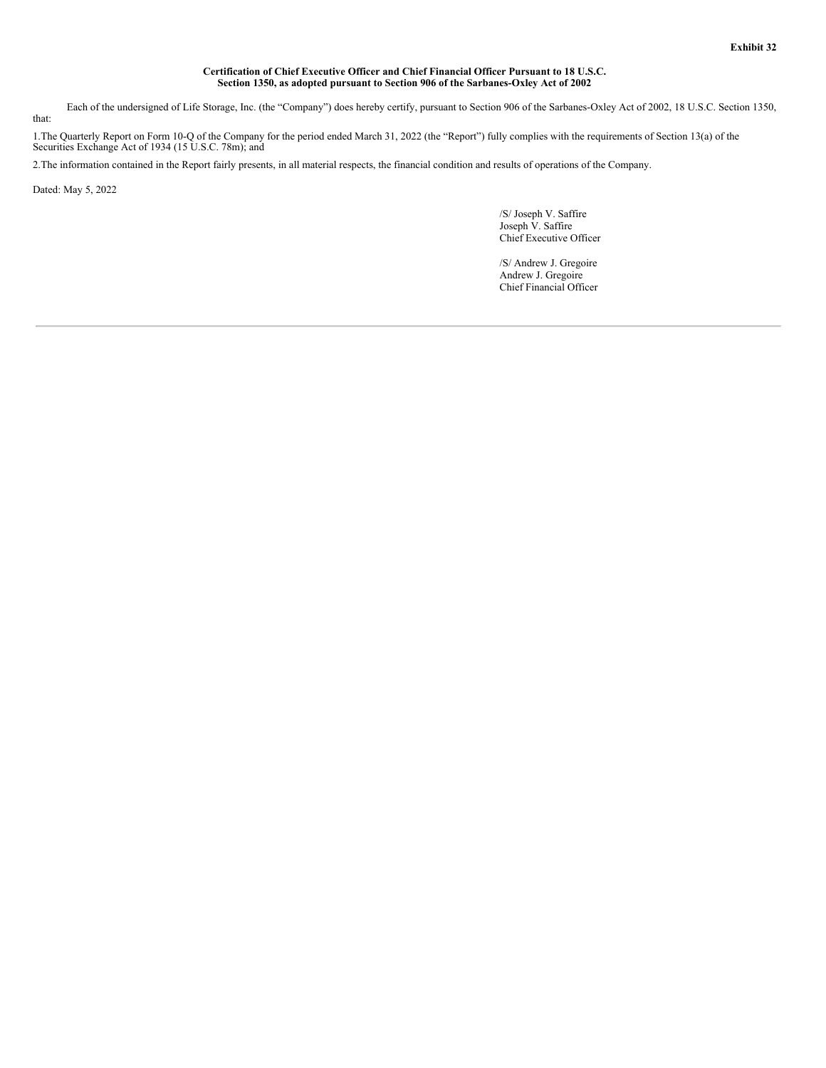**Exhibit 32**

**Certification of Chief Executive Officer and Chief Financial Officer Pursuant to 18 U.S.C. Section 1350, as adopted pursuant to Section 906 of the Sarbanes-Oxley Act of 2002**

Each of the undersigned of Life Storage, Inc. (the "Company") does hereby certify, pursuant to Section 906 of the Sarbanes-Oxley Act of 2002, 18 U.S.C. Section 1350, that:

1.The Quarterly Report on Form 10-Q of the Company for the period ended March 31, 2022 (the "Report") fully complies with the requirements of Section 13(a) of the Securities Exchange Act of 1934 (15 U.S.C. 78m); and

2.The information contained in the Report fairly presents, in all material respects, the financial condition and results of operations of the Company.

Dated: May 5, 2022

/S/ Joseph V. Saffire
Joseph V. Saffire
Chief Executive Officer

/S/ Andrew J. Gregoire
Andrew J. Gregoire
Chief Financial Officer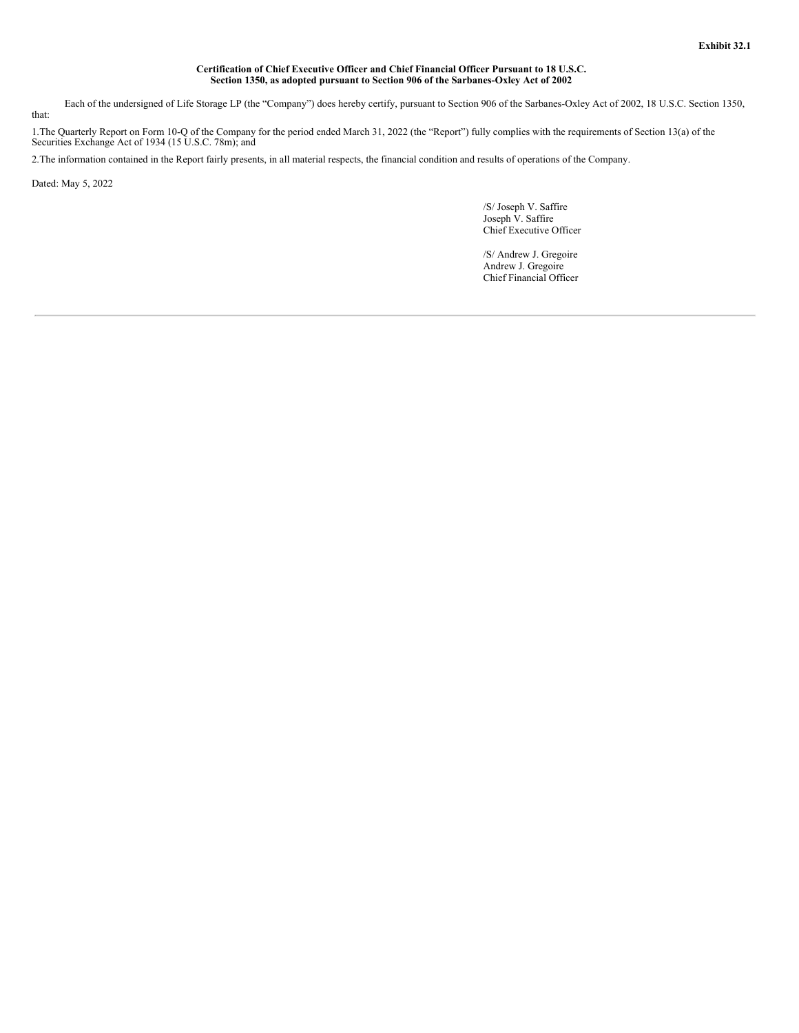**Exhibit 32.1**

**Certification of Chief Executive Officer and Chief Financial Officer Pursuant to 18 U.S.C. Section 1350, as adopted pursuant to Section 906 of the Sarbanes-Oxley Act of 2002**

Each of the undersigned of Life Storage LP (the “Company”) does hereby certify, pursuant to Section 906 of the Sarbanes-Oxley Act of 2002, 18 U.S.C. Section 1350, that:

1. The Quarterly Report on Form 10-Q of the Company for the period ended March 31, 2022 (the “Report”) fully complies with the requirements of Section 13(a) of the Securities Exchange Act of 1934 (15 U.S.C. 78m); and

2. The information contained in the Report fairly presents, in all material respects, the financial condition and results of operations of the Company.

Dated: May 5, 2022

/S/ Joseph V. Saffire
Joseph V. Saffire
Chief Executive Officer

/S/ Andrew J. Gregoire
Andrew J. Gregoire
Chief Financial Officer